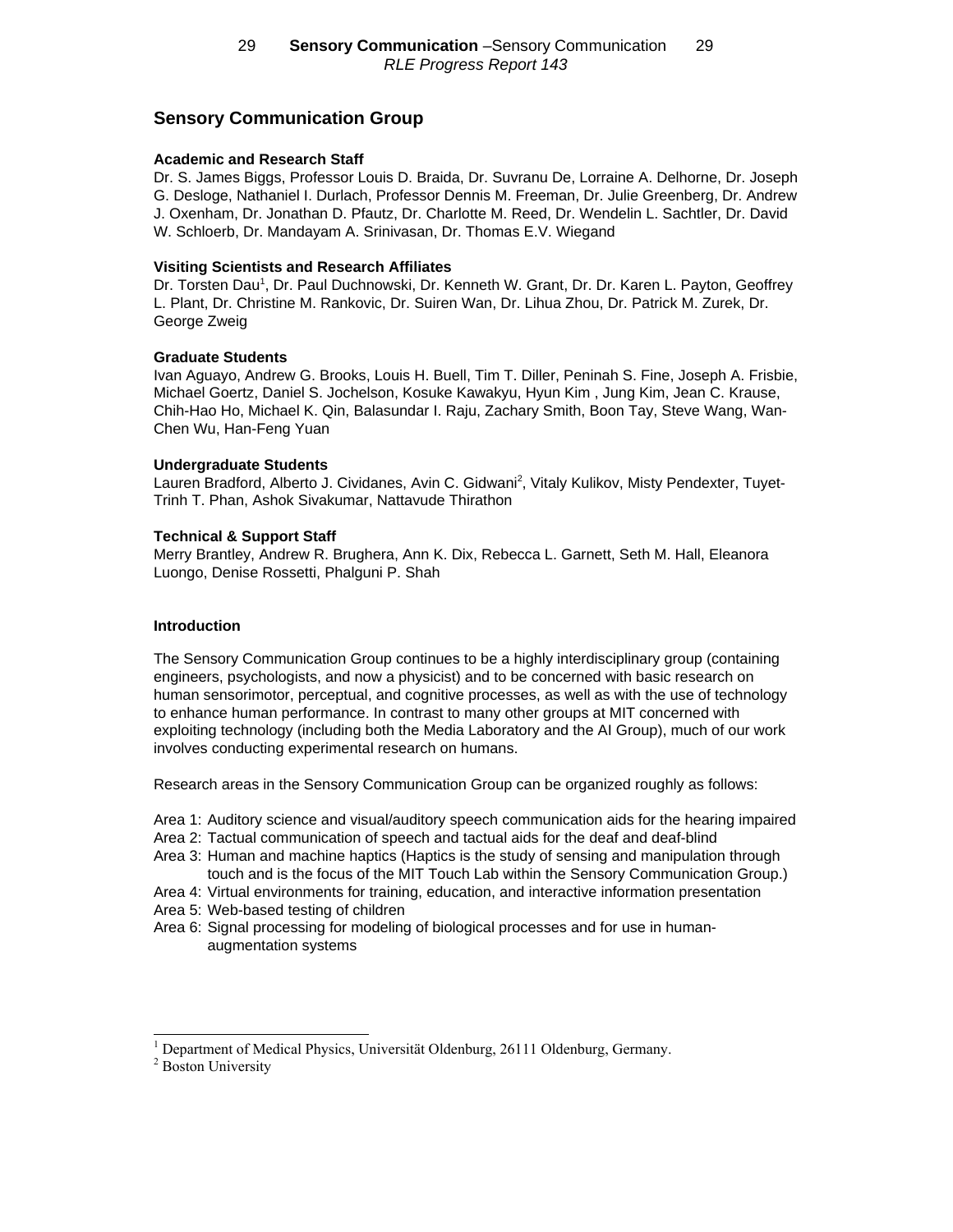# Sensory Communication Group

**Academic and Research Staff**

Dr. S. James Biggs, Professor Louis D. Braida, Dr. Suvranu De, Lorraine A. Delhorne, Dr. Joseph G. Desloge, Nathaniel I. Durlach, Professor Dennis M. Freeman, Dr. Julie Greenberg, Dr. Andrew J. Oxenham, Dr. Jonathan D. Pfautz, Dr. Charlotte M. Reed, Dr. Wendelin L. Sachtler, Dr. David W. Schloerb, Dr. Mandayam A. Srinivasan, Dr. Thomas E.V. Wiegand

**Visiting Scientists and Research Affiliates**

Dr. Torsten Dau[1], Dr. Paul Duchnowski, Dr. Kenneth W. Grant, Dr. Dr. Karen L. Payton, Geoffrey L. Plant, Dr. Christine M. Rankovic, Dr. Suiren Wan, Dr. Lihua Zhou, Dr. Patrick M. Zurek, Dr. George Zweig

**Graduate Students**

Ivan Aguayo, Andrew G. Brooks, Louis H. Buell, Tim T. Diller, Peninah S. Fine, Joseph A. Frisbie, Michael Goertz, Daniel S. Jochelson, Kosuke Kawakyu, Hyun Kim , Jung Kim, Jean C. Krause, Chih-Hao Ho, Michael K. Qin, Balasundar I. Raju, Zachary Smith, Boon Tay, Steve Wang, Wan-Chen Wu, Han-Feng Yuan

**Undergraduate Students**

Lauren Bradford, Alberto J. Cividanes, Avin C. Gidwani[2], Vitaly Kulikov, Misty Pendexter, Tuyet-Trinh T. Phan, Ashok Sivakumar, Nattavude Thirathon

**Technical & Support Staff**

Merry Brantley, Andrew R. Brughera, Ann K. Dix, Rebecca L. Garnett, Seth M. Hall, Eleanora Luongo, Denise Rossetti, Phalguni P. Shah

**Introduction**

The Sensory Communication Group continues to be a highly interdisciplinary group (containing engineers, psychologists, and now a physicist) and to be concerned with basic research on human sensorimotor, perceptual, and cognitive processes, as well as with the use of technology to enhance human performance. In contrast to many other groups at MIT concerned with exploiting technology (including both the Media Laboratory and the AI Group), much of our work involves conducting experimental research on humans.

Research areas in the Sensory Communication Group can be organized roughly as follows:

- Area 1: Auditory science and visual/auditory speech communication aids for the hearing impaired
- Area 2: Tactual communication of speech and tactual aids for the deaf and deaf-blind
- Area 3: Human and machine haptics (Haptics is the study of sensing and manipulation through touch and is the focus of the MIT Touch Lab within the Sensory Communication Group.)
- Area 4: Virtual environments for training, education, and interactive information presentation
- Area 5: Web-based testing of children
- Area 6: Signal processing for modeling of biological processes and for use in human-augmentation systems

---

[1] Department of Medical Physics, Universität Oldenburg, 26111 Oldenburg, Germany.

[2] Boston University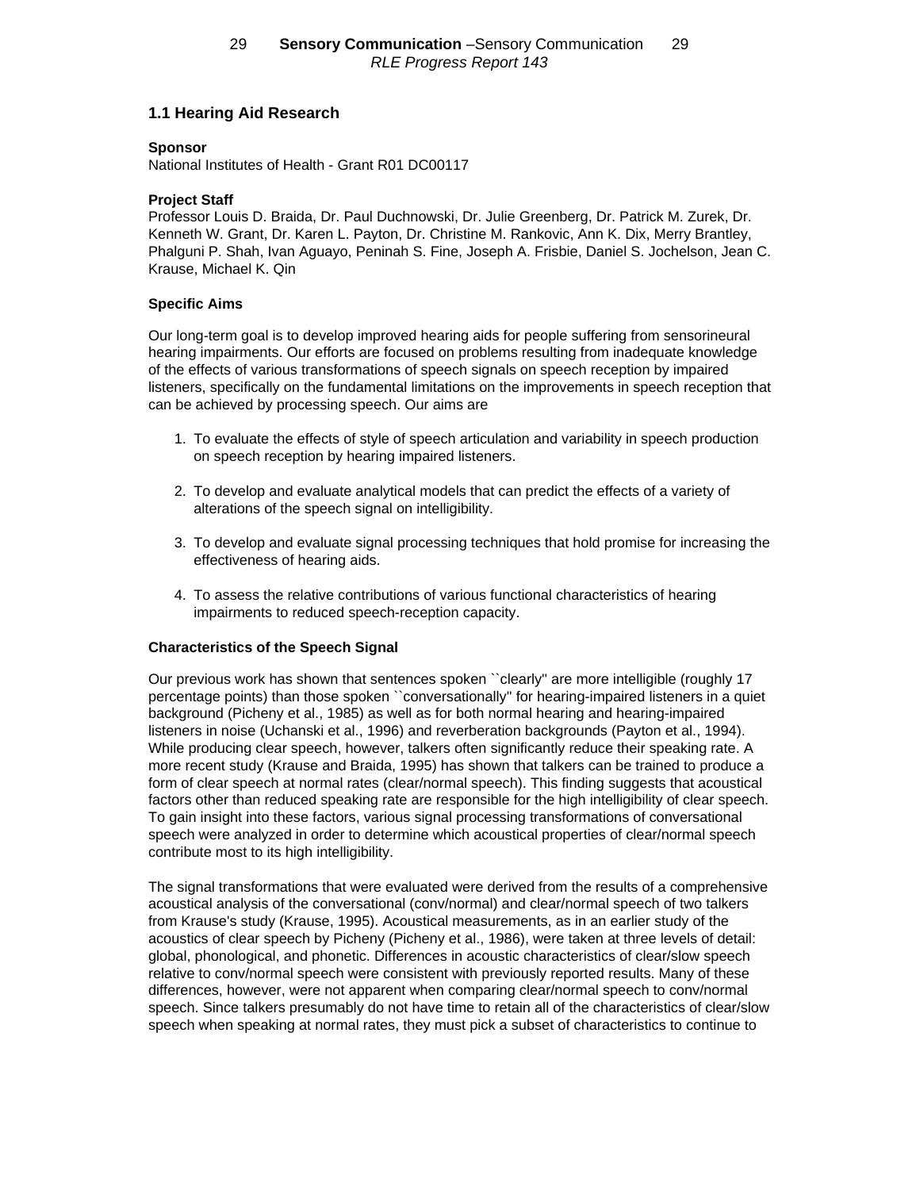## 1.1 Hearing Aid Research

**Sponsor**

National Institutes of Health - Grant R01 DC00117

**Project Staff**

Professor Louis D. Braida, Dr. Paul Duchnowski, Dr. Julie Greenberg, Dr. Patrick M. Zurek, Dr. Kenneth W. Grant, Dr. Karen L. Payton, Dr. Christine M. Rankovic, Ann K. Dix, Merry Brantley, Phalguni P. Shah, Ivan Aguayo, Peninah S. Fine, Joseph A. Frisbie, Daniel S. Jochelson, Jean C. Krause, Michael K. Qin

**Specific Aims**

Our long-term goal is to develop improved hearing aids for people suffering from sensorineural hearing impairments. Our efforts are focused on problems resulting from inadequate knowledge of the effects of various transformations of speech signals on speech reception by impaired listeners, specifically on the fundamental limitations on the improvements in speech reception that can be achieved by processing speech. Our aims are

1. To evaluate the effects of style of speech articulation and variability in speech production on speech reception by hearing impaired listeners.
2. To develop and evaluate analytical models that can predict the effects of a variety of alterations of the speech signal on intelligibility.
3. To develop and evaluate signal processing techniques that hold promise for increasing the effectiveness of hearing aids.
4. To assess the relative contributions of various functional characteristics of hearing impairments to reduced speech-reception capacity.

**Characteristics of the Speech Signal**

Our previous work has shown that sentences spoken ``clearly'' are more intelligible (roughly 17 percentage points) than those spoken ``conversationally'' for hearing-impaired listeners in a quiet background (Picheny et al., 1985) as well as for both normal hearing and hearing-impaired listeners in noise (Uchanski et al., 1996) and reverberation backgrounds (Payton et al., 1994). While producing clear speech, however, talkers often significantly reduce their speaking rate. A more recent study (Krause and Braida, 1995) has shown that talkers can be trained to produce a form of clear speech at normal rates (clear/normal speech). This finding suggests that acoustical factors other than reduced speaking rate are responsible for the high intelligibility of clear speech. To gain insight into these factors, various signal processing transformations of conversational speech were analyzed in order to determine which acoustical properties of clear/normal speech contribute most to its high intelligibility.

The signal transformations that were evaluated were derived from the results of a comprehensive acoustical analysis of the conversational (conv/normal) and clear/normal speech of two talkers from Krause's study (Krause, 1995). Acoustical measurements, as in an earlier study of the acoustics of clear speech by Picheny (Picheny et al., 1986), were taken at three levels of detail: global, phonological, and phonetic. Differences in acoustic characteristics of clear/slow speech relative to conv/normal speech were consistent with previously reported results. Many of these differences, however, were not apparent when comparing clear/normal speech to conv/normal speech. Since talkers presumably do not have time to retain all of the characteristics of clear/slow speech when speaking at normal rates, they must pick a subset of characteristics to continue to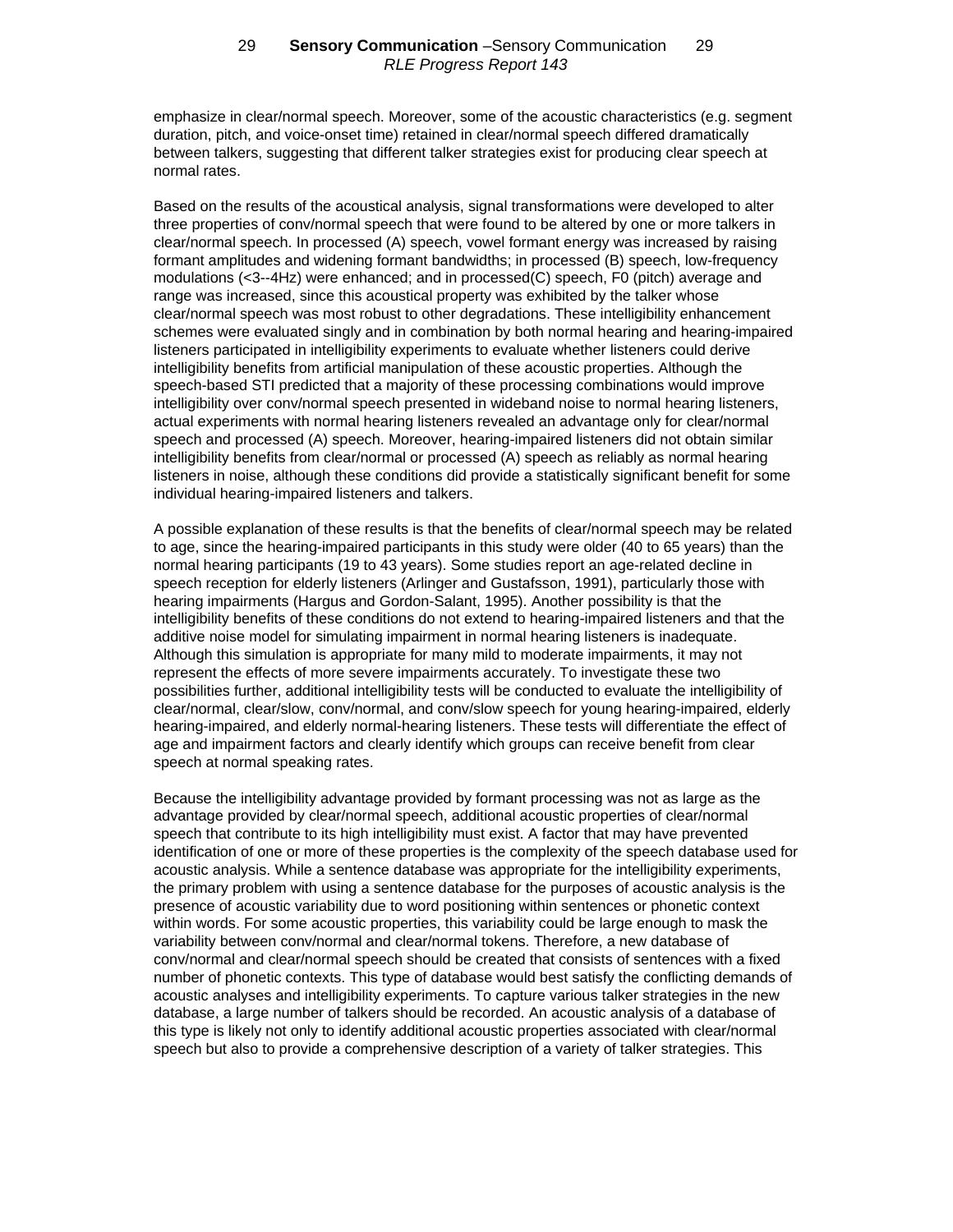emphasize in clear/normal speech. Moreover, some of the acoustic characteristics (e.g. segment duration, pitch, and voice-onset time) retained in clear/normal speech differed dramatically between talkers, suggesting that different talker strategies exist for producing clear speech at normal rates.

Based on the results of the acoustical analysis, signal transformations were developed to alter three properties of conv/normal speech that were found to be altered by one or more talkers in clear/normal speech. In processed (A) speech, vowel formant energy was increased by raising formant amplitudes and widening formant bandwidths; in processed (B) speech, low-frequency modulations (<3--4Hz) were enhanced; and in processed(C) speech, F0 (pitch) average and range was increased, since this acoustical property was exhibited by the talker whose clear/normal speech was most robust to other degradations. These intelligibility enhancement schemes were evaluated singly and in combination by both normal hearing and hearing-impaired listeners participated in intelligibility experiments to evaluate whether listeners could derive intelligibility benefits from artificial manipulation of these acoustic properties. Although the speech-based STI predicted that a majority of these processing combinations would improve intelligibility over conv/normal speech presented in wideband noise to normal hearing listeners, actual experiments with normal hearing listeners revealed an advantage only for clear/normal speech and processed (A) speech. Moreover, hearing-impaired listeners did not obtain similar intelligibility benefits from clear/normal or processed (A) speech as reliably as normal hearing listeners in noise, although these conditions did provide a statistically significant benefit for some individual hearing-impaired listeners and talkers.

A possible explanation of these results is that the benefits of clear/normal speech may be related to age, since the hearing-impaired participants in this study were older (40 to 65 years) than the normal hearing participants (19 to 43 years). Some studies report an age-related decline in speech reception for elderly listeners (Arlinger and Gustafsson, 1991), particularly those with hearing impairments (Hargus and Gordon-Salant, 1995). Another possibility is that the intelligibility benefits of these conditions do not extend to hearing-impaired listeners and that the additive noise model for simulating impairment in normal hearing listeners is inadequate. Although this simulation is appropriate for many mild to moderate impairments, it may not represent the effects of more severe impairments accurately. To investigate these two possibilities further, additional intelligibility tests will be conducted to evaluate the intelligibility of clear/normal, clear/slow, conv/normal, and conv/slow speech for young hearing-impaired, elderly hearing-impaired, and elderly normal-hearing listeners. These tests will differentiate the effect of age and impairment factors and clearly identify which groups can receive benefit from clear speech at normal speaking rates.

Because the intelligibility advantage provided by formant processing was not as large as the advantage provided by clear/normal speech, additional acoustic properties of clear/normal speech that contribute to its high intelligibility must exist. A factor that may have prevented identification of one or more of these properties is the complexity of the speech database used for acoustic analysis. While a sentence database was appropriate for the intelligibility experiments, the primary problem with using a sentence database for the purposes of acoustic analysis is the presence of acoustic variability due to word positioning within sentences or phonetic context within words. For some acoustic properties, this variability could be large enough to mask the variability between conv/normal and clear/normal tokens. Therefore, a new database of conv/normal and clear/normal speech should be created that consists of sentences with a fixed number of phonetic contexts. This type of database would best satisfy the conflicting demands of acoustic analyses and intelligibility experiments. To capture various talker strategies in the new database, a large number of talkers should be recorded. An acoustic analysis of a database of this type is likely not only to identify additional acoustic properties associated with clear/normal speech but also to provide a comprehensive description of a variety of talker strategies. This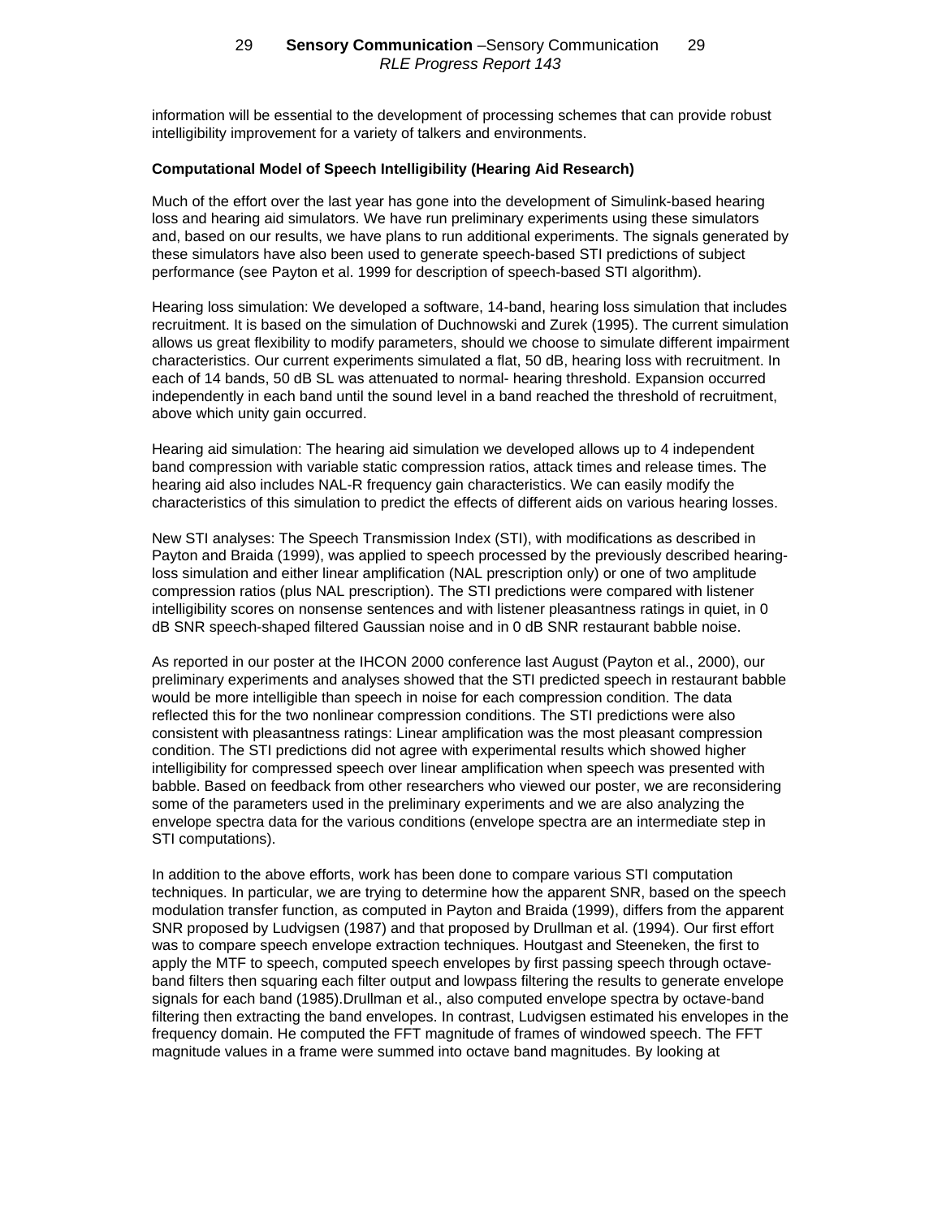information will be essential to the development of processing schemes that can provide robust intelligibility improvement for a variety of talkers and environments.

**Computational Model of Speech Intelligibility (Hearing Aid Research)**

Much of the effort over the last year has gone into the development of Simulink-based hearing loss and hearing aid simulators. We have run preliminary experiments using these simulators and, based on our results, we have plans to run additional experiments. The signals generated by these simulators have also been used to generate speech-based STI predictions of subject performance (see Payton et al. 1999 for description of speech-based STI algorithm).

Hearing loss simulation: We developed a software, 14-band, hearing loss simulation that includes recruitment. It is based on the simulation of Duchnowski and Zurek (1995). The current simulation allows us great flexibility to modify parameters, should we choose to simulate different impairment characteristics. Our current experiments simulated a flat, 50 dB, hearing loss with recruitment. In each of 14 bands, 50 dB SL was attenuated to normal- hearing threshold. Expansion occurred independently in each band until the sound level in a band reached the threshold of recruitment, above which unity gain occurred.

Hearing aid simulation: The hearing aid simulation we developed allows up to 4 independent band compression with variable static compression ratios, attack times and release times. The hearing aid also includes NAL-R frequency gain characteristics. We can easily modify the characteristics of this simulation to predict the effects of different aids on various hearing losses.

New STI analyses: The Speech Transmission Index (STI), with modifications as described in Payton and Braida (1999), was applied to speech processed by the previously described hearing-loss simulation and either linear amplification (NAL prescription only) or one of two amplitude compression ratios (plus NAL prescription). The STI predictions were compared with listener intelligibility scores on nonsense sentences and with listener pleasantness ratings in quiet, in 0 dB SNR speech-shaped filtered Gaussian noise and in 0 dB SNR restaurant babble noise.

As reported in our poster at the IHCON 2000 conference last August (Payton et al., 2000), our preliminary experiments and analyses showed that the STI predicted speech in restaurant babble would be more intelligible than speech in noise for each compression condition. The data reflected this for the two nonlinear compression conditions. The STI predictions were also consistent with pleasantness ratings: Linear amplification was the most pleasant compression condition. The STI predictions did not agree with experimental results which showed higher intelligibility for compressed speech over linear amplification when speech was presented with babble. Based on feedback from other researchers who viewed our poster, we are reconsidering some of the parameters used in the preliminary experiments and we are also analyzing the envelope spectra data for the various conditions (envelope spectra are an intermediate step in STI computations).

In addition to the above efforts, work has been done to compare various STI computation techniques. In particular, we are trying to determine how the apparent SNR, based on the speech modulation transfer function, as computed in Payton and Braida (1999), differs from the apparent SNR proposed by Ludvigsen (1987) and that proposed by Drullman et al. (1994). Our first effort was to compare speech envelope extraction techniques. Houtgast and Steeneken, the first to apply the MTF to speech, computed speech envelopes by first passing speech through octave-band filters then squaring each filter output and lowpass filtering the results to generate envelope signals for each band (1985).Drullman et al., also computed envelope spectra by octave-band filtering then extracting the band envelopes. In contrast, Ludvigsen estimated his envelopes in the frequency domain. He computed the FFT magnitude of frames of windowed speech. The FFT magnitude values in a frame were summed into octave band magnitudes. By looking at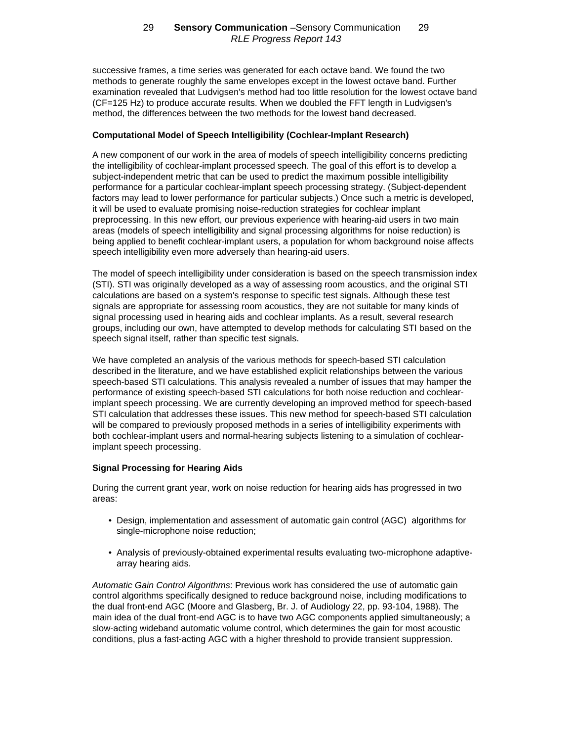successive frames, a time series was generated for each octave band. We found the two methods to generate roughly the same envelopes except in the lowest octave band. Further examination revealed that Ludvigsen's method had too little resolution for the lowest octave band (CF=125 Hz) to produce accurate results. When we doubled the FFT length in Ludvigsen's method, the differences between the two methods for the lowest band decreased.

**Computational Model of Speech Intelligibility (Cochlear-Implant Research)**

A new component of our work in the area of models of speech intelligibility concerns predicting the intelligibility of cochlear-implant processed speech. The goal of this effort is to develop a subject-independent metric that can be used to predict the maximum possible intelligibility performance for a particular cochlear-implant speech processing strategy. (Subject-dependent factors may lead to lower performance for particular subjects.) Once such a metric is developed, it will be used to evaluate promising noise-reduction strategies for cochlear implant preprocessing. In this new effort, our previous experience with hearing-aid users in two main areas (models of speech intelligibility and signal processing algorithms for noise reduction) is being applied to benefit cochlear-implant users, a population for whom background noise affects speech intelligibility even more adversely than hearing-aid users.

The model of speech intelligibility under consideration is based on the speech transmission index (STI). STI was originally developed as a way of assessing room acoustics, and the original STI calculations are based on a system's response to specific test signals. Although these test signals are appropriate for assessing room acoustics, they are not suitable for many kinds of signal processing used in hearing aids and cochlear implants. As a result, several research groups, including our own, have attempted to develop methods for calculating STI based on the speech signal itself, rather than specific test signals.

We have completed an analysis of the various methods for speech-based STI calculation described in the literature, and we have established explicit relationships between the various speech-based STI calculations. This analysis revealed a number of issues that may hamper the performance of existing speech-based STI calculations for both noise reduction and cochlear-implant speech processing. We are currently developing an improved method for speech-based STI calculation that addresses these issues. This new method for speech-based STI calculation will be compared to previously proposed methods in a series of intelligibility experiments with both cochlear-implant users and normal-hearing subjects listening to a simulation of cochlear-implant speech processing.

**Signal Processing for Hearing Aids**

During the current grant year, work on noise reduction for hearing aids has progressed in two areas:

- Design, implementation and assessment of automatic gain control (AGC) algorithms for single-microphone noise reduction;
- Analysis of previously-obtained experimental results evaluating two-microphone adaptive-array hearing aids.

*Automatic Gain Control Algorithms*: Previous work has considered the use of automatic gain control algorithms specifically designed to reduce background noise, including modifications to the dual front-end AGC (Moore and Glasberg, Br. J. of Audiology 22, pp. 93-104, 1988). The main idea of the dual front-end AGC is to have two AGC components applied simultaneously; a slow-acting wideband automatic volume control, which determines the gain for most acoustic conditions, plus a fast-acting AGC with a higher threshold to provide transient suppression.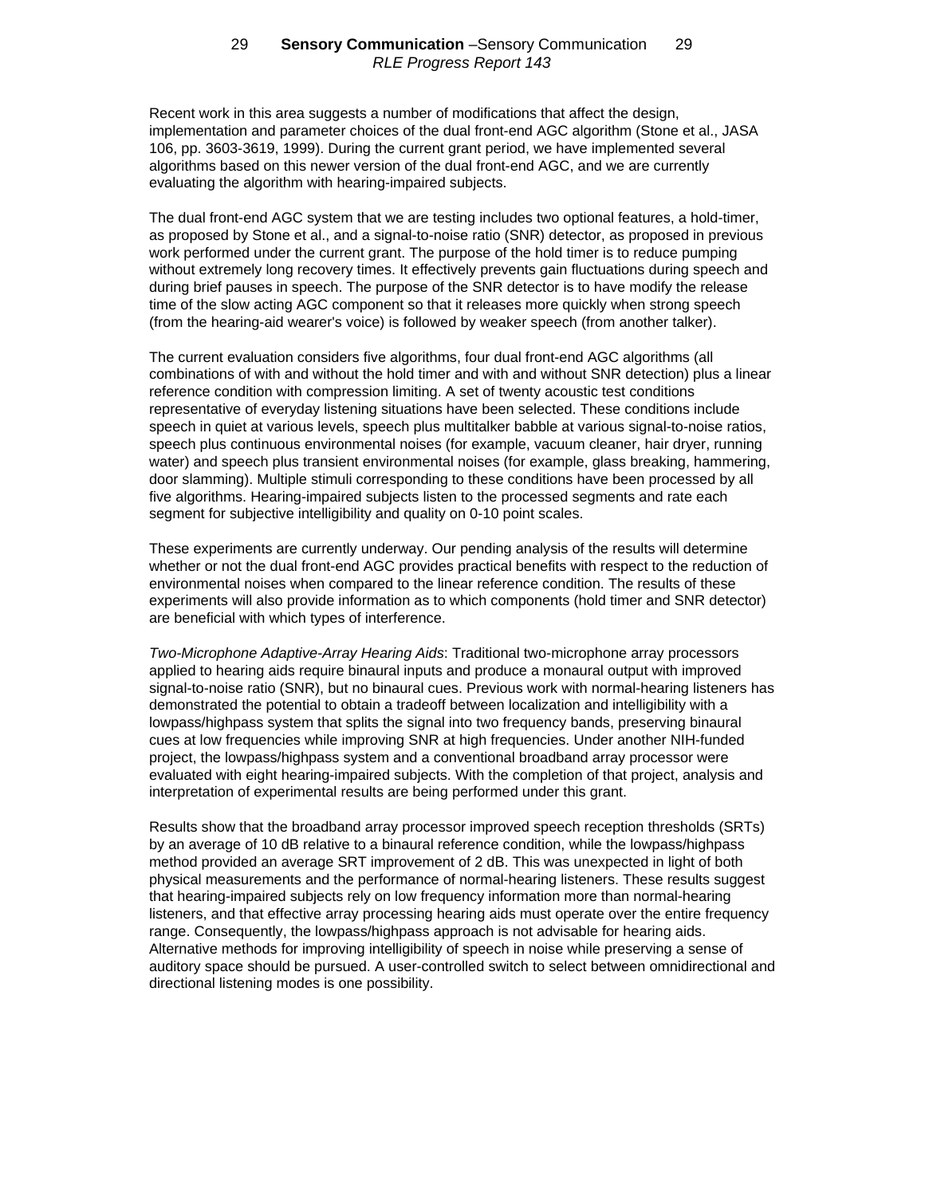Recent work in this area suggests a number of modifications that affect the design, implementation and parameter choices of the dual front-end AGC algorithm (Stone et al., JASA 106, pp. 3603-3619, 1999). During the current grant period, we have implemented several algorithms based on this newer version of the dual front-end AGC, and we are currently evaluating the algorithm with hearing-impaired subjects.

The dual front-end AGC system that we are testing includes two optional features, a hold-timer, as proposed by Stone et al., and a signal-to-noise ratio (SNR) detector, as proposed in previous work performed under the current grant. The purpose of the hold timer is to reduce pumping without extremely long recovery times. It effectively prevents gain fluctuations during speech and during brief pauses in speech. The purpose of the SNR detector is to have modify the release time of the slow acting AGC component so that it releases more quickly when strong speech (from the hearing-aid wearer's voice) is followed by weaker speech (from another talker).

The current evaluation considers five algorithms, four dual front-end AGC algorithms (all combinations of with and without the hold timer and with and without SNR detection) plus a linear reference condition with compression limiting. A set of twenty acoustic test conditions representative of everyday listening situations have been selected. These conditions include speech in quiet at various levels, speech plus multitalker babble at various signal-to-noise ratios, speech plus continuous environmental noises (for example, vacuum cleaner, hair dryer, running water) and speech plus transient environmental noises (for example, glass breaking, hammering, door slamming). Multiple stimuli corresponding to these conditions have been processed by all five algorithms. Hearing-impaired subjects listen to the processed segments and rate each segment for subjective intelligibility and quality on 0-10 point scales.

These experiments are currently underway. Our pending analysis of the results will determine whether or not the dual front-end AGC provides practical benefits with respect to the reduction of environmental noises when compared to the linear reference condition. The results of these experiments will also provide information as to which components (hold timer and SNR detector) are beneficial with which types of interference.

*Two-Microphone Adaptive-Array Hearing Aids*: Traditional two-microphone array processors applied to hearing aids require binaural inputs and produce a monaural output with improved signal-to-noise ratio (SNR), but no binaural cues. Previous work with normal-hearing listeners has demonstrated the potential to obtain a tradeoff between localization and intelligibility with a lowpass/highpass system that splits the signal into two frequency bands, preserving binaural cues at low frequencies while improving SNR at high frequencies. Under another NIH-funded project, the lowpass/highpass system and a conventional broadband array processor were evaluated with eight hearing-impaired subjects. With the completion of that project, analysis and interpretation of experimental results are being performed under this grant.

Results show that the broadband array processor improved speech reception thresholds (SRTs) by an average of 10 dB relative to a binaural reference condition, while the lowpass/highpass method provided an average SRT improvement of 2 dB. This was unexpected in light of both physical measurements and the performance of normal-hearing listeners. These results suggest that hearing-impaired subjects rely on low frequency information more than normal-hearing listeners, and that effective array processing hearing aids must operate over the entire frequency range. Consequently, the lowpass/highpass approach is not advisable for hearing aids. Alternative methods for improving intelligibility of speech in noise while preserving a sense of auditory space should be pursued. A user-controlled switch to select between omnidirectional and directional listening modes is one possibility.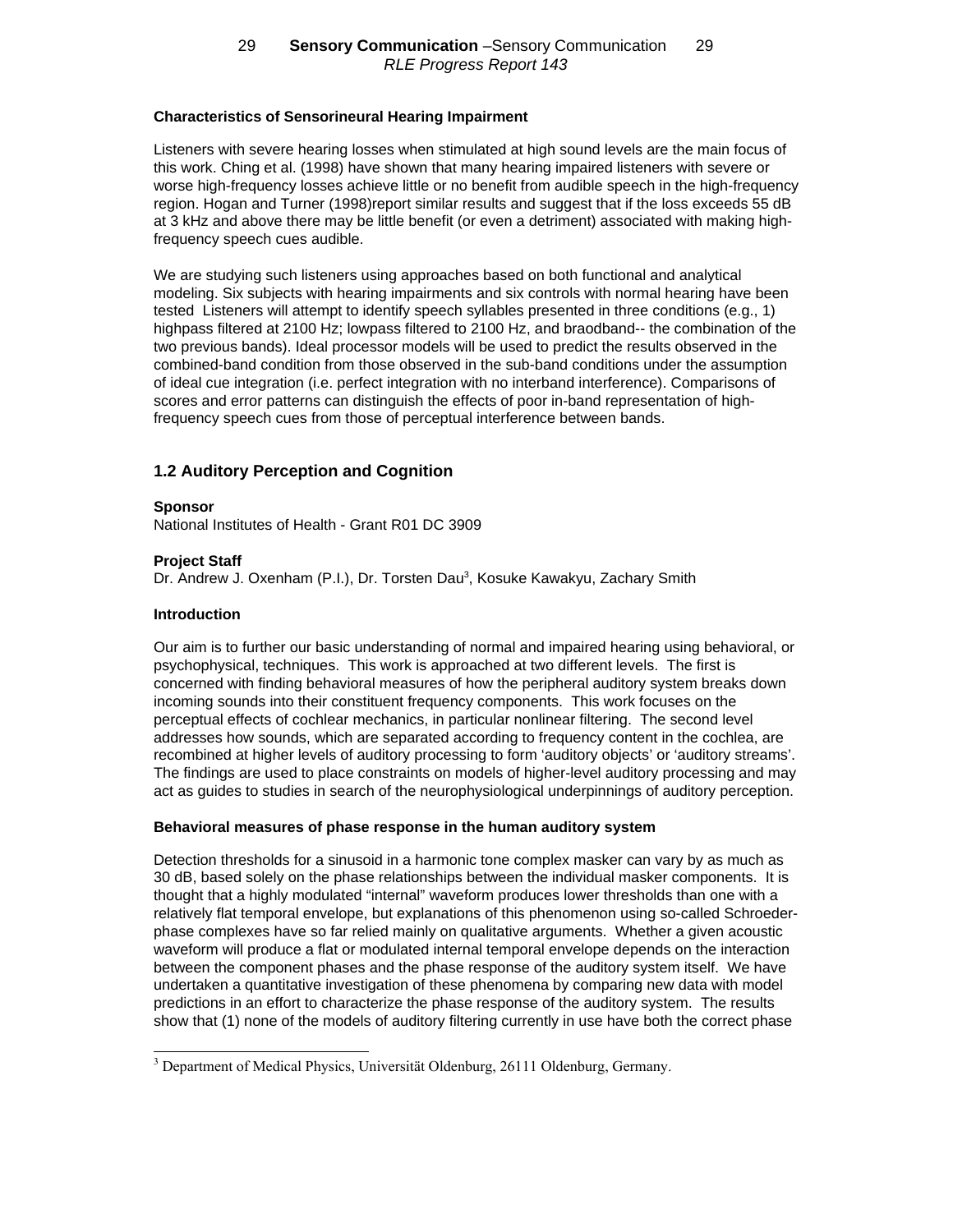**Characteristics of Sensorineural Hearing Impairment**

Listeners with severe hearing losses when stimulated at high sound levels are the main focus of this work. Ching et al. (1998) have shown that many hearing impaired listeners with severe or worse high-frequency losses achieve little or no benefit from audible speech in the high-frequency region. Hogan and Turner (1998)report similar results and suggest that if the loss exceeds 55 dB at 3 kHz and above there may be little benefit (or even a detriment) associated with making high-frequency speech cues audible.

We are studying such listeners using approaches based on both functional and analytical modeling. Six subjects with hearing impairments and six controls with normal hearing have been tested  Listeners will attempt to identify speech syllables presented in three conditions (e.g., 1) highpass filtered at 2100 Hz; lowpass filtered to 2100 Hz, and braodband-- the combination of the two previous bands). Ideal processor models will be used to predict the results observed in the combined-band condition from those observed in the sub-band conditions under the assumption of ideal cue integration (i.e. perfect integration with no interband interference). Comparisons of scores and error patterns can distinguish the effects of poor in-band representation of high-frequency speech cues from those of perceptual interference between bands.

## 1.2 Auditory Perception and Cognition

**Sponsor**

National Institutes of Health - Grant R01 DC 3909

**Project Staff**

Dr. Andrew J. Oxenham (P.I.), Dr. Torsten Dau[3], Kosuke Kawakyu, Zachary Smith

**Introduction**

Our aim is to further our basic understanding of normal and impaired hearing using behavioral, or psychophysical, techniques.  This work is approached at two different levels.  The first is concerned with finding behavioral measures of how the peripheral auditory system breaks down incoming sounds into their constituent frequency components.  This work focuses on the perceptual effects of cochlear mechanics, in particular nonlinear filtering.  The second level addresses how sounds, which are separated according to frequency content in the cochlea, are recombined at higher levels of auditory processing to form 'auditory objects' or 'auditory streams'. The findings are used to place constraints on models of higher-level auditory processing and may act as guides to studies in search of the neurophysiological underpinnings of auditory perception.

**Behavioral measures of phase response in the human auditory system**

Detection thresholds for a sinusoid in a harmonic tone complex masker can vary by as much as 30 dB, based solely on the phase relationships between the individual masker components.  It is thought that a highly modulated "internal" waveform produces lower thresholds than one with a relatively flat temporal envelope, but explanations of this phenomenon using so-called Schroeder-phase complexes have so far relied mainly on qualitative arguments.  Whether a given acoustic waveform will produce a flat or modulated internal temporal envelope depends on the interaction between the component phases and the phase response of the auditory system itself.  We have undertaken a quantitative investigation of these phenomena by comparing new data with model predictions in an effort to characterize the phase response of the auditory system.  The results show that (1) none of the models of auditory filtering currently in use have both the correct phase

[3] Department of Medical Physics, Universität Oldenburg, 26111 Oldenburg, Germany.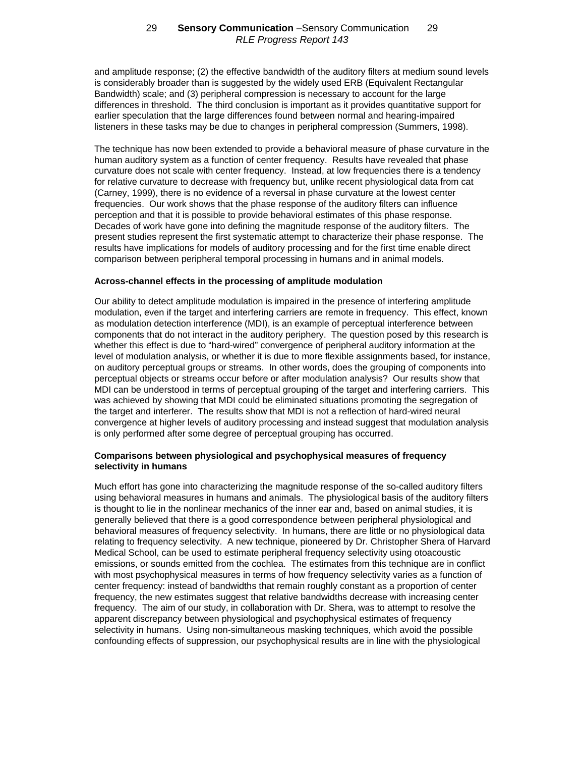and amplitude response; (2) the effective bandwidth of the auditory filters at medium sound levels is considerably broader than is suggested by the widely used ERB (Equivalent Rectangular Bandwidth) scale; and (3) peripheral compression is necessary to account for the large differences in threshold. The third conclusion is important as it provides quantitative support for earlier speculation that the large differences found between normal and hearing-impaired listeners in these tasks may be due to changes in peripheral compression (Summers, 1998).

The technique has now been extended to provide a behavioral measure of phase curvature in the human auditory system as a function of center frequency. Results have revealed that phase curvature does not scale with center frequency. Instead, at low frequencies there is a tendency for relative curvature to decrease with frequency but, unlike recent physiological data from cat (Carney, 1999), there is no evidence of a reversal in phase curvature at the lowest center frequencies. Our work shows that the phase response of the auditory filters can influence perception and that it is possible to provide behavioral estimates of this phase response. Decades of work have gone into defining the magnitude response of the auditory filters. The present studies represent the first systematic attempt to characterize their phase response. The results have implications for models of auditory processing and for the first time enable direct comparison between peripheral temporal processing in humans and in animal models.

**Across-channel effects in the processing of amplitude modulation**

Our ability to detect amplitude modulation is impaired in the presence of interfering amplitude modulation, even if the target and interfering carriers are remote in frequency. This effect, known as modulation detection interference (MDI), is an example of perceptual interference between components that do not interact in the auditory periphery. The question posed by this research is whether this effect is due to "hard-wired" convergence of peripheral auditory information at the level of modulation analysis, or whether it is due to more flexible assignments based, for instance, on auditory perceptual groups or streams. In other words, does the grouping of components into perceptual objects or streams occur before or after modulation analysis? Our results show that MDI can be understood in terms of perceptual grouping of the target and interfering carriers. This was achieved by showing that MDI could be eliminated situations promoting the segregation of the target and interferer. The results show that MDI is not a reflection of hard-wired neural convergence at higher levels of auditory processing and instead suggest that modulation analysis is only performed after some degree of perceptual grouping has occurred.

**Comparisons between physiological and psychophysical measures of frequency selectivity in humans**

Much effort has gone into characterizing the magnitude response of the so-called auditory filters using behavioral measures in humans and animals. The physiological basis of the auditory filters is thought to lie in the nonlinear mechanics of the inner ear and, based on animal studies, it is generally believed that there is a good correspondence between peripheral physiological and behavioral measures of frequency selectivity. In humans, there are little or no physiological data relating to frequency selectivity. A new technique, pioneered by Dr. Christopher Shera of Harvard Medical School, can be used to estimate peripheral frequency selectivity using otoacoustic emissions, or sounds emitted from the cochlea. The estimates from this technique are in conflict with most psychophysical measures in terms of how frequency selectivity varies as a function of center frequency: instead of bandwidths that remain roughly constant as a proportion of center frequency, the new estimates suggest that relative bandwidths decrease with increasing center frequency. The aim of our study, in collaboration with Dr. Shera, was to attempt to resolve the apparent discrepancy between physiological and psychophysical estimates of frequency selectivity in humans. Using non-simultaneous masking techniques, which avoid the possible confounding effects of suppression, our psychophysical results are in line with the physiological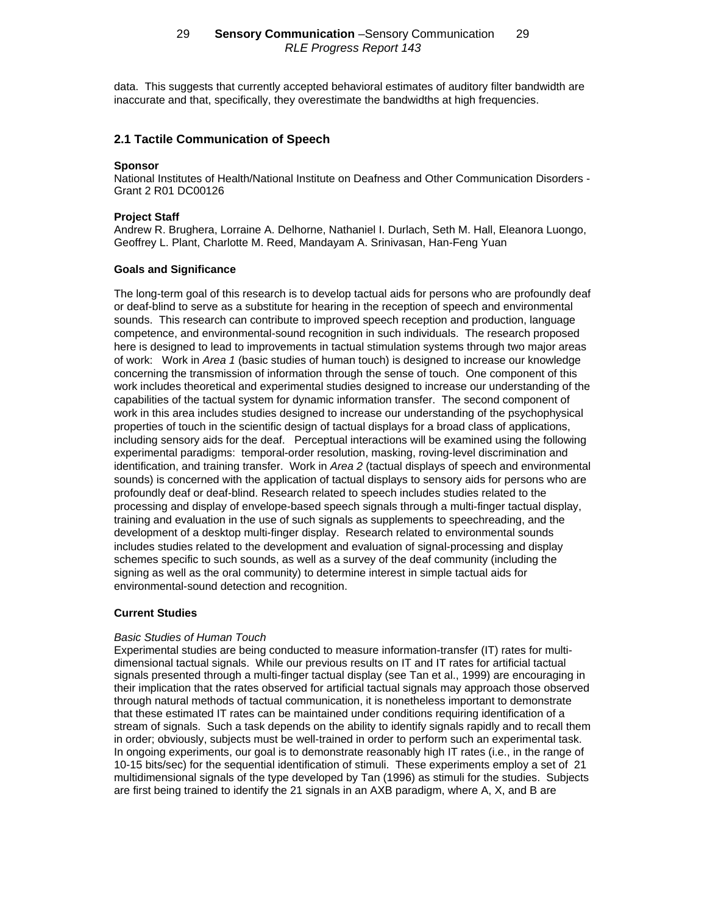data. This suggests that currently accepted behavioral estimates of auditory filter bandwidth are inaccurate and that, specifically, they overestimate the bandwidths at high frequencies.

## 2.1 Tactile Communication of Speech

**Sponsor**

National Institutes of Health/National Institute on Deafness and Other Communication Disorders - Grant 2 R01 DC00126

**Project Staff**

Andrew R. Brughera, Lorraine A. Delhorne, Nathaniel I. Durlach, Seth M. Hall, Eleanora Luongo, Geoffrey L. Plant, Charlotte M. Reed, Mandayam A. Srinivasan, Han-Feng Yuan

**Goals and Significance**

The long-term goal of this research is to develop tactual aids for persons who are profoundly deaf or deaf-blind to serve as a substitute for hearing in the reception of speech and environmental sounds. This research can contribute to improved speech reception and production, language competence, and environmental-sound recognition in such individuals. The research proposed here is designed to lead to improvements in tactual stimulation systems through two major areas of work: Work in *Area 1* (basic studies of human touch) is designed to increase our knowledge concerning the transmission of information through the sense of touch. One component of this work includes theoretical and experimental studies designed to increase our understanding of the capabilities of the tactual system for dynamic information transfer. The second component of work in this area includes studies designed to increase our understanding of the psychophysical properties of touch in the scientific design of tactual displays for a broad class of applications, including sensory aids for the deaf. Perceptual interactions will be examined using the following experimental paradigms: temporal-order resolution, masking, roving-level discrimination and identification, and training transfer. Work in *Area 2* (tactual displays of speech and environmental sounds) is concerned with the application of tactual displays to sensory aids for persons who are profoundly deaf or deaf-blind. Research related to speech includes studies related to the processing and display of envelope-based speech signals through a multi-finger tactual display, training and evaluation in the use of such signals as supplements to speechreading, and the development of a desktop multi-finger display. Research related to environmental sounds includes studies related to the development and evaluation of signal-processing and display schemes specific to such sounds, as well as a survey of the deaf community (including the signing as well as the oral community) to determine interest in simple tactual aids for environmental-sound detection and recognition.

**Current Studies**

*Basic Studies of Human Touch*

Experimental studies are being conducted to measure information-transfer (IT) rates for multi-dimensional tactual signals. While our previous results on IT and IT rates for artificial tactual signals presented through a multi-finger tactual display (see Tan et al., 1999) are encouraging in their implication that the rates observed for artificial tactual signals may approach those observed through natural methods of tactual communication, it is nonetheless important to demonstrate that these estimated IT rates can be maintained under conditions requiring identification of a stream of signals. Such a task depends on the ability to identify signals rapidly and to recall them in order; obviously, subjects must be well-trained in order to perform such an experimental task. In ongoing experiments, our goal is to demonstrate reasonably high IT rates (i.e., in the range of 10-15 bits/sec) for the sequential identification of stimuli. These experiments employ a set of 21 multidimensional signals of the type developed by Tan (1996) as stimuli for the studies. Subjects are first being trained to identify the 21 signals in an AXB paradigm, where A, X, and B are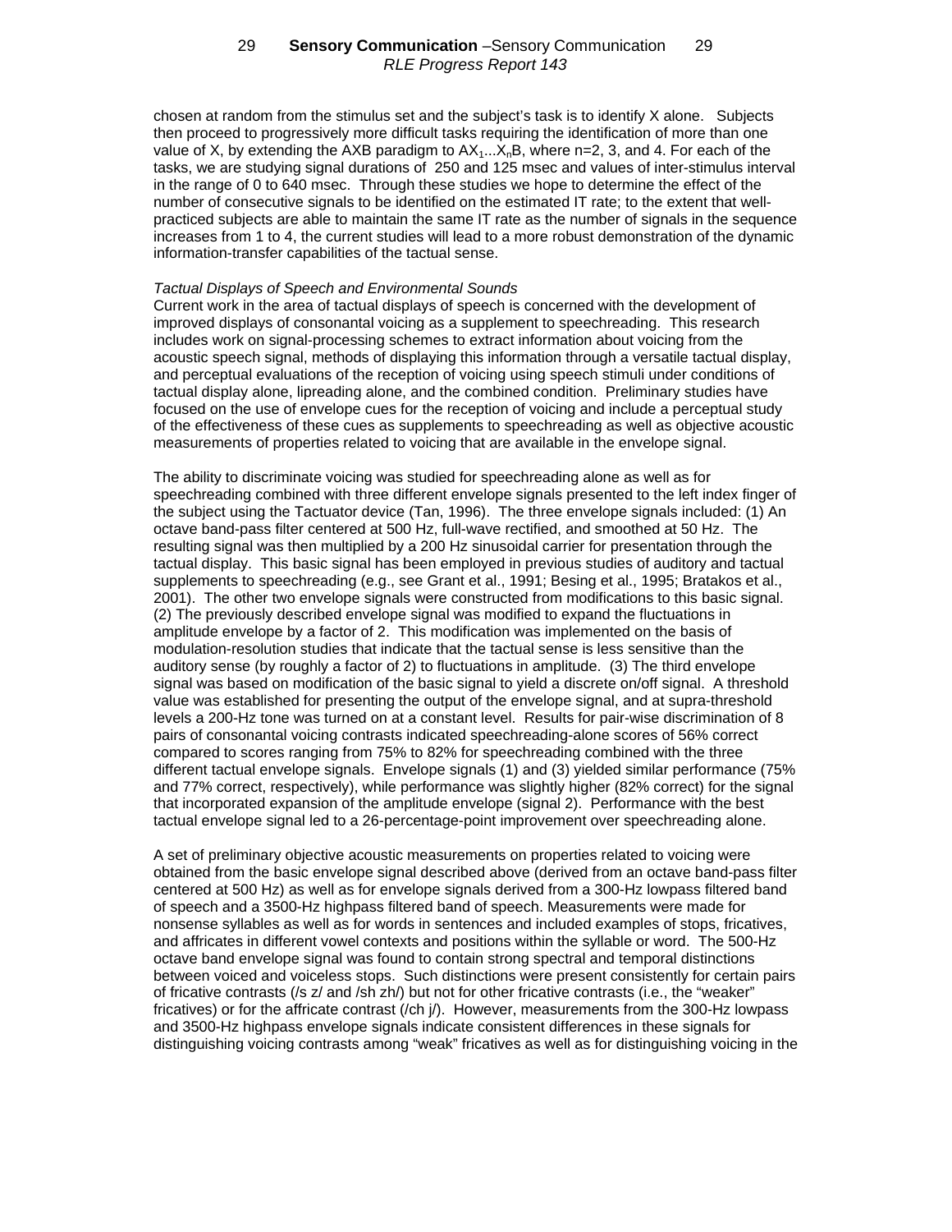chosen at random from the stimulus set and the subject's task is to identify X alone. Subjects then proceed to progressively more difficult tasks requiring the identification of more than one value of X, by extending the AXB paradigm to $AX_1...X_nB$, where n=2, 3, and 4. For each of the tasks, we are studying signal durations of 250 and 125 msec and values of inter-stimulus interval in the range of 0 to 640 msec. Through these studies we hope to determine the effect of the number of consecutive signals to be identified on the estimated IT rate; to the extent that well-practiced subjects are able to maintain the same IT rate as the number of signals in the sequence increases from 1 to 4, the current studies will lead to a more robust demonstration of the dynamic information-transfer capabilities of the tactual sense.

*Tactual Displays of Speech and Environmental Sounds*

Current work in the area of tactual displays of speech is concerned with the development of improved displays of consonantal voicing as a supplement to speechreading. This research includes work on signal-processing schemes to extract information about voicing from the acoustic speech signal, methods of displaying this information through a versatile tactual display, and perceptual evaluations of the reception of voicing using speech stimuli under conditions of tactual display alone, lipreading alone, and the combined condition. Preliminary studies have focused on the use of envelope cues for the reception of voicing and include a perceptual study of the effectiveness of these cues as supplements to speechreading as well as objective acoustic measurements of properties related to voicing that are available in the envelope signal.

The ability to discriminate voicing was studied for speechreading alone as well as for speechreading combined with three different envelope signals presented to the left index finger of the subject using the Tactuator device (Tan, 1996). The three envelope signals included: (1) An octave band-pass filter centered at 500 Hz, full-wave rectified, and smoothed at 50 Hz. The resulting signal was then multiplied by a 200 Hz sinusoidal carrier for presentation through the tactual display. This basic signal has been employed in previous studies of auditory and tactual supplements to speechreading (e.g., see Grant et al., 1991; Besing et al., 1995; Bratakos et al., 2001). The other two envelope signals were constructed from modifications to this basic signal. (2) The previously described envelope signal was modified to expand the fluctuations in amplitude envelope by a factor of 2. This modification was implemented on the basis of modulation-resolution studies that indicate that the tactual sense is less sensitive than the auditory sense (by roughly a factor of 2) to fluctuations in amplitude. (3) The third envelope signal was based on modification of the basic signal to yield a discrete on/off signal. A threshold value was established for presenting the output of the envelope signal, and at supra-threshold levels a 200-Hz tone was turned on at a constant level. Results for pair-wise discrimination of 8 pairs of consonantal voicing contrasts indicated speechreading-alone scores of 56% correct compared to scores ranging from 75% to 82% for speechreading combined with the three different tactual envelope signals. Envelope signals (1) and (3) yielded similar performance (75% and 77% correct, respectively), while performance was slightly higher (82% correct) for the signal that incorporated expansion of the amplitude envelope (signal 2). Performance with the best tactual envelope signal led to a 26-percentage-point improvement over speechreading alone.

A set of preliminary objective acoustic measurements on properties related to voicing were obtained from the basic envelope signal described above (derived from an octave band-pass filter centered at 500 Hz) as well as for envelope signals derived from a 300-Hz lowpass filtered band of speech and a 3500-Hz highpass filtered band of speech. Measurements were made for nonsense syllables as well as for words in sentences and included examples of stops, fricatives, and affricates in different vowel contexts and positions within the syllable or word. The 500-Hz octave band envelope signal was found to contain strong spectral and temporal distinctions between voiced and voiceless stops. Such distinctions were present consistently for certain pairs of fricative contrasts (/s z/ and /sh zh/) but not for other fricative contrasts (i.e., the "weaker" fricatives) or for the affricate contrast (/ch j/). However, measurements from the 300-Hz lowpass and 3500-Hz highpass envelope signals indicate consistent differences in these signals for distinguishing voicing contrasts among "weak" fricatives as well as for distinguishing voicing in the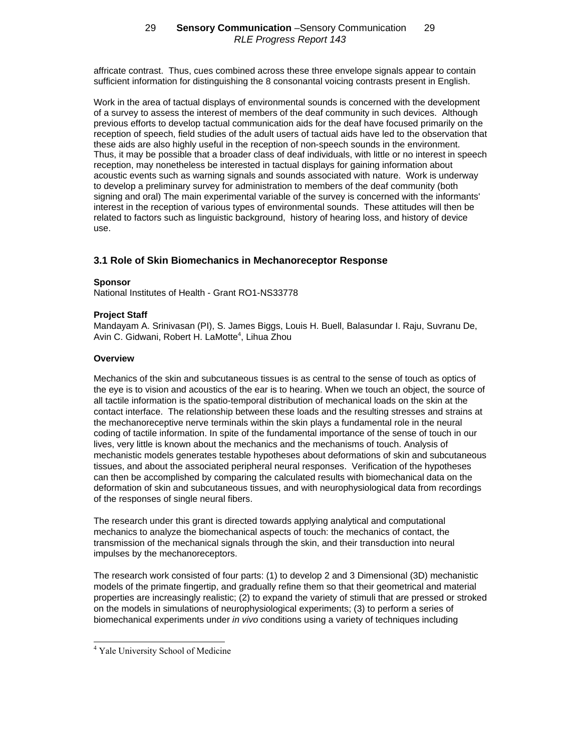affricate contrast. Thus, cues combined across these three envelope signals appear to contain sufficient information for distinguishing the 8 consonantal voicing contrasts present in English.

Work in the area of tactual displays of environmental sounds is concerned with the development of a survey to assess the interest of members of the deaf community in such devices. Although previous efforts to develop tactual communication aids for the deaf have focused primarily on the reception of speech, field studies of the adult users of tactual aids have led to the observation that these aids are also highly useful in the reception of non-speech sounds in the environment. Thus, it may be possible that a broader class of deaf individuals, with little or no interest in speech reception, may nonetheless be interested in tactual displays for gaining information about acoustic events such as warning signals and sounds associated with nature. Work is underway to develop a preliminary survey for administration to members of the deaf community (both signing and oral) The main experimental variable of the survey is concerned with the informants' interest in the reception of various types of environmental sounds. These attitudes will then be related to factors such as linguistic background, history of hearing loss, and history of device use.

## 3.1 Role of Skin Biomechanics in Mechanoreceptor Response

**Sponsor**

National Institutes of Health - Grant RO1-NS33778

**Project Staff**

Mandayam A. Srinivasan (PI), S. James Biggs, Louis H. Buell, Balasundar I. Raju, Suvranu De, Avin C. Gidwani, Robert H. LaMotte[4], Lihua Zhou

**Overview**

Mechanics of the skin and subcutaneous tissues is as central to the sense of touch as optics of the eye is to vision and acoustics of the ear is to hearing. When we touch an object, the source of all tactile information is the spatio-temporal distribution of mechanical loads on the skin at the contact interface. The relationship between these loads and the resulting stresses and strains at the mechanoreceptive nerve terminals within the skin plays a fundamental role in the neural coding of tactile information. In spite of the fundamental importance of the sense of touch in our lives, very little is known about the mechanics and the mechanisms of touch. Analysis of mechanistic models generates testable hypotheses about deformations of skin and subcutaneous tissues, and about the associated peripheral neural responses. Verification of the hypotheses can then be accomplished by comparing the calculated results with biomechanical data on the deformation of skin and subcutaneous tissues, and with neurophysiological data from recordings of the responses of single neural fibers.

The research under this grant is directed towards applying analytical and computational mechanics to analyze the biomechanical aspects of touch: the mechanics of contact, the transmission of the mechanical signals through the skin, and their transduction into neural impulses by the mechanoreceptors.

The research work consisted of four parts: (1) to develop 2 and 3 Dimensional (3D) mechanistic models of the primate fingertip, and gradually refine them so that their geometrical and material properties are increasingly realistic; (2) to expand the variety of stimuli that are pressed or stroked on the models in simulations of neurophysiological experiments; (3) to perform a series of biomechanical experiments under *in vivo* conditions using a variety of techniques including

---

[4] Yale University School of Medicine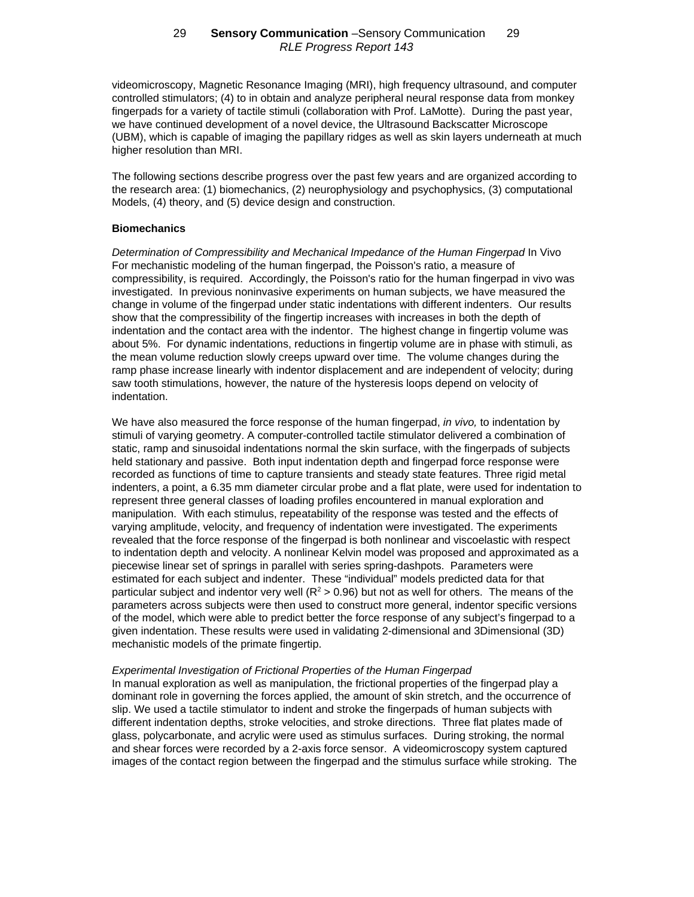videomicroscopy, Magnetic Resonance Imaging (MRI), high frequency ultrasound, and computer controlled stimulators; (4) to in obtain and analyze peripheral neural response data from monkey fingerpads for a variety of tactile stimuli (collaboration with Prof. LaMotte). During the past year, we have continued development of a novel device, the Ultrasound Backscatter Microscope (UBM), which is capable of imaging the papillary ridges as well as skin layers underneath at much higher resolution than MRI.

The following sections describe progress over the past few years and are organized according to the research area: (1) biomechanics, (2) neurophysiology and psychophysics, (3) computational Models, (4) theory, and (5) device design and construction.

**Biomechanics**

*Determination of Compressibility and Mechanical Impedance of the Human Fingerpad* In Vivo
For mechanistic modeling of the human fingerpad, the Poisson's ratio, a measure of compressibility, is required. Accordingly, the Poisson's ratio for the human fingerpad in vivo was investigated. In previous noninvasive experiments on human subjects, we have measured the change in volume of the fingerpad under static indentations with different indenters. Our results show that the compressibility of the fingertip increases with increases in both the depth of indentation and the contact area with the indentor. The highest change in fingertip volume was about 5%. For dynamic indentations, reductions in fingertip volume are in phase with stimuli, as the mean volume reduction slowly creeps upward over time. The volume changes during the ramp phase increase linearly with indentor displacement and are independent of velocity; during saw tooth stimulations, however, the nature of the hysteresis loops depend on velocity of indentation.

We have also measured the force response of the human fingerpad, *in vivo,* to indentation by stimuli of varying geometry. A computer-controlled tactile stimulator delivered a combination of static, ramp and sinusoidal indentations normal the skin surface, with the fingerpads of subjects held stationary and passive. Both input indentation depth and fingerpad force response were recorded as functions of time to capture transients and steady state features. Three rigid metal indenters, a point, a 6.35 mm diameter circular probe and a flat plate, were used for indentation to represent three general classes of loading profiles encountered in manual exploration and manipulation. With each stimulus, repeatability of the response was tested and the effects of varying amplitude, velocity, and frequency of indentation were investigated. The experiments revealed that the force response of the fingerpad is both nonlinear and viscoelastic with respect to indentation depth and velocity. A nonlinear Kelvin model was proposed and approximated as a piecewise linear set of springs in parallel with series spring-dashpots. Parameters were estimated for each subject and indenter. These "individual" models predicted data for that particular subject and indentor very well ($R^2 > 0.96$) but not as well for others. The means of the parameters across subjects were then used to construct more general, indentor specific versions of the model, which were able to predict better the force response of any subject's fingerpad to a given indentation. These results were used in validating 2-dimensional and 3Dimensional (3D) mechanistic models of the primate fingertip.

*Experimental Investigation of Frictional Properties of the Human Fingerpad*
In manual exploration as well as manipulation, the frictional properties of the fingerpad play a dominant role in governing the forces applied, the amount of skin stretch, and the occurrence of slip. We used a tactile stimulator to indent and stroke the fingerpads of human subjects with different indentation depths, stroke velocities, and stroke directions. Three flat plates made of glass, polycarbonate, and acrylic were used as stimulus surfaces. During stroking, the normal and shear forces were recorded by a 2-axis force sensor. A videomicroscopy system captured images of the contact region between the fingerpad and the stimulus surface while stroking. The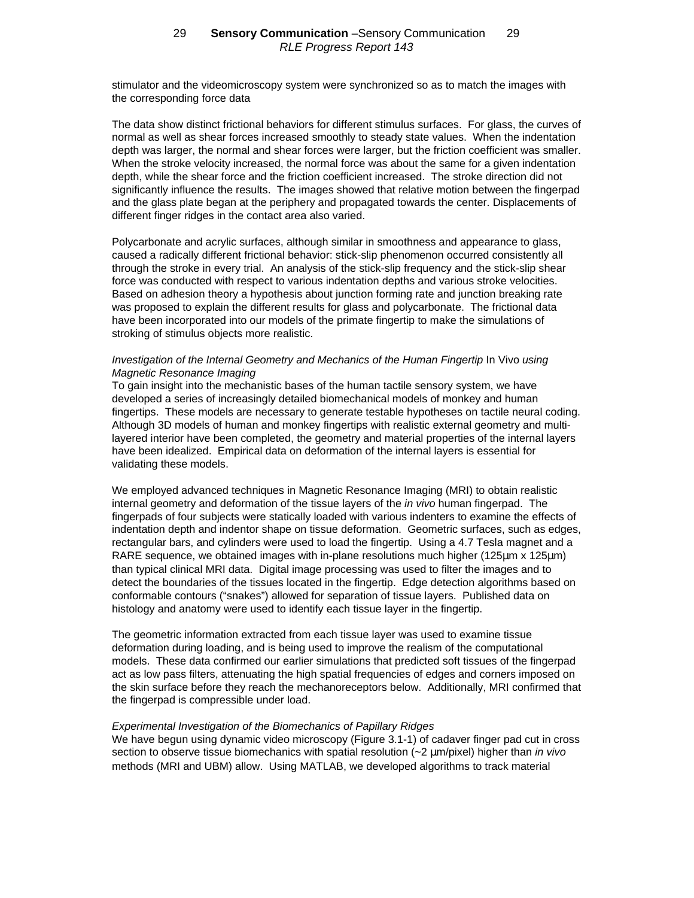stimulator and the videomicroscopy system were synchronized so as to match the images with the corresponding force data

The data show distinct frictional behaviors for different stimulus surfaces. For glass, the curves of normal as well as shear forces increased smoothly to steady state values. When the indentation depth was larger, the normal and shear forces were larger, but the friction coefficient was smaller. When the stroke velocity increased, the normal force was about the same for a given indentation depth, while the shear force and the friction coefficient increased. The stroke direction did not significantly influence the results. The images showed that relative motion between the fingerpad and the glass plate began at the periphery and propagated towards the center. Displacements of different finger ridges in the contact area also varied.

Polycarbonate and acrylic surfaces, although similar in smoothness and appearance to glass, caused a radically different frictional behavior: stick-slip phenomenon occurred consistently all through the stroke in every trial. An analysis of the stick-slip frequency and the stick-slip shear force was conducted with respect to various indentation depths and various stroke velocities. Based on adhesion theory a hypothesis about junction forming rate and junction breaking rate was proposed to explain the different results for glass and polycarbonate. The frictional data have been incorporated into our models of the primate fingertip to make the simulations of stroking of stimulus objects more realistic.

*Investigation of the Internal Geometry and Mechanics of the Human Fingertip* In Vivo *using Magnetic Resonance Imaging*

To gain insight into the mechanistic bases of the human tactile sensory system, we have developed a series of increasingly detailed biomechanical models of monkey and human fingertips. These models are necessary to generate testable hypotheses on tactile neural coding. Although 3D models of human and monkey fingertips with realistic external geometry and multi-layered interior have been completed, the geometry and material properties of the internal layers have been idealized. Empirical data on deformation of the internal layers is essential for validating these models.

We employed advanced techniques in Magnetic Resonance Imaging (MRI) to obtain realistic internal geometry and deformation of the tissue layers of the *in vivo* human fingerpad. The fingerpads of four subjects were statically loaded with various indenters to examine the effects of indentation depth and indentor shape on tissue deformation. Geometric surfaces, such as edges, rectangular bars, and cylinders were used to load the fingertip. Using a 4.7 Tesla magnet and a RARE sequence, we obtained images with in-plane resolutions much higher (125µm x 125µm) than typical clinical MRI data. Digital image processing was used to filter the images and to detect the boundaries of the tissues located in the fingertip. Edge detection algorithms based on conformable contours ("snakes") allowed for separation of tissue layers. Published data on histology and anatomy were used to identify each tissue layer in the fingertip.

The geometric information extracted from each tissue layer was used to examine tissue deformation during loading, and is being used to improve the realism of the computational models. These data confirmed our earlier simulations that predicted soft tissues of the fingerpad act as low pass filters, attenuating the high spatial frequencies of edges and corners imposed on the skin surface before they reach the mechanoreceptors below. Additionally, MRI confirmed that the fingerpad is compressible under load.

*Experimental Investigation of the Biomechanics of Papillary Ridges*

We have begun using dynamic video microscopy (Figure 3.1-1) of cadaver finger pad cut in cross section to observe tissue biomechanics with spatial resolution (~2 µm/pixel) higher than *in vivo* methods (MRI and UBM) allow. Using MATLAB, we developed algorithms to track material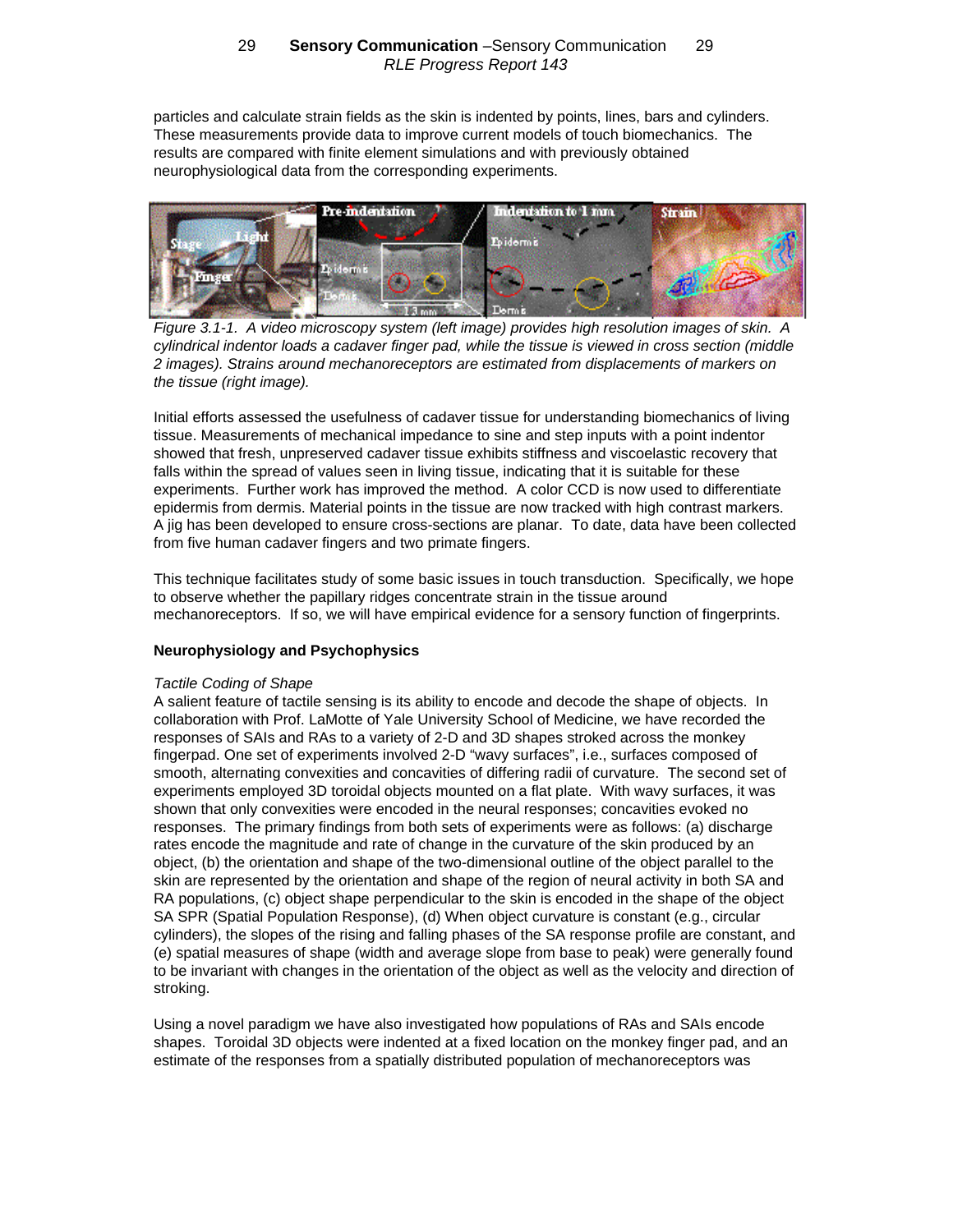particles and calculate strain fields as the skin is indented by points, lines, bars and cylinders. These measurements provide data to improve current models of touch biomechanics. The results are compared with finite element simulations and with previously obtained neurophysiological data from the corresponding experiments.

*Figure 3.1-1. A video microscopy system (left image) provides high resolution images of skin. A cylindrical indentor loads a cadaver finger pad, while the tissue is viewed in cross section (middle 2 images). Strains around mechanoreceptors are estimated from displacements of markers on the tissue (right image).*

Initial efforts assessed the usefulness of cadaver tissue for understanding biomechanics of living tissue. Measurements of mechanical impedance to sine and step inputs with a point indentor showed that fresh, unpreserved cadaver tissue exhibits stiffness and viscoelastic recovery that falls within the spread of values seen in living tissue, indicating that it is suitable for these experiments. Further work has improved the method. A color CCD is now used to differentiate epidermis from dermis. Material points in the tissue are now tracked with high contrast markers. A jig has been developed to ensure cross-sections are planar. To date, data have been collected from five human cadaver fingers and two primate fingers.

This technique facilitates study of some basic issues in touch transduction. Specifically, we hope to observe whether the papillary ridges concentrate strain in the tissue around mechanoreceptors. If so, we will have empirical evidence for a sensory function of fingerprints.

### Neurophysiology and Psychophysics

*Tactile Coding of Shape*

A salient feature of tactile sensing is its ability to encode and decode the shape of objects. In collaboration with Prof. LaMotte of Yale University School of Medicine, we have recorded the responses of SAIs and RAs to a variety of 2-D and 3D shapes stroked across the monkey fingerpad. One set of experiments involved 2-D "wavy surfaces", i.e., surfaces composed of smooth, alternating convexities and concavities of differing radii of curvature. The second set of experiments employed 3D toroidal objects mounted on a flat plate. With wavy surfaces, it was shown that only convexities were encoded in the neural responses; concavities evoked no responses. The primary findings from both sets of experiments were as follows: (a) discharge rates encode the magnitude and rate of change in the curvature of the skin produced by an object, (b) the orientation and shape of the two-dimensional outline of the object parallel to the skin are represented by the orientation and shape of the region of neural activity in both SA and RA populations, (c) object shape perpendicular to the skin is encoded in the shape of the object SA SPR (Spatial Population Response), (d) When object curvature is constant (e.g., circular cylinders), the slopes of the rising and falling phases of the SA response profile are constant, and (e) spatial measures of shape (width and average slope from base to peak) were generally found to be invariant with changes in the orientation of the object as well as the velocity and direction of stroking.

Using a novel paradigm we have also investigated how populations of RAs and SAIs encode shapes. Toroidal 3D objects were indented at a fixed location on the monkey finger pad, and an estimate of the responses from a spatially distributed population of mechanoreceptors was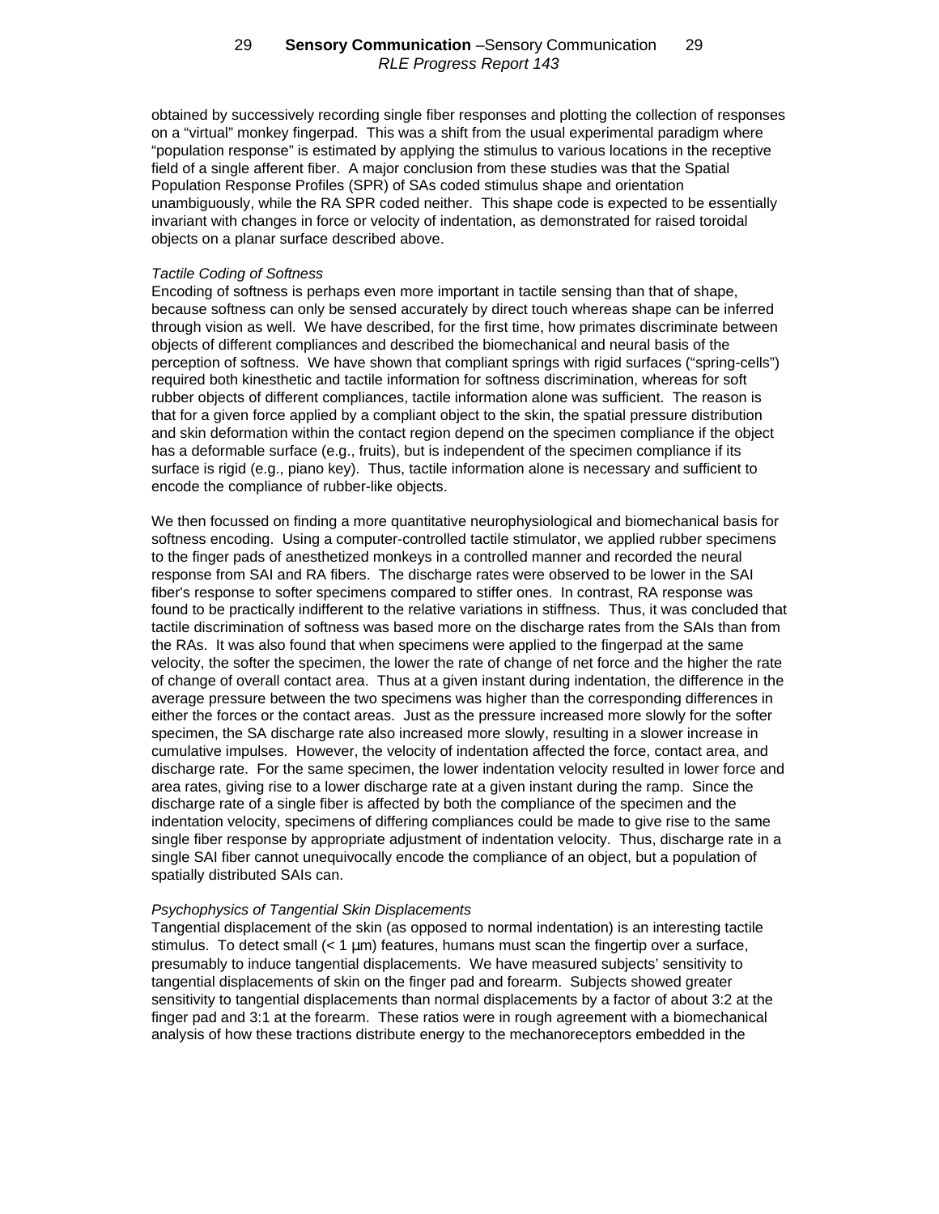obtained by successively recording single fiber responses and plotting the collection of responses on a “virtual” monkey fingerpad. This was a shift from the usual experimental paradigm where “population response” is estimated by applying the stimulus to various locations in the receptive field of a single afferent fiber. A major conclusion from these studies was that the Spatial Population Response Profiles (SPR) of SAs coded stimulus shape and orientation unambiguously, while the RA SPR coded neither. This shape code is expected to be essentially invariant with changes in force or velocity of indentation, as demonstrated for raised toroidal objects on a planar surface described above.

*Tactile Coding of Softness*

Encoding of softness is perhaps even more important in tactile sensing than that of shape, because softness can only be sensed accurately by direct touch whereas shape can be inferred through vision as well. We have described, for the first time, how primates discriminate between objects of different compliances and described the biomechanical and neural basis of the perception of softness. We have shown that compliant springs with rigid surfaces (“spring-cells”) required both kinesthetic and tactile information for softness discrimination, whereas for soft rubber objects of different compliances, tactile information alone was sufficient. The reason is that for a given force applied by a compliant object to the skin, the spatial pressure distribution and skin deformation within the contact region depend on the specimen compliance if the object has a deformable surface (e.g., fruits), but is independent of the specimen compliance if its surface is rigid (e.g., piano key). Thus, tactile information alone is necessary and sufficient to encode the compliance of rubber-like objects.

We then focussed on finding a more quantitative neurophysiological and biomechanical basis for softness encoding. Using a computer-controlled tactile stimulator, we applied rubber specimens to the finger pads of anesthetized monkeys in a controlled manner and recorded the neural response from SAI and RA fibers. The discharge rates were observed to be lower in the SAI fiber's response to softer specimens compared to stiffer ones. In contrast, RA response was found to be practically indifferent to the relative variations in stiffness. Thus, it was concluded that tactile discrimination of softness was based more on the discharge rates from the SAIs than from the RAs. It was also found that when specimens were applied to the fingerpad at the same velocity, the softer the specimen, the lower the rate of change of net force and the higher the rate of change of overall contact area. Thus at a given instant during indentation, the difference in the average pressure between the two specimens was higher than the corresponding differences in either the forces or the contact areas. Just as the pressure increased more slowly for the softer specimen, the SA discharge rate also increased more slowly, resulting in a slower increase in cumulative impulses. However, the velocity of indentation affected the force, contact area, and discharge rate. For the same specimen, the lower indentation velocity resulted in lower force and area rates, giving rise to a lower discharge rate at a given instant during the ramp. Since the discharge rate of a single fiber is affected by both the compliance of the specimen and the indentation velocity, specimens of differing compliances could be made to give rise to the same single fiber response by appropriate adjustment of indentation velocity. Thus, discharge rate in a single SAI fiber cannot unequivocally encode the compliance of an object, but a population of spatially distributed SAIs can.

*Psychophysics of Tangential Skin Displacements*

Tangential displacement of the skin (as opposed to normal indentation) is an interesting tactile stimulus. To detect small ($< 1$ µm) features, humans must scan the fingertip over a surface, presumably to induce tangential displacements. We have measured subjects' sensitivity to tangential displacements of skin on the finger pad and forearm. Subjects showed greater sensitivity to tangential displacements than normal displacements by a factor of about 3:2 at the finger pad and 3:1 at the forearm. These ratios were in rough agreement with a biomechanical analysis of how these tractions distribute energy to the mechanoreceptors embedded in the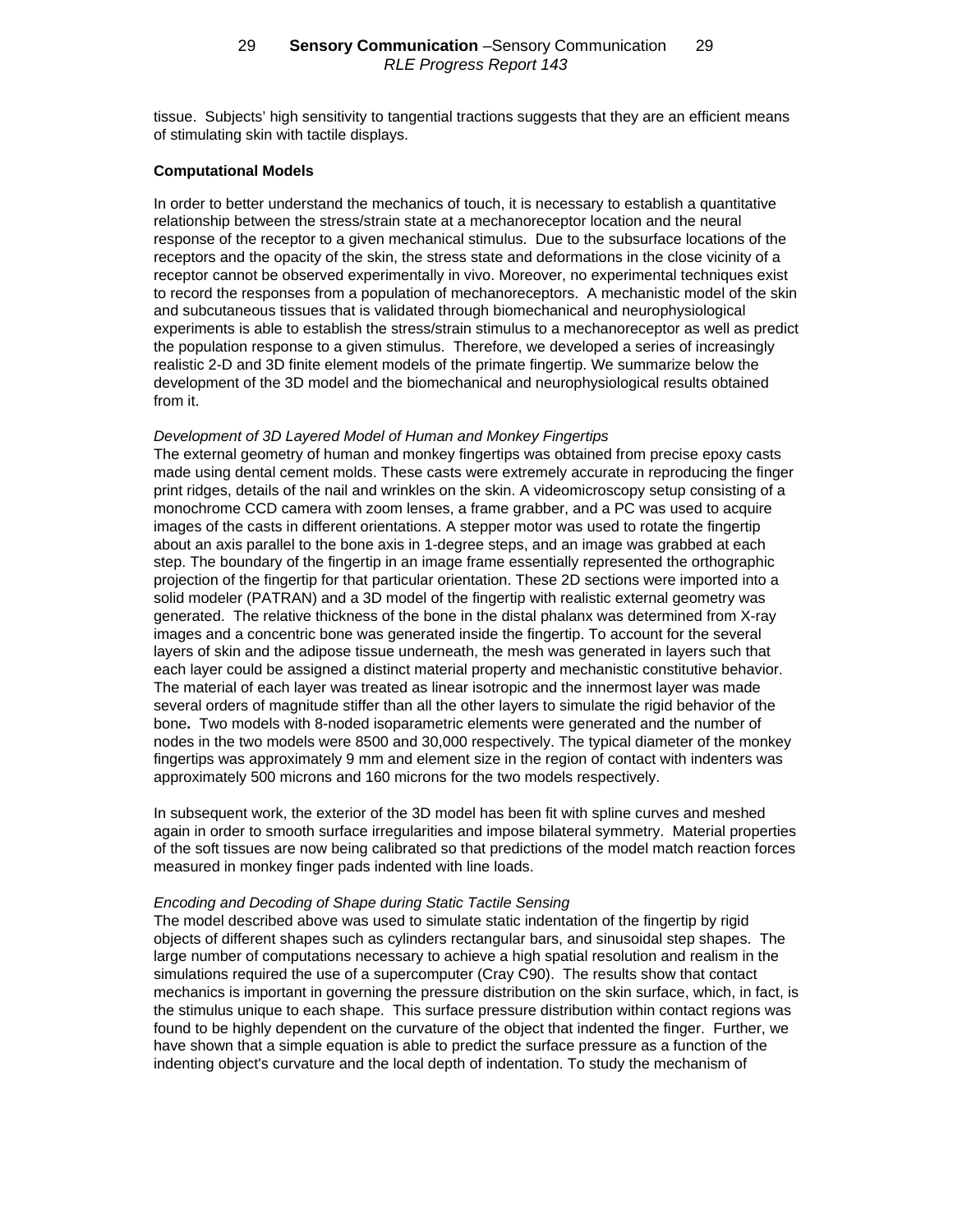tissue. Subjects' high sensitivity to tangential tractions suggests that they are an efficient means of stimulating skin with tactile displays.

**Computational Models**

In order to better understand the mechanics of touch, it is necessary to establish a quantitative relationship between the stress/strain state at a mechanoreceptor location and the neural response of the receptor to a given mechanical stimulus. Due to the subsurface locations of the receptors and the opacity of the skin, the stress state and deformations in the close vicinity of a receptor cannot be observed experimentally in vivo. Moreover, no experimental techniques exist to record the responses from a population of mechanoreceptors. A mechanistic model of the skin and subcutaneous tissues that is validated through biomechanical and neurophysiological experiments is able to establish the stress/strain stimulus to a mechanoreceptor as well as predict the population response to a given stimulus. Therefore, we developed a series of increasingly realistic 2-D and 3D finite element models of the primate fingertip. We summarize below the development of the 3D model and the biomechanical and neurophysiological results obtained from it.

*Development of 3D Layered Model of Human and Monkey Fingertips*

The external geometry of human and monkey fingertips was obtained from precise epoxy casts made using dental cement molds. These casts were extremely accurate in reproducing the finger print ridges, details of the nail and wrinkles on the skin. A videomicroscopy setup consisting of a monochrome CCD camera with zoom lenses, a frame grabber, and a PC was used to acquire images of the casts in different orientations. A stepper motor was used to rotate the fingertip about an axis parallel to the bone axis in 1-degree steps, and an image was grabbed at each step. The boundary of the fingertip in an image frame essentially represented the orthographic projection of the fingertip for that particular orientation. These 2D sections were imported into a solid modeler (PATRAN) and a 3D model of the fingertip with realistic external geometry was generated. The relative thickness of the bone in the distal phalanx was determined from X-ray images and a concentric bone was generated inside the fingertip. To account for the several layers of skin and the adipose tissue underneath, the mesh was generated in layers such that each layer could be assigned a distinct material property and mechanistic constitutive behavior. The material of each layer was treated as linear isotropic and the innermost layer was made several orders of magnitude stiffer than all the other layers to simulate the rigid behavior of the bone**.** Two models with 8-noded isoparametric elements were generated and the number of nodes in the two models were 8500 and 30,000 respectively. The typical diameter of the monkey fingertips was approximately 9 mm and element size in the region of contact with indenters was approximately 500 microns and 160 microns for the two models respectively.

In subsequent work, the exterior of the 3D model has been fit with spline curves and meshed again in order to smooth surface irregularities and impose bilateral symmetry. Material properties of the soft tissues are now being calibrated so that predictions of the model match reaction forces measured in monkey finger pads indented with line loads.

*Encoding and Decoding of Shape during Static Tactile Sensing*

The model described above was used to simulate static indentation of the fingertip by rigid objects of different shapes such as cylinders rectangular bars, and sinusoidal step shapes. The large number of computations necessary to achieve a high spatial resolution and realism in the simulations required the use of a supercomputer (Cray C90). The results show that contact mechanics is important in governing the pressure distribution on the skin surface, which, in fact, is the stimulus unique to each shape. This surface pressure distribution within contact regions was found to be highly dependent on the curvature of the object that indented the finger. Further, we have shown that a simple equation is able to predict the surface pressure as a function of the indenting object's curvature and the local depth of indentation. To study the mechanism of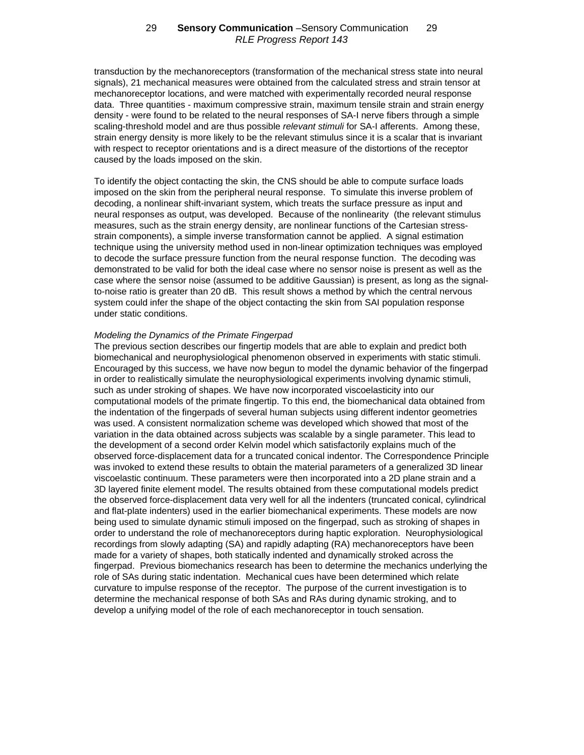transduction by the mechanoreceptors (transformation of the mechanical stress state into neural signals), 21 mechanical measures were obtained from the calculated stress and strain tensor at mechanoreceptor locations, and were matched with experimentally recorded neural response data. Three quantities - maximum compressive strain, maximum tensile strain and strain energy density - were found to be related to the neural responses of SA-I nerve fibers through a simple scaling-threshold model and are thus possible *relevant stimuli* for SA-I afferents. Among these, strain energy density is more likely to be the relevant stimulus since it is a scalar that is invariant with respect to receptor orientations and is a direct measure of the distortions of the receptor caused by the loads imposed on the skin.

To identify the object contacting the skin, the CNS should be able to compute surface loads imposed on the skin from the peripheral neural response. To simulate this inverse problem of decoding, a nonlinear shift-invariant system, which treats the surface pressure as input and neural responses as output, was developed. Because of the nonlinearity (the relevant stimulus measures, such as the strain energy density, are nonlinear functions of the Cartesian stress-strain components), a simple inverse transformation cannot be applied. A signal estimation technique using the university method used in non-linear optimization techniques was employed to decode the surface pressure function from the neural response function. The decoding was demonstrated to be valid for both the ideal case where no sensor noise is present as well as the case where the sensor noise (assumed to be additive Gaussian) is present, as long as the signal-to-noise ratio is greater than 20 dB. This result shows a method by which the central nervous system could infer the shape of the object contacting the skin from SAI population response under static conditions.

*Modeling the Dynamics of the Primate Fingerpad*

The previous section describes our fingertip models that are able to explain and predict both biomechanical and neurophysiological phenomenon observed in experiments with static stimuli. Encouraged by this success, we have now begun to model the dynamic behavior of the fingerpad in order to realistically simulate the neurophysiological experiments involving dynamic stimuli, such as under stroking of shapes. We have now incorporated viscoelasticity into our computational models of the primate fingertip. To this end, the biomechanical data obtained from the indentation of the fingerpads of several human subjects using different indentor geometries was used. A consistent normalization scheme was developed which showed that most of the variation in the data obtained across subjects was scalable by a single parameter. This lead to the development of a second order Kelvin model which satisfactorily explains much of the observed force-displacement data for a truncated conical indentor. The Correspondence Principle was invoked to extend these results to obtain the material parameters of a generalized 3D linear viscoelastic continuum. These parameters were then incorporated into a 2D plane strain and a 3D layered finite element model. The results obtained from these computational models predict the observed force-displacement data very well for all the indenters (truncated conical, cylindrical and flat-plate indenters) used in the earlier biomechanical experiments. These models are now being used to simulate dynamic stimuli imposed on the fingerpad, such as stroking of shapes in order to understand the role of mechanoreceptors during haptic exploration. Neurophysiological recordings from slowly adapting (SA) and rapidly adapting (RA) mechanoreceptors have been made for a variety of shapes, both statically indented and dynamically stroked across the fingerpad. Previous biomechanics research has been to determine the mechanics underlying the role of SAs during static indentation. Mechanical cues have been determined which relate curvature to impulse response of the receptor. The purpose of the current investigation is to determine the mechanical response of both SAs and RAs during dynamic stroking, and to develop a unifying model of the role of each mechanoreceptor in touch sensation.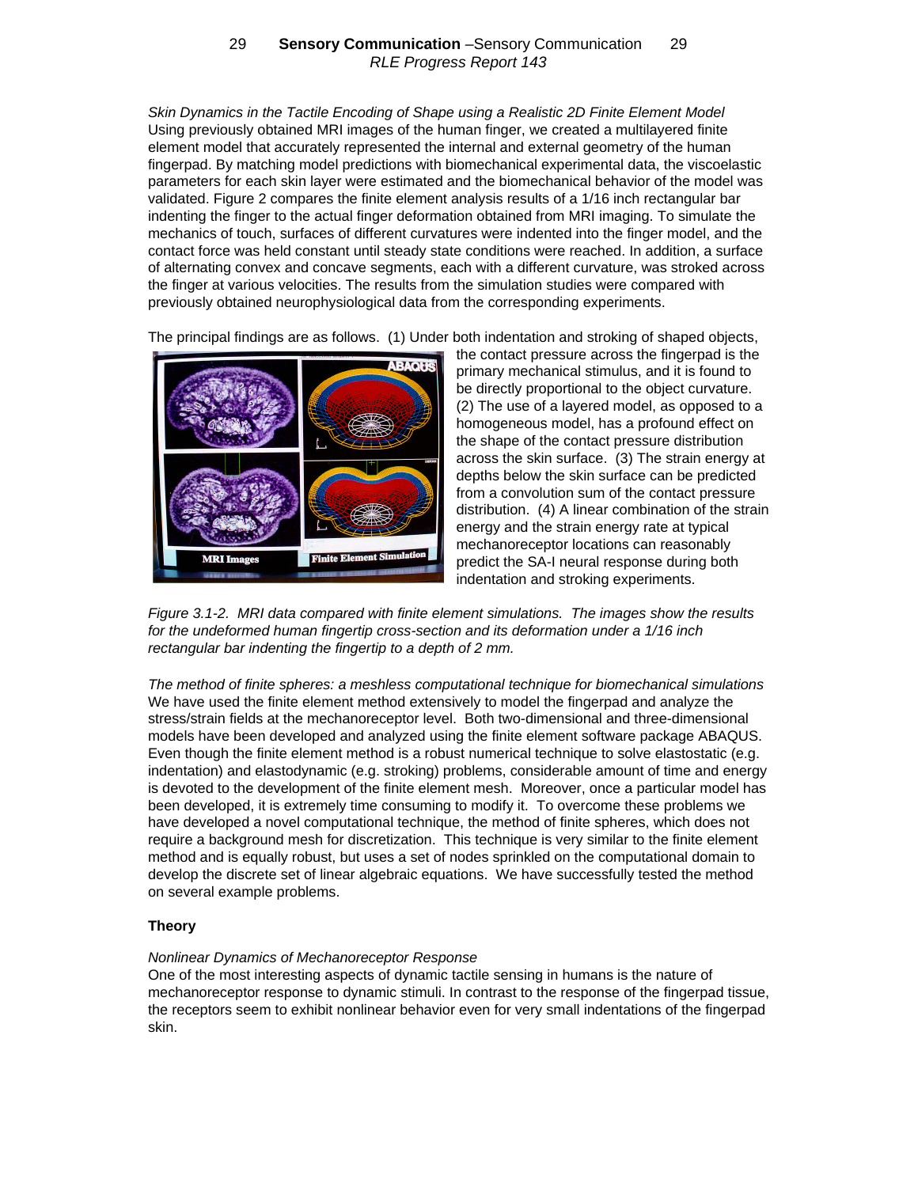*Skin Dynamics in the Tactile Encoding of Shape using a Realistic 2D Finite Element Model*
Using previously obtained MRI images of the human finger, we created a multilayered finite element model that accurately represented the internal and external geometry of the human fingerpad. By matching model predictions with biomechanical experimental data, the viscoelastic parameters for each skin layer were estimated and the biomechanical behavior of the model was validated. Figure 2 compares the finite element analysis results of a 1/16 inch rectangular bar indenting the finger to the actual finger deformation obtained from MRI imaging. To simulate the mechanics of touch, surfaces of different curvatures were indented into the finger model, and the contact force was held constant until steady state conditions were reached. In addition, a surface of alternating convex and concave segments, each with a different curvature, was stroked across the finger at various velocities. The results from the simulation studies were compared with previously obtained neurophysiological data from the corresponding experiments.

The principal findings are as follows. (1) Under both indentation and stroking of shaped objects, the contact pressure across the fingerpad is the primary mechanical stimulus, and it is found to be directly proportional to the object curvature. (2) The use of a layered model, as opposed to a homogeneous model, has a profound effect on the shape of the contact pressure distribution across the skin surface. (3) The strain energy at depths below the skin surface can be predicted from a convolution sum of the contact pressure distribution. (4) A linear combination of the strain energy and the strain energy rate at typical mechanoreceptor locations can reasonably predict the SA-I neural response during both indentation and stroking experiments.

*Figure 3.1-2. MRI data compared with finite element simulations. The images show the results for the undeformed human fingertip cross-section and its deformation under a 1/16 inch rectangular bar indenting the fingertip to a depth of 2 mm.*

*The method of finite spheres: a meshless computational technique for biomechanical simulations*
We have used the finite element method extensively to model the fingerpad and analyze the stress/strain fields at the mechanoreceptor level. Both two-dimensional and three-dimensional models have been developed and analyzed using the finite element software package ABAQUS. Even though the finite element method is a robust numerical technique to solve elastostatic (e.g. indentation) and elastodynamic (e.g. stroking) problems, considerable amount of time and energy is devoted to the development of the finite element mesh. Moreover, once a particular model has been developed, it is extremely time consuming to modify it. To overcome these problems we have developed a novel computational technique, the method of finite spheres, which does not require a background mesh for discretization. This technique is very similar to the finite element method and is equally robust, but uses a set of nodes sprinkled on the computational domain to develop the discrete set of linear algebraic equations. We have successfully tested the method on several example problems.

**Theory**

*Nonlinear Dynamics of Mechanoreceptor Response*
One of the most interesting aspects of dynamic tactile sensing in humans is the nature of mechanoreceptor response to dynamic stimuli. In contrast to the response of the fingerpad tissue, the receptors seem to exhibit nonlinear behavior even for very small indentations of the fingerpad skin.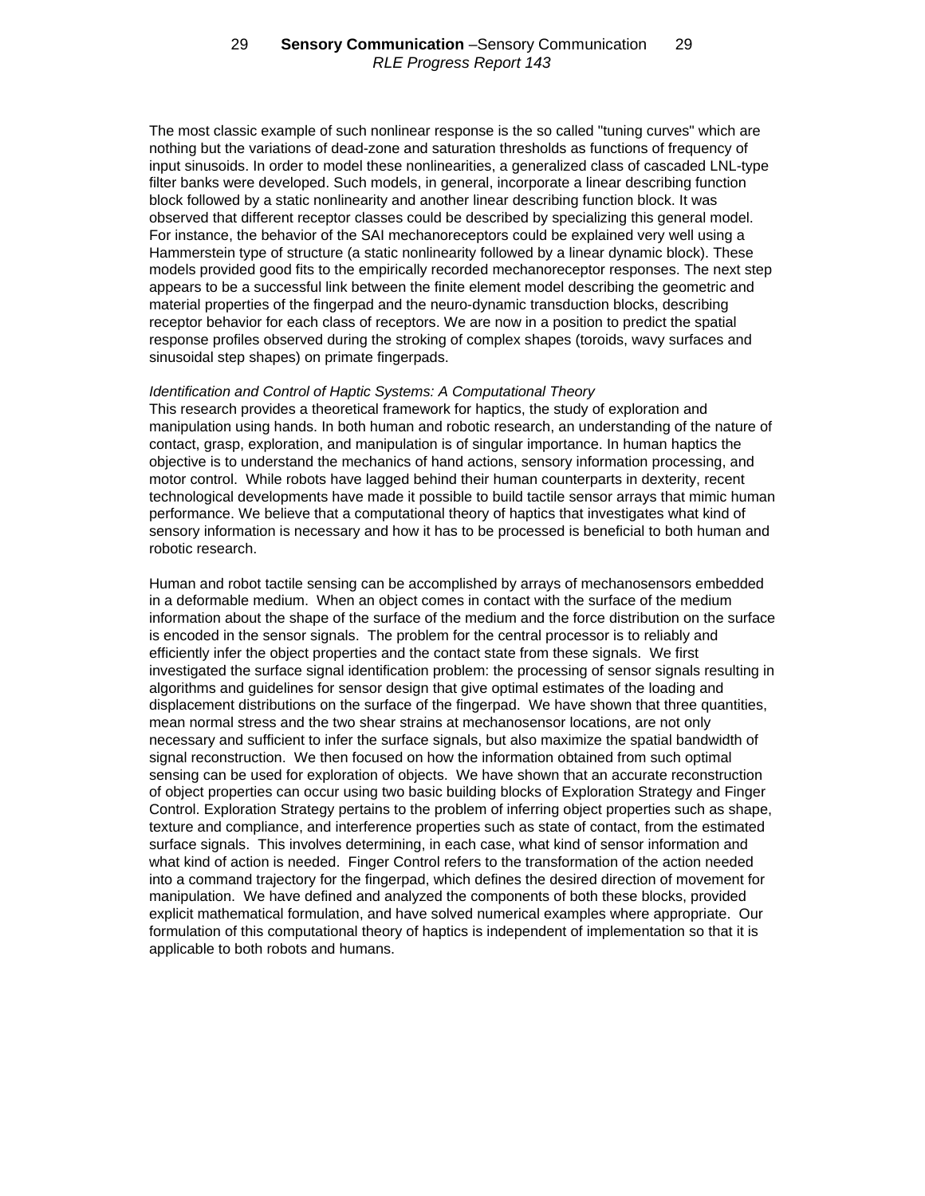The most classic example of such nonlinear response is the so called "tuning curves" which are nothing but the variations of dead-zone and saturation thresholds as functions of frequency of input sinusoids. In order to model these nonlinearities, a generalized class of cascaded LNL-type filter banks were developed. Such models, in general, incorporate a linear describing function block followed by a static nonlinearity and another linear describing function block. It was observed that different receptor classes could be described by specializing this general model. For instance, the behavior of the SAI mechanoreceptors could be explained very well using a Hammerstein type of structure (a static nonlinearity followed by a linear dynamic block). These models provided good fits to the empirically recorded mechanoreceptor responses. The next step appears to be a successful link between the finite element model describing the geometric and material properties of the fingerpad and the neuro-dynamic transduction blocks, describing receptor behavior for each class of receptors. We are now in a position to predict the spatial response profiles observed during the stroking of complex shapes (toroids, wavy surfaces and sinusoidal step shapes) on primate fingerpads.

*Identification and Control of Haptic Systems: A Computational Theory*

This research provides a theoretical framework for haptics, the study of exploration and manipulation using hands. In both human and robotic research, an understanding of the nature of contact, grasp, exploration, and manipulation is of singular importance. In human haptics the objective is to understand the mechanics of hand actions, sensory information processing, and motor control. While robots have lagged behind their human counterparts in dexterity, recent technological developments have made it possible to build tactile sensor arrays that mimic human performance. We believe that a computational theory of haptics that investigates what kind of sensory information is necessary and how it has to be processed is beneficial to both human and robotic research.

Human and robot tactile sensing can be accomplished by arrays of mechanosensors embedded in a deformable medium. When an object comes in contact with the surface of the medium information about the shape of the surface of the medium and the force distribution on the surface is encoded in the sensor signals. The problem for the central processor is to reliably and efficiently infer the object properties and the contact state from these signals. We first investigated the surface signal identification problem: the processing of sensor signals resulting in algorithms and guidelines for sensor design that give optimal estimates of the loading and displacement distributions on the surface of the fingerpad. We have shown that three quantities, mean normal stress and the two shear strains at mechanosensor locations, are not only necessary and sufficient to infer the surface signals, but also maximize the spatial bandwidth of signal reconstruction. We then focused on how the information obtained from such optimal sensing can be used for exploration of objects. We have shown that an accurate reconstruction of object properties can occur using two basic building blocks of Exploration Strategy and Finger Control. Exploration Strategy pertains to the problem of inferring object properties such as shape, texture and compliance, and interference properties such as state of contact, from the estimated surface signals. This involves determining, in each case, what kind of sensor information and what kind of action is needed. Finger Control refers to the transformation of the action needed into a command trajectory for the fingerpad, which defines the desired direction of movement for manipulation. We have defined and analyzed the components of both these blocks, provided explicit mathematical formulation, and have solved numerical examples where appropriate. Our formulation of this computational theory of haptics is independent of implementation so that it is applicable to both robots and humans.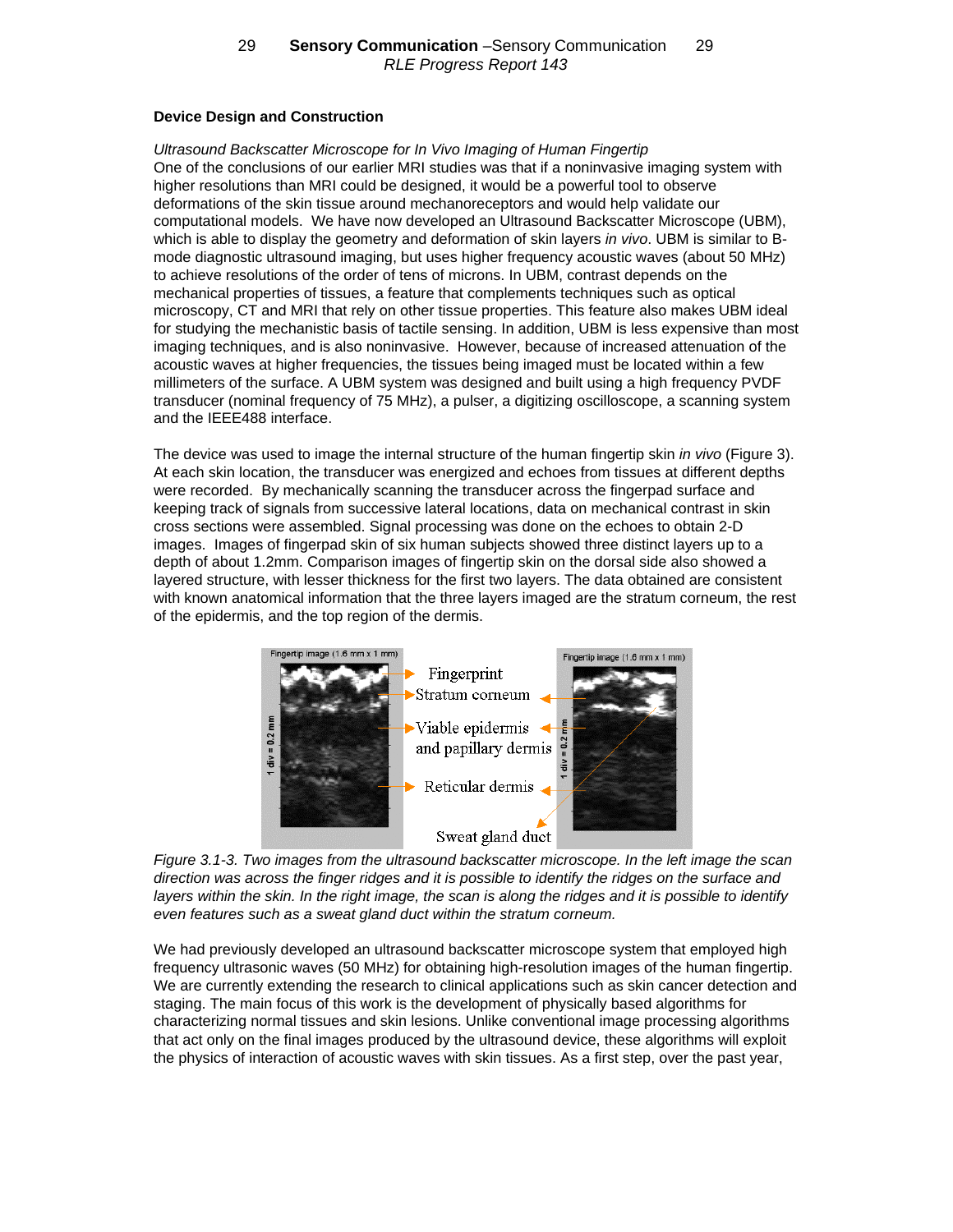### Device Design and Construction

*Ultrasound Backscatter Microscope for In Vivo Imaging of Human Fingertip*

One of the conclusions of our earlier MRI studies was that if a noninvasive imaging system with higher resolutions than MRI could be designed, it would be a powerful tool to observe deformations of the skin tissue around mechanoreceptors and would help validate our computational models. We have now developed an Ultrasound Backscatter Microscope (UBM), which is able to display the geometry and deformation of skin layers *in vivo*. UBM is similar to B-mode diagnostic ultrasound imaging, but uses higher frequency acoustic waves (about 50 MHz) to achieve resolutions of the order of tens of microns. In UBM, contrast depends on the mechanical properties of tissues, a feature that complements techniques such as optical microscopy, CT and MRI that rely on other tissue properties. This feature also makes UBM ideal for studying the mechanistic basis of tactile sensing. In addition, UBM is less expensive than most imaging techniques, and is also noninvasive. However, because of increased attenuation of the acoustic waves at higher frequencies, the tissues being imaged must be located within a few millimeters of the surface. A UBM system was designed and built using a high frequency PVDF transducer (nominal frequency of 75 MHz), a pulser, a digitizing oscilloscope, a scanning system and the IEEE488 interface.

The device was used to image the internal structure of the human fingertip skin *in vivo* (Figure 3). At each skin location, the transducer was energized and echoes from tissues at different depths were recorded. By mechanically scanning the transducer across the fingerpad surface and keeping track of signals from successive lateral locations, data on mechanical contrast in skin cross sections were assembled. Signal processing was done on the echoes to obtain 2-D images. Images of fingerpad skin of six human subjects showed three distinct layers up to a depth of about 1.2mm. Comparison images of fingertip skin on the dorsal side also showed a layered structure, with lesser thickness for the first two layers. The data obtained are consistent with known anatomical information that the three layers imaged are the stratum corneum, the rest of the epidermis, and the top region of the dermis.

*Figure 3.1-3. Two images from the ultrasound backscatter microscope. In the left image the scan direction was across the finger ridges and it is possible to identify the ridges on the surface and layers within the skin. In the right image, the scan is along the ridges and it is possible to identify even features such as a sweat gland duct within the stratum corneum.*

We had previously developed an ultrasound backscatter microscope system that employed high frequency ultrasonic waves (50 MHz) for obtaining high-resolution images of the human fingertip. We are currently extending the research to clinical applications such as skin cancer detection and staging. The main focus of this work is the development of physically based algorithms for characterizing normal tissues and skin lesions. Unlike conventional image processing algorithms that act only on the final images produced by the ultrasound device, these algorithms will exploit the physics of interaction of acoustic waves with skin tissues. As a first step, over the past year,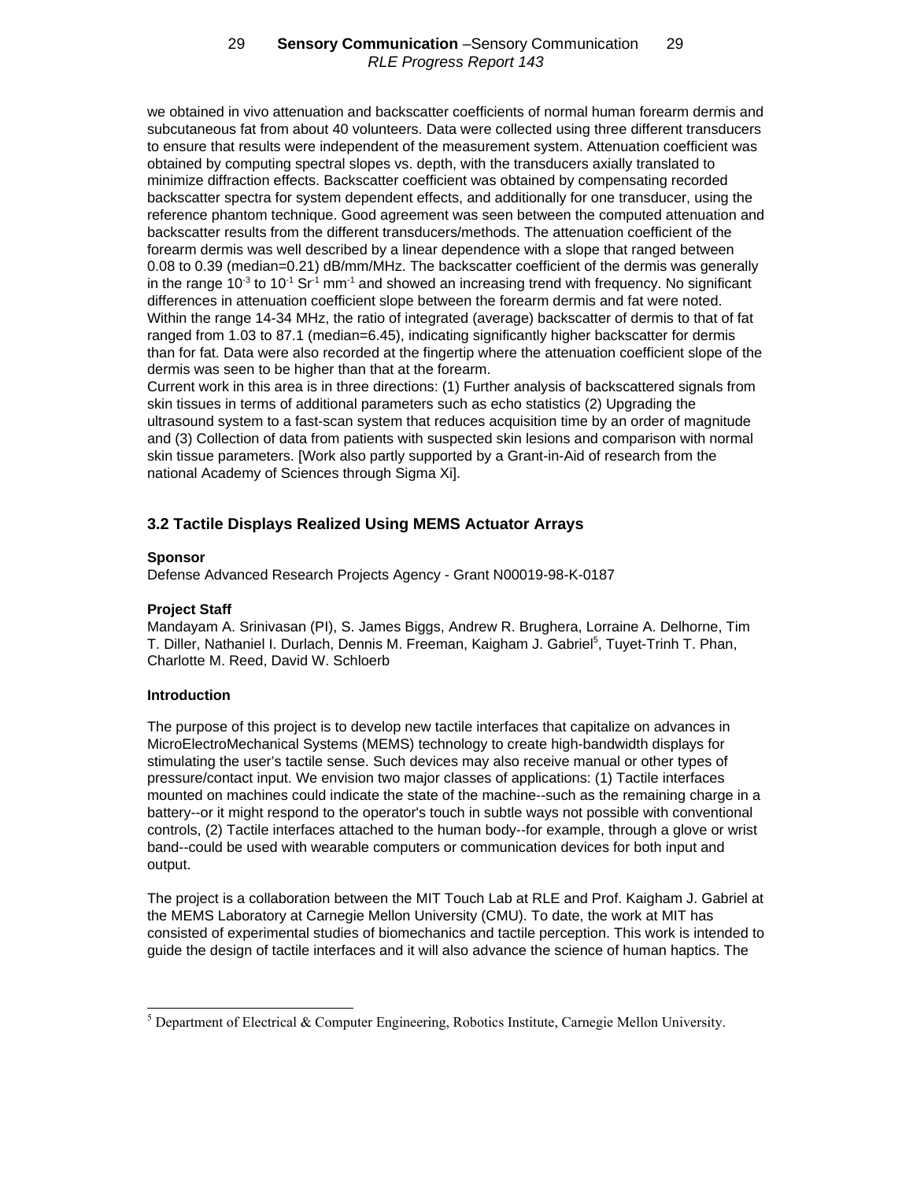we obtained in vivo attenuation and backscatter coefficients of normal human forearm dermis and subcutaneous fat from about 40 volunteers. Data were collected using three different transducers to ensure that results were independent of the measurement system. Attenuation coefficient was obtained by computing spectral slopes vs. depth, with the transducers axially translated to minimize diffraction effects. Backscatter coefficient was obtained by compensating recorded backscatter spectra for system dependent effects, and additionally for one transducer, using the reference phantom technique. Good agreement was seen between the computed attenuation and backscatter results from the different transducers/methods. The attenuation coefficient of the forearm dermis was well described by a linear dependence with a slope that ranged between 0.08 to 0.39 (median=0.21) dB/mm/MHz. The backscatter coefficient of the dermis was generally in the range $10^{-3}$ to $10^{-1}$ $Sr^{-1}$ $mm^{-1}$ and showed an increasing trend with frequency. No significant differences in attenuation coefficient slope between the forearm dermis and fat were noted. Within the range 14-34 MHz, the ratio of integrated (average) backscatter of dermis to that of fat ranged from 1.03 to 87.1 (median=6.45), indicating significantly higher backscatter for dermis than for fat. Data were also recorded at the fingertip where the attenuation coefficient slope of the dermis was seen to be higher than that at the forearm.
Current work in this area is in three directions: (1) Further analysis of backscattered signals from skin tissues in terms of additional parameters such as echo statistics (2) Upgrading the ultrasound system to a fast-scan system that reduces acquisition time by an order of magnitude and (3) Collection of data from patients with suspected skin lesions and comparison with normal skin tissue parameters. [Work also partly supported by a Grant-in-Aid of research from the national Academy of Sciences through Sigma Xi].

### 3.2 Tactile Displays Realized Using MEMS Actuator Arrays

**Sponsor**

Defense Advanced Research Projects Agency - Grant N00019-98-K-0187

**Project Staff**

Mandayam A. Srinivasan (PI), S. James Biggs, Andrew R. Brughera, Lorraine A. Delhorne, Tim T. Diller, Nathaniel I. Durlach, Dennis M. Freeman, Kaigham J. Gabriel[5], Tuyet-Trinh T. Phan, Charlotte M. Reed, David W. Schloerb

**Introduction**

The purpose of this project is to develop new tactile interfaces that capitalize on advances in MicroElectroMechanical Systems (MEMS) technology to create high-bandwidth displays for stimulating the user's tactile sense. Such devices may also receive manual or other types of pressure/contact input. We envision two major classes of applications: (1) Tactile interfaces mounted on machines could indicate the state of the machine--such as the remaining charge in a battery--or it might respond to the operator's touch in subtle ways not possible with conventional controls, (2) Tactile interfaces attached to the human body--for example, through a glove or wrist band--could be used with wearable computers or communication devices for both input and output.

The project is a collaboration between the MIT Touch Lab at RLE and Prof. Kaigham J. Gabriel at the MEMS Laboratory at Carnegie Mellon University (CMU). To date, the work at MIT has consisted of experimental studies of biomechanics and tactile perception. This work is intended to guide the design of tactile interfaces and it will also advance the science of human haptics. The

[5] Department of Electrical & Computer Engineering, Robotics Institute, Carnegie Mellon University.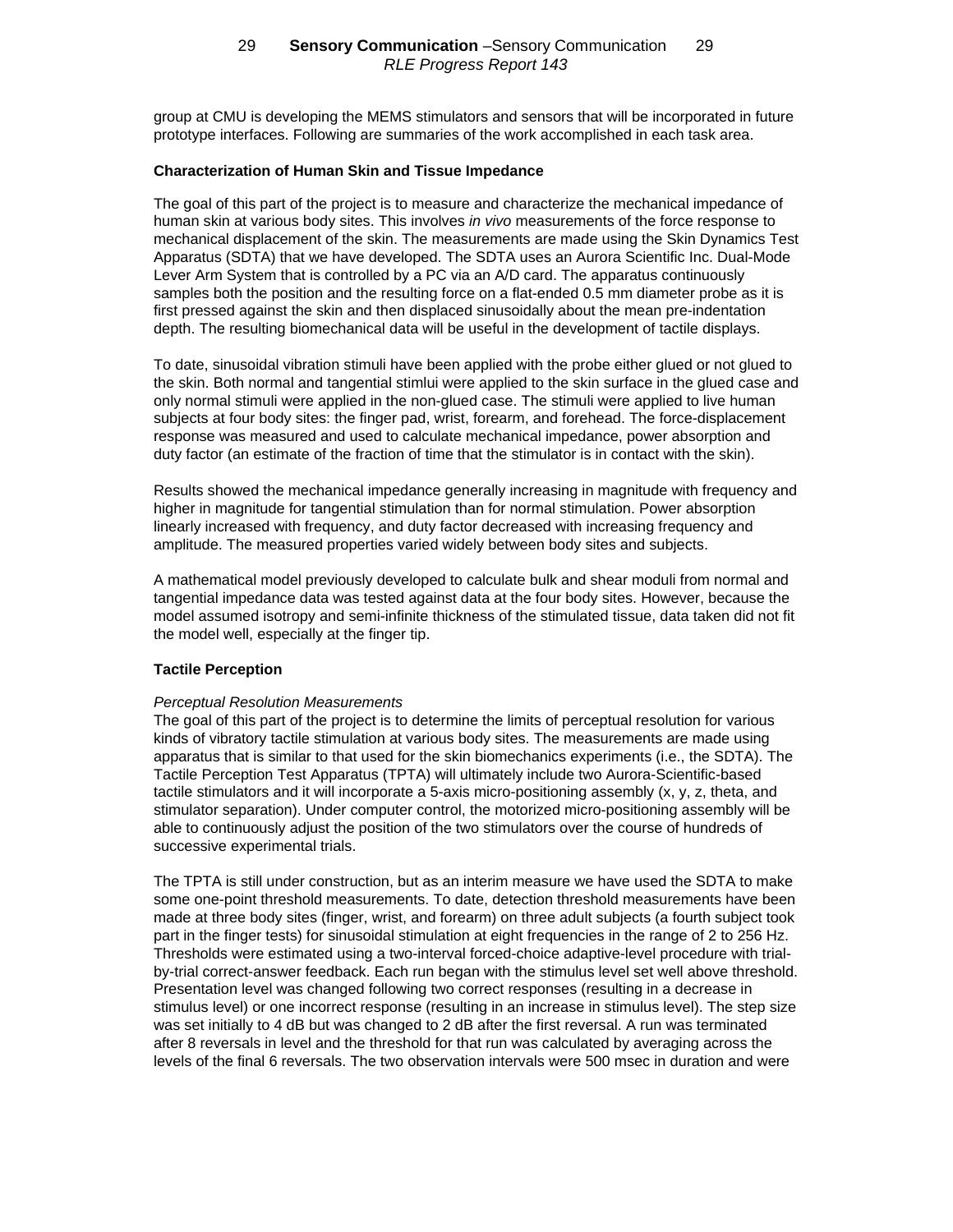group at CMU is developing the MEMS stimulators and sensors that will be incorporated in future prototype interfaces. Following are summaries of the work accomplished in each task area.

**Characterization of Human Skin and Tissue Impedance**

The goal of this part of the project is to measure and characterize the mechanical impedance of human skin at various body sites. This involves *in vivo* measurements of the force response to mechanical displacement of the skin. The measurements are made using the Skin Dynamics Test Apparatus (SDTA) that we have developed. The SDTA uses an Aurora Scientific Inc. Dual-Mode Lever Arm System that is controlled by a PC via an A/D card. The apparatus continuously samples both the position and the resulting force on a flat-ended 0.5 mm diameter probe as it is first pressed against the skin and then displaced sinusoidally about the mean pre-indentation depth. The resulting biomechanical data will be useful in the development of tactile displays.

To date, sinusoidal vibration stimuli have been applied with the probe either glued or not glued to the skin. Both normal and tangential stimlui were applied to the skin surface in the glued case and only normal stimuli were applied in the non-glued case. The stimuli were applied to live human subjects at four body sites: the finger pad, wrist, forearm, and forehead. The force-displacement response was measured and used to calculate mechanical impedance, power absorption and duty factor (an estimate of the fraction of time that the stimulator is in contact with the skin).

Results showed the mechanical impedance generally increasing in magnitude with frequency and higher in magnitude for tangential stimulation than for normal stimulation. Power absorption linearly increased with frequency, and duty factor decreased with increasing frequency and amplitude. The measured properties varied widely between body sites and subjects.

A mathematical model previously developed to calculate bulk and shear moduli from normal and tangential impedance data was tested against data at the four body sites. However, because the model assumed isotropy and semi-infinite thickness of the stimulated tissue, data taken did not fit the model well, especially at the finger tip.

**Tactile Perception**

*Perceptual Resolution Measurements*

The goal of this part of the project is to determine the limits of perceptual resolution for various kinds of vibratory tactile stimulation at various body sites. The measurements are made using apparatus that is similar to that used for the skin biomechanics experiments (i.e., the SDTA). The Tactile Perception Test Apparatus (TPTA) will ultimately include two Aurora-Scientific-based tactile stimulators and it will incorporate a 5-axis micro-positioning assembly (x, y, z, theta, and stimulator separation). Under computer control, the motorized micro-positioning assembly will be able to continuously adjust the position of the two stimulators over the course of hundreds of successive experimental trials.

The TPTA is still under construction, but as an interim measure we have used the SDTA to make some one-point threshold measurements. To date, detection threshold measurements have been made at three body sites (finger, wrist, and forearm) on three adult subjects (a fourth subject took part in the finger tests) for sinusoidal stimulation at eight frequencies in the range of 2 to 256 Hz. Thresholds were estimated using a two-interval forced-choice adaptive-level procedure with trial-by-trial correct-answer feedback. Each run began with the stimulus level set well above threshold. Presentation level was changed following two correct responses (resulting in a decrease in stimulus level) or one incorrect response (resulting in an increase in stimulus level). The step size was set initially to 4 dB but was changed to 2 dB after the first reversal. A run was terminated after 8 reversals in level and the threshold for that run was calculated by averaging across the levels of the final 6 reversals. The two observation intervals were 500 msec in duration and were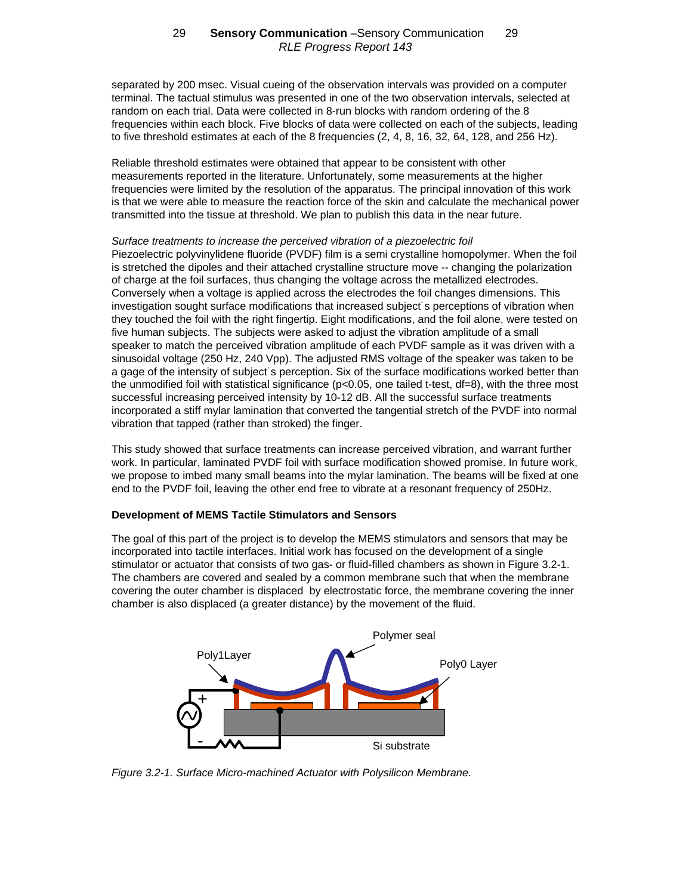separated by 200 msec. Visual cueing of the observation intervals was provided on a computer terminal. The tactual stimulus was presented in one of the two observation intervals, selected at random on each trial. Data were collected in 8-run blocks with random ordering of the 8 frequencies within each block. Five blocks of data were collected on each of the subjects, leading to five threshold estimates at each of the 8 frequencies (2, 4, 8, 16, 32, 64, 128, and 256 Hz).

Reliable threshold estimates were obtained that appear to be consistent with other measurements reported in the literature. Unfortunately, some measurements at the higher frequencies were limited by the resolution of the apparatus. The principal innovation of this work is that we were able to measure the reaction force of the skin and calculate the mechanical power transmitted into the tissue at threshold. We plan to publish this data in the near future.

*Surface treatments to increase the perceived vibration of a piezoelectric foil*

Piezoelectric polyvinylidene fluoride (PVDF) film is a semi crystalline homopolymer. When the foil is stretched the dipoles and their attached crystalline structure move -- changing the polarization of charge at the foil surfaces, thus changing the voltage across the metallized electrodes. Conversely when a voltage is applied across the electrodes the foil changes dimensions. This investigation sought surface modifications that increased subject´s perceptions of vibration when they touched the foil with the right fingertip. Eight modifications, and the foil alone, were tested on five human subjects. The subjects were asked to adjust the vibration amplitude of a small speaker to match the perceived vibration amplitude of each PVDF sample as it was driven with a sinusoidal voltage (250 Hz, 240 Vpp). The adjusted RMS voltage of the speaker was taken to be a gage of the intensity of subject´s perception. Six of the surface modifications worked better than the unmodified foil with statistical significance ($p<0.05$, one tailed t-test, $df=8$), with the three most successful increasing perceived intensity by 10-12 dB. All the successful surface treatments incorporated a stiff mylar lamination that converted the tangential stretch of the PVDF into normal vibration that tapped (rather than stroked) the finger.

This study showed that surface treatments can increase perceived vibration, and warrant further work. In particular, laminated PVDF foil with surface modification showed promise. In future work, we propose to imbed many small beams into the mylar lamination. The beams will be fixed at one end to the PVDF foil, leaving the other end free to vibrate at a resonant frequency of 250Hz.

**Development of MEMS Tactile Stimulators and Sensors**

The goal of this part of the project is to develop the MEMS stimulators and sensors that may be incorporated into tactile interfaces. Initial work has focused on the development of a single stimulator or actuator that consists of two gas- or fluid-filled chambers as shown in Figure 3.2-1. The chambers are covered and sealed by a common membrane such that when the membrane covering the outer chamber is displaced by electrostatic force, the membrane covering the inner chamber is also displaced (a greater distance) by the movement of the fluid.

Poly1Layer

Polymer seal

Poly0 Layer

Si substrate

*Figure 3.2-1. Surface Micro-machined Actuator with Polysilicon Membrane.*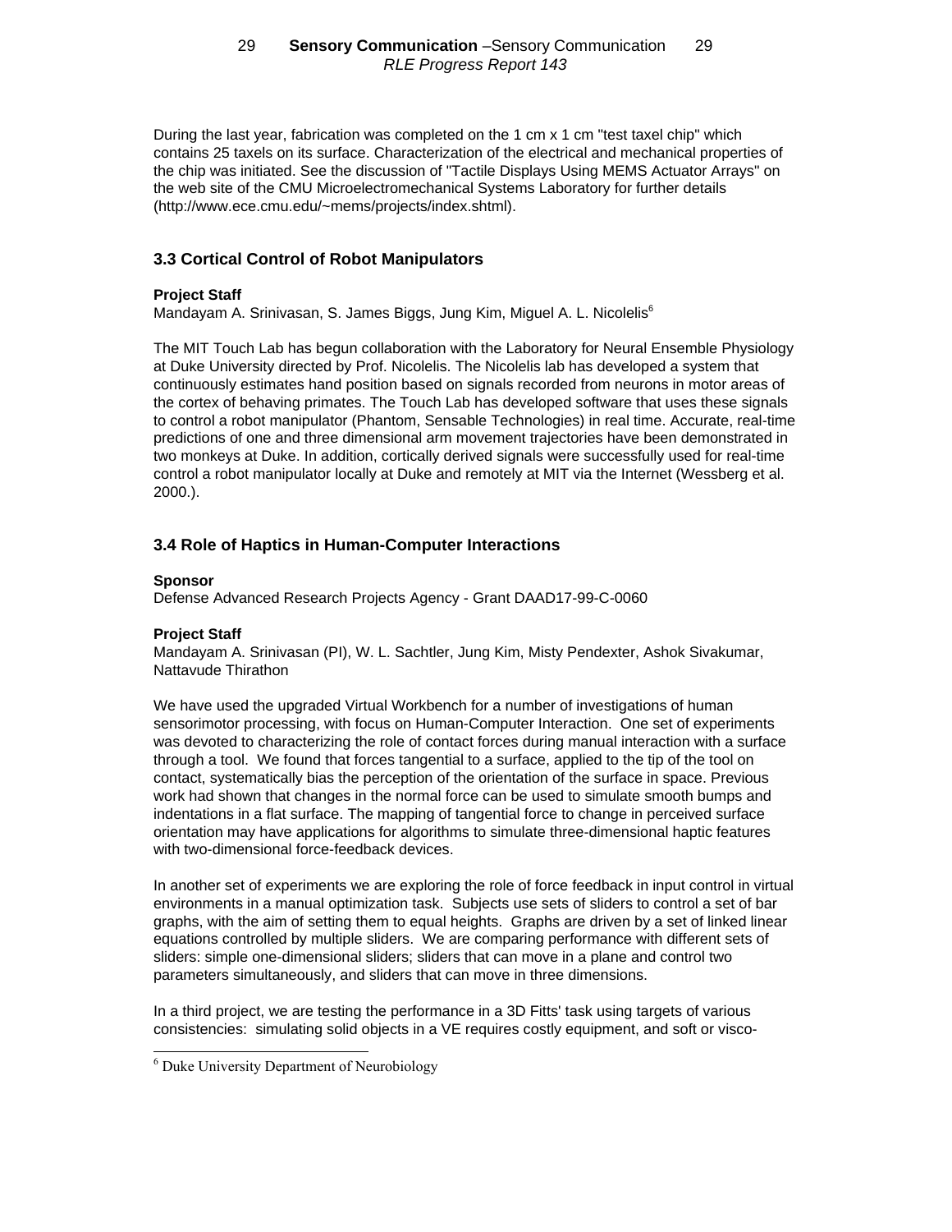During the last year, fabrication was completed on the 1 cm x 1 cm "test taxel chip" which contains 25 taxels on its surface. Characterization of the electrical and mechanical properties of the chip was initiated. See the discussion of "Tactile Displays Using MEMS Actuator Arrays" on the web site of the CMU Microelectromechanical Systems Laboratory for further details (http://www.ece.cmu.edu/~mems/projects/index.shtml).

### 3.3 Cortical Control of Robot Manipulators

**Project Staff**

Mandayam A. Srinivasan, S. James Biggs, Jung Kim, Miguel A. L. Nicolelis[6]

The MIT Touch Lab has begun collaboration with the Laboratory for Neural Ensemble Physiology at Duke University directed by Prof. Nicolelis. The Nicolelis lab has developed a system that continuously estimates hand position based on signals recorded from neurons in motor areas of the cortex of behaving primates. The Touch Lab has developed software that uses these signals to control a robot manipulator (Phantom, Sensable Technologies) in real time. Accurate, real-time predictions of one and three dimensional arm movement trajectories have been demonstrated in two monkeys at Duke. In addition, cortically derived signals were successfully used for real-time control a robot manipulator locally at Duke and remotely at MIT via the Internet (Wessberg et al. 2000.).

### 3.4 Role of Haptics in Human-Computer Interactions

**Sponsor**

Defense Advanced Research Projects Agency - Grant DAAD17-99-C-0060

**Project Staff**

Mandayam A. Srinivasan (PI), W. L. Sachtler, Jung Kim, Misty Pendexter, Ashok Sivakumar, Nattavude Thirathon

We have used the upgraded Virtual Workbench for a number of investigations of human sensorimotor processing, with focus on Human-Computer Interaction. One set of experiments was devoted to characterizing the role of contact forces during manual interaction with a surface through a tool. We found that forces tangential to a surface, applied to the tip of the tool on contact, systematically bias the perception of the orientation of the surface in space. Previous work had shown that changes in the normal force can be used to simulate smooth bumps and indentations in a flat surface. The mapping of tangential force to change in perceived surface orientation may have applications for algorithms to simulate three-dimensional haptic features with two-dimensional force-feedback devices.

In another set of experiments we are exploring the role of force feedback in input control in virtual environments in a manual optimization task. Subjects use sets of sliders to control a set of bar graphs, with the aim of setting them to equal heights. Graphs are driven by a set of linked linear equations controlled by multiple sliders. We are comparing performance with different sets of sliders: simple one-dimensional sliders; sliders that can move in a plane and control two parameters simultaneously, and sliders that can move in three dimensions.

In a third project, we are testing the performance in a 3D Fitts' task using targets of various consistencies: simulating solid objects in a VE requires costly equipment, and soft or visco-

[6] Duke University Department of Neurobiology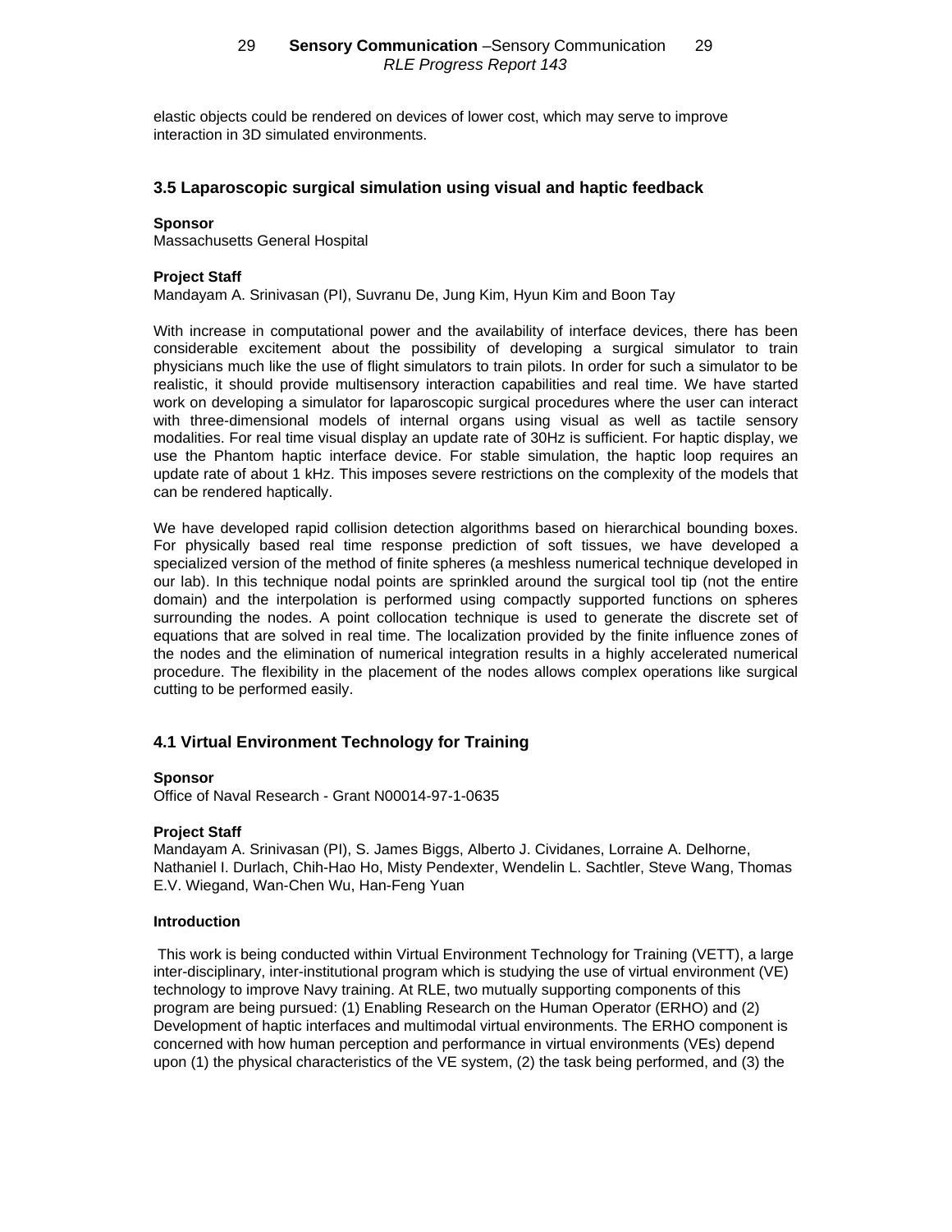elastic objects could be rendered on devices of lower cost, which may serve to improve interaction in 3D simulated environments.

### 3.5 Laparoscopic surgical simulation using visual and haptic feedback

**Sponsor**
Massachusetts General Hospital

**Project Staff**
Mandayam A. Srinivasan (PI), Suvranu De, Jung Kim, Hyun Kim and Boon Tay

With increase in computational power and the availability of interface devices, there has been considerable excitement about the possibility of developing a surgical simulator to train physicians much like the use of flight simulators to train pilots. In order for such a simulator to be realistic, it should provide multisensory interaction capabilities and real time. We have started work on developing a simulator for laparoscopic surgical procedures where the user can interact with three-dimensional models of internal organs using visual as well as tactile sensory modalities. For real time visual display an update rate of 30Hz is sufficient. For haptic display, we use the Phantom haptic interface device. For stable simulation, the haptic loop requires an update rate of about 1 kHz. This imposes severe restrictions on the complexity of the models that can be rendered haptically.

We have developed rapid collision detection algorithms based on hierarchical bounding boxes. For physically based real time response prediction of soft tissues, we have developed a specialized version of the method of finite spheres (a meshless numerical technique developed in our lab). In this technique nodal points are sprinkled around the surgical tool tip (not the entire domain) and the interpolation is performed using compactly supported functions on spheres surrounding the nodes. A point collocation technique is used to generate the discrete set of equations that are solved in real time. The localization provided by the finite influence zones of the nodes and the elimination of numerical integration results in a highly accelerated numerical procedure. The flexibility in the placement of the nodes allows complex operations like surgical cutting to be performed easily.

### 4.1 Virtual Environment Technology for Training

**Sponsor**
Office of Naval Research - Grant N00014-97-1-0635

**Project Staff**
Mandayam A. Srinivasan (PI), S. James Biggs, Alberto J. Cividanes, Lorraine A. Delhorne, Nathaniel I. Durlach, Chih-Hao Ho, Misty Pendexter, Wendelin L. Sachtler, Steve Wang, Thomas E.V. Wiegand, Wan-Chen Wu, Han-Feng Yuan

**Introduction**

This work is being conducted within Virtual Environment Technology for Training (VETT), a large inter-disciplinary, inter-institutional program which is studying the use of virtual environment (VE) technology to improve Navy training. At RLE, two mutually supporting components of this program are being pursued: (1) Enabling Research on the Human Operator (ERHO) and (2) Development of haptic interfaces and multimodal virtual environments. The ERHO component is concerned with how human perception and performance in virtual environments (VEs) depend upon (1) the physical characteristics of the VE system, (2) the task being performed, and (3) the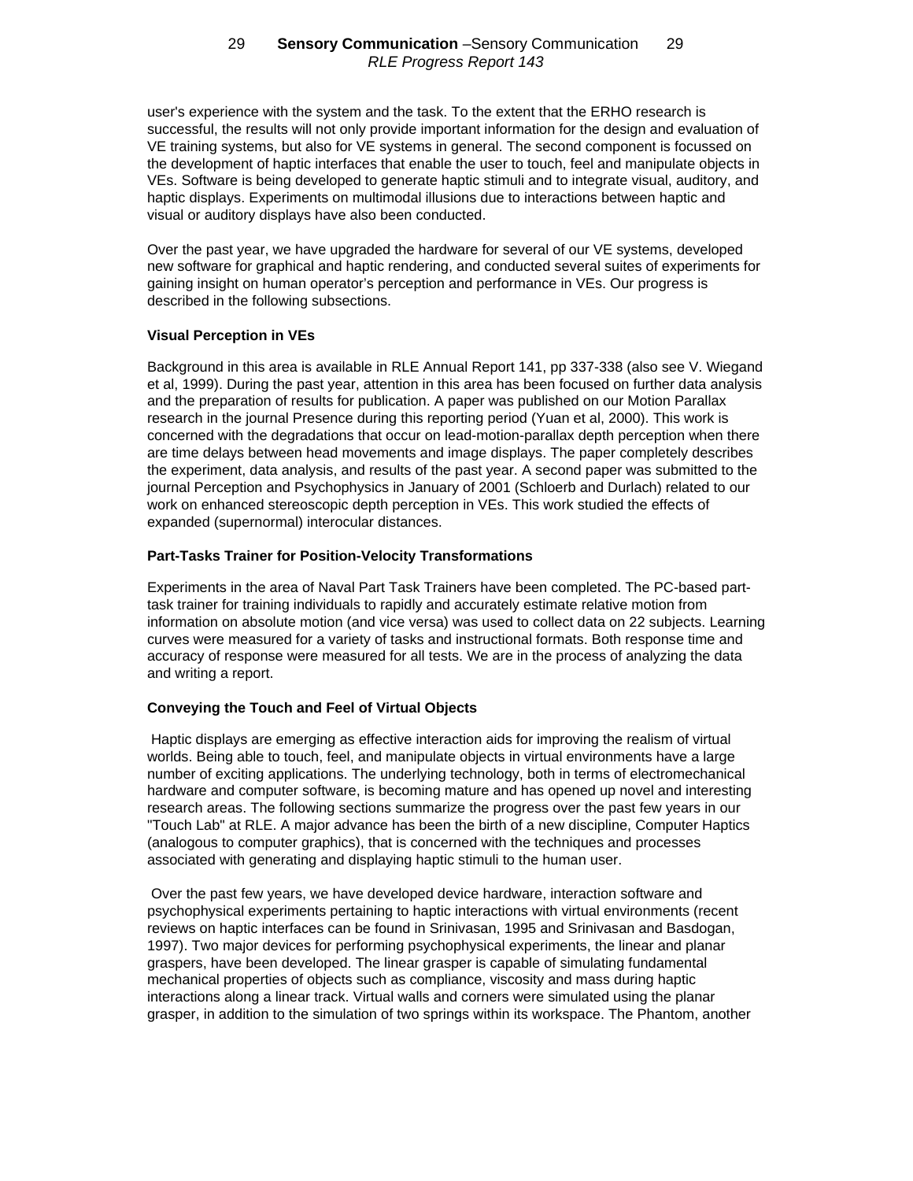user's experience with the system and the task. To the extent that the ERHO research is successful, the results will not only provide important information for the design and evaluation of VE training systems, but also for VE systems in general. The second component is focussed on the development of haptic interfaces that enable the user to touch, feel and manipulate objects in VEs. Software is being developed to generate haptic stimuli and to integrate visual, auditory, and haptic displays. Experiments on multimodal illusions due to interactions between haptic and visual or auditory displays have also been conducted.

Over the past year, we have upgraded the hardware for several of our VE systems, developed new software for graphical and haptic rendering, and conducted several suites of experiments for gaining insight on human operator's perception and performance in VEs. Our progress is described in the following subsections.

**Visual Perception in VEs**

Background in this area is available in RLE Annual Report 141, pp 337-338 (also see V. Wiegand et al, 1999). During the past year, attention in this area has been focused on further data analysis and the preparation of results for publication. A paper was published on our Motion Parallax research in the journal Presence during this reporting period (Yuan et al, 2000). This work is concerned with the degradations that occur on lead-motion-parallax depth perception when there are time delays between head movements and image displays. The paper completely describes the experiment, data analysis, and results of the past year. A second paper was submitted to the journal Perception and Psychophysics in January of 2001 (Schloerb and Durlach) related to our work on enhanced stereoscopic depth perception in VEs. This work studied the effects of expanded (supernormal) interocular distances.

**Part-Tasks Trainer for Position-Velocity Transformations**

Experiments in the area of Naval Part Task Trainers have been completed. The PC-based part-task trainer for training individuals to rapidly and accurately estimate relative motion from information on absolute motion (and vice versa) was used to collect data on 22 subjects. Learning curves were measured for a variety of tasks and instructional formats. Both response time and accuracy of response were measured for all tests. We are in the process of analyzing the data and writing a report.

**Conveying the Touch and Feel of Virtual Objects**

Haptic displays are emerging as effective interaction aids for improving the realism of virtual worlds. Being able to touch, feel, and manipulate objects in virtual environments have a large number of exciting applications. The underlying technology, both in terms of electromechanical hardware and computer software, is becoming mature and has opened up novel and interesting research areas. The following sections summarize the progress over the past few years in our "Touch Lab" at RLE. A major advance has been the birth of a new discipline, Computer Haptics (analogous to computer graphics), that is concerned with the techniques and processes associated with generating and displaying haptic stimuli to the human user.

Over the past few years, we have developed device hardware, interaction software and psychophysical experiments pertaining to haptic interactions with virtual environments (recent reviews on haptic interfaces can be found in Srinivasan, 1995 and Srinivasan and Basdogan, 1997). Two major devices for performing psychophysical experiments, the linear and planar graspers, have been developed. The linear grasper is capable of simulating fundamental mechanical properties of objects such as compliance, viscosity and mass during haptic interactions along a linear track. Virtual walls and corners were simulated using the planar grasper, in addition to the simulation of two springs within its workspace. The Phantom, another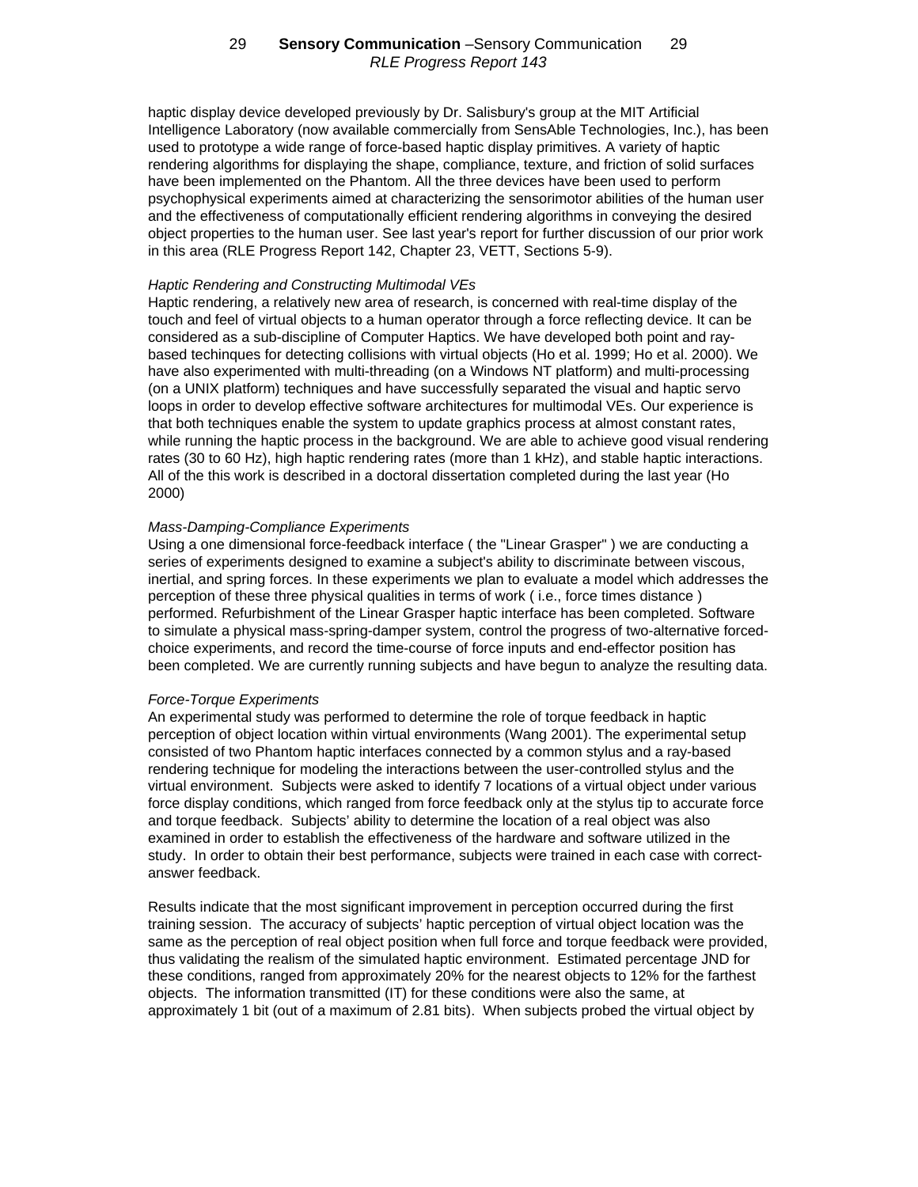haptic display device developed previously by Dr. Salisbury's group at the MIT Artificial Intelligence Laboratory (now available commercially from SensAble Technologies, Inc.), has been used to prototype a wide range of force-based haptic display primitives. A variety of haptic rendering algorithms for displaying the shape, compliance, texture, and friction of solid surfaces have been implemented on the Phantom. All the three devices have been used to perform psychophysical experiments aimed at characterizing the sensorimotor abilities of the human user and the effectiveness of computationally efficient rendering algorithms in conveying the desired object properties to the human user. See last year's report for further discussion of our prior work in this area (RLE Progress Report 142, Chapter 23, VETT, Sections 5-9).

*Haptic Rendering and Constructing Multimodal VEs*

Haptic rendering, a relatively new area of research, is concerned with real-time display of the touch and feel of virtual objects to a human operator through a force reflecting device. It can be considered as a sub-discipline of Computer Haptics. We have developed both point and ray-based techinques for detecting collisions with virtual objects (Ho et al. 1999; Ho et al. 2000). We have also experimented with multi-threading (on a Windows NT platform) and multi-processing (on a UNIX platform) techniques and have successfully separated the visual and haptic servo loops in order to develop effective software architectures for multimodal VEs. Our experience is that both techniques enable the system to update graphics process at almost constant rates, while running the haptic process in the background. We are able to achieve good visual rendering rates (30 to 60 Hz), high haptic rendering rates (more than 1 kHz), and stable haptic interactions. All of the this work is described in a doctoral dissertation completed during the last year (Ho 2000)

*Mass-Damping-Compliance Experiments*

Using a one dimensional force-feedback interface ( the "Linear Grasper" ) we are conducting a series of experiments designed to examine a subject's ability to discriminate between viscous, inertial, and spring forces. In these experiments we plan to evaluate a model which addresses the perception of these three physical qualities in terms of work ( i.e., force times distance ) performed. Refurbishment of the Linear Grasper haptic interface has been completed. Software to simulate a physical mass-spring-damper system, control the progress of two-alternative forced-choice experiments, and record the time-course of force inputs and end-effector position has been completed. We are currently running subjects and have begun to analyze the resulting data.

*Force-Torque Experiments*

An experimental study was performed to determine the role of torque feedback in haptic perception of object location within virtual environments (Wang 2001). The experimental setup consisted of two Phantom haptic interfaces connected by a common stylus and a ray-based rendering technique for modeling the interactions between the user-controlled stylus and the virtual environment. Subjects were asked to identify 7 locations of a virtual object under various force display conditions, which ranged from force feedback only at the stylus tip to accurate force and torque feedback. Subjects' ability to determine the location of a real object was also examined in order to establish the effectiveness of the hardware and software utilized in the study. In order to obtain their best performance, subjects were trained in each case with correct-answer feedback.

Results indicate that the most significant improvement in perception occurred during the first training session. The accuracy of subjects' haptic perception of virtual object location was the same as the perception of real object position when full force and torque feedback were provided, thus validating the realism of the simulated haptic environment. Estimated percentage JND for these conditions, ranged from approximately 20% for the nearest objects to 12% for the farthest objects. The information transmitted (IT) for these conditions were also the same, at approximately 1 bit (out of a maximum of 2.81 bits). When subjects probed the virtual object by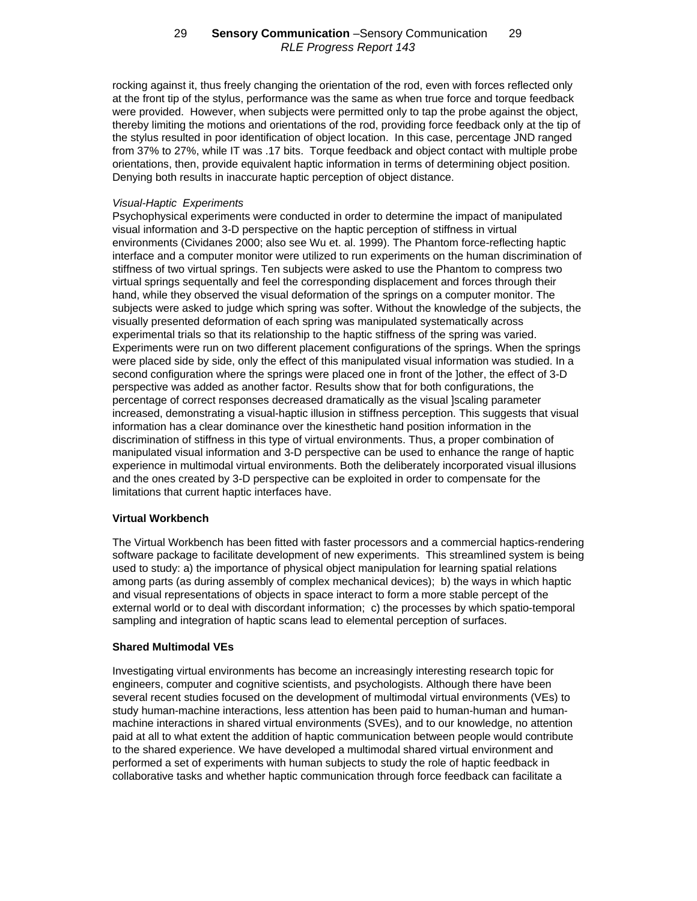rocking against it, thus freely changing the orientation of the rod, even with forces reflected only at the front tip of the stylus, performance was the same as when true force and torque feedback were provided. However, when subjects were permitted only to tap the probe against the object, thereby limiting the motions and orientations of the rod, providing force feedback only at the tip of the stylus resulted in poor identification of object location. In this case, percentage JND ranged from 37% to 27%, while IT was .17 bits. Torque feedback and object contact with multiple probe orientations, then, provide equivalent haptic information in terms of determining object position. Denying both results in inaccurate haptic perception of object distance.

*Visual-Haptic Experiments*

Psychophysical experiments were conducted in order to determine the impact of manipulated visual information and 3-D perspective on the haptic perception of stiffness in virtual environments (Cividanes 2000; also see Wu et. al. 1999). The Phantom force-reflecting haptic interface and a computer monitor were utilized to run experiments on the human discrimination of stiffness of two virtual springs. Ten subjects were asked to use the Phantom to compress two virtual springs sequentally and feel the corresponding displacement and forces through their hand, while they observed the visual deformation of the springs on a computer monitor. The subjects were asked to judge which spring was softer. Without the knowledge of the subjects, the visually presented deformation of each spring was manipulated systematically across experimental trials so that its relationship to the haptic stiffness of the spring was varied. Experiments were run on two different placement configurations of the springs. When the springs were placed side by side, only the effect of this manipulated visual information was studied. In a second configuration where the springs were placed one in front of the ]other, the effect of 3-D perspective was added as another factor. Results show that for both configurations, the percentage of correct responses decreased dramatically as the visual ]scaling parameter increased, demonstrating a visual-haptic illusion in stiffness perception. This suggests that visual information has a clear dominance over the kinesthetic hand position information in the discrimination of stiffness in this type of virtual environments. Thus, a proper combination of manipulated visual information and 3-D perspective can be used to enhance the range of haptic experience in multimodal virtual environments. Both the deliberately incorporated visual illusions and the ones created by 3-D perspective can be exploited in order to compensate for the limitations that current haptic interfaces have.

**Virtual Workbench**

The Virtual Workbench has been fitted with faster processors and a commercial haptics-rendering software package to facilitate development of new experiments. This streamlined system is being used to study: a) the importance of physical object manipulation for learning spatial relations among parts (as during assembly of complex mechanical devices); b) the ways in which haptic and visual representations of objects in space interact to form a more stable percept of the external world or to deal with discordant information; c) the processes by which spatio-temporal sampling and integration of haptic scans lead to elemental perception of surfaces.

**Shared Multimodal VEs**

Investigating virtual environments has become an increasingly interesting research topic for engineers, computer and cognitive scientists, and psychologists. Although there have been several recent studies focused on the development of multimodal virtual environments (VEs) to study human-machine interactions, less attention has been paid to human-human and human-machine interactions in shared virtual environments (SVEs), and to our knowledge, no attention paid at all to what extent the addition of haptic communication between people would contribute to the shared experience. We have developed a multimodal shared virtual environment and performed a set of experiments with human subjects to study the role of haptic feedback in collaborative tasks and whether haptic communication through force feedback can facilitate a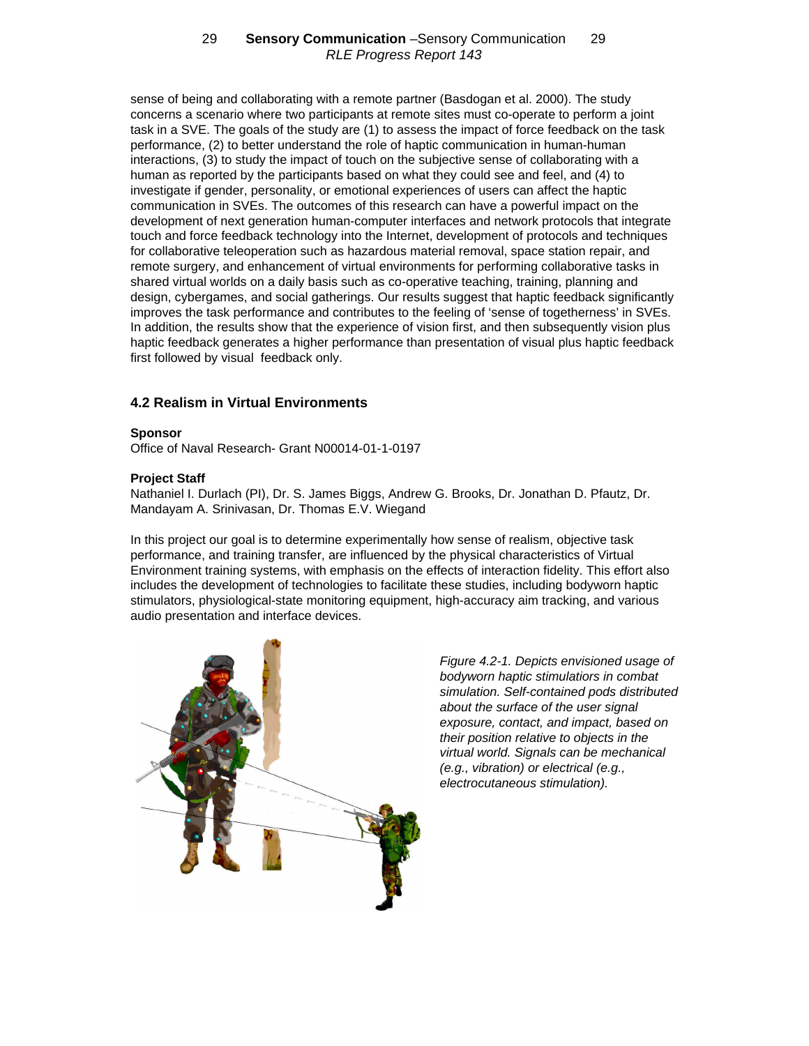sense of being and collaborating with a remote partner (Basdogan et al. 2000). The study concerns a scenario where two participants at remote sites must co-operate to perform a joint task in a SVE. The goals of the study are (1) to assess the impact of force feedback on the task performance, (2) to better understand the role of haptic communication in human-human interactions, (3) to study the impact of touch on the subjective sense of collaborating with a human as reported by the participants based on what they could see and feel, and (4) to investigate if gender, personality, or emotional experiences of users can affect the haptic communication in SVEs. The outcomes of this research can have a powerful impact on the development of next generation human-computer interfaces and network protocols that integrate touch and force feedback technology into the Internet, development of protocols and techniques for collaborative teleoperation such as hazardous material removal, space station repair, and remote surgery, and enhancement of virtual environments for performing collaborative tasks in shared virtual worlds on a daily basis such as co-operative teaching, training, planning and design, cybergames, and social gatherings. Our results suggest that haptic feedback significantly improves the task performance and contributes to the feeling of 'sense of togetherness' in SVEs. In addition, the results show that the experience of vision first, and then subsequently vision plus haptic feedback generates a higher performance than presentation of visual plus haptic feedback first followed by visual feedback only.

## 4.2 Realism in Virtual Environments

**Sponsor**

Office of Naval Research- Grant N00014-01-1-0197

**Project Staff**

Nathaniel I. Durlach (PI), Dr. S. James Biggs, Andrew G. Brooks, Dr. Jonathan D. Pfautz, Dr. Mandayam A. Srinivasan, Dr. Thomas E.V. Wiegand

In this project our goal is to determine experimentally how sense of realism, objective task performance, and training transfer, are influenced by the physical characteristics of Virtual Environment training systems, with emphasis on the effects of interaction fidelity. This effort also includes the development of technologies to facilitate these studies, including bodyworn haptic stimulators, physiological-state monitoring equipment, high-accuracy aim tracking, and various audio presentation and interface devices.

*Figure 4.2-1. Depicts envisioned usage of bodyworn haptic stimulators in combat simulation. Self-contained pods distributed about the surface of the user signal exposure, contact, and impact, based on their position relative to objects in the virtual world. Signals can be mechanical (e.g., vibration) or electrical (e.g., electrocutaneous stimulation).*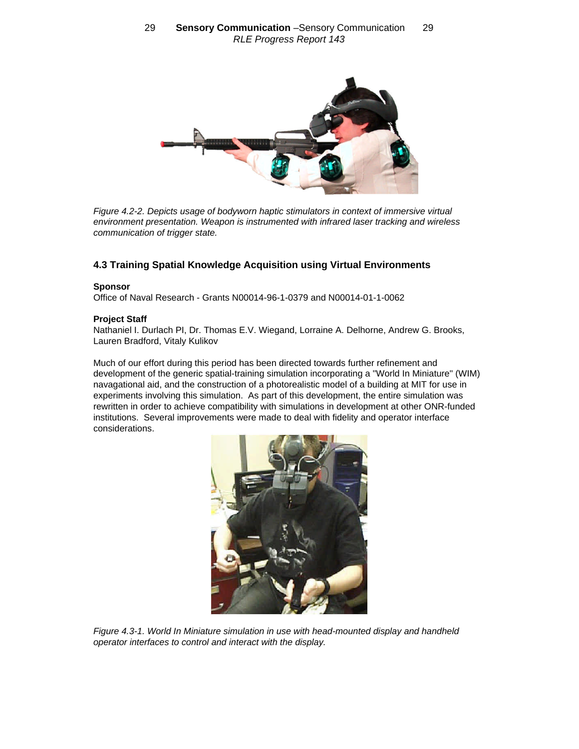*Figure 4.2-2. Depicts usage of bodyworn haptic stimulators in context of immersive virtual environment presentation. Weapon is instrumented with infrared laser tracking and wireless communication of trigger state.*

### 4.3 Training Spatial Knowledge Acquisition using Virtual Environments

**Sponsor**
Office of Naval Research - Grants N00014-96-1-0379 and N00014-01-1-0062

**Project Staff**
Nathaniel I. Durlach PI, Dr. Thomas E.V. Wiegand, Lorraine A. Delhorne, Andrew G. Brooks, Lauren Bradford, Vitaly Kulikov

Much of our effort during this period has been directed towards further refinement and development of the generic spatial-training simulation incorporating a "World In Miniature" (WIM) navagational aid, and the construction of a photorealistic model of a building at MIT for use in experiments involving this simulation. As part of this development, the entire simulation was rewritten in order to achieve compatibility with simulations in development at other ONR-funded institutions. Several improvements were made to deal with fidelity and operator interface considerations.

*Figure 4.3-1. World In Miniature simulation in use with head-mounted display and handheld operator interfaces to control and interact with the display.*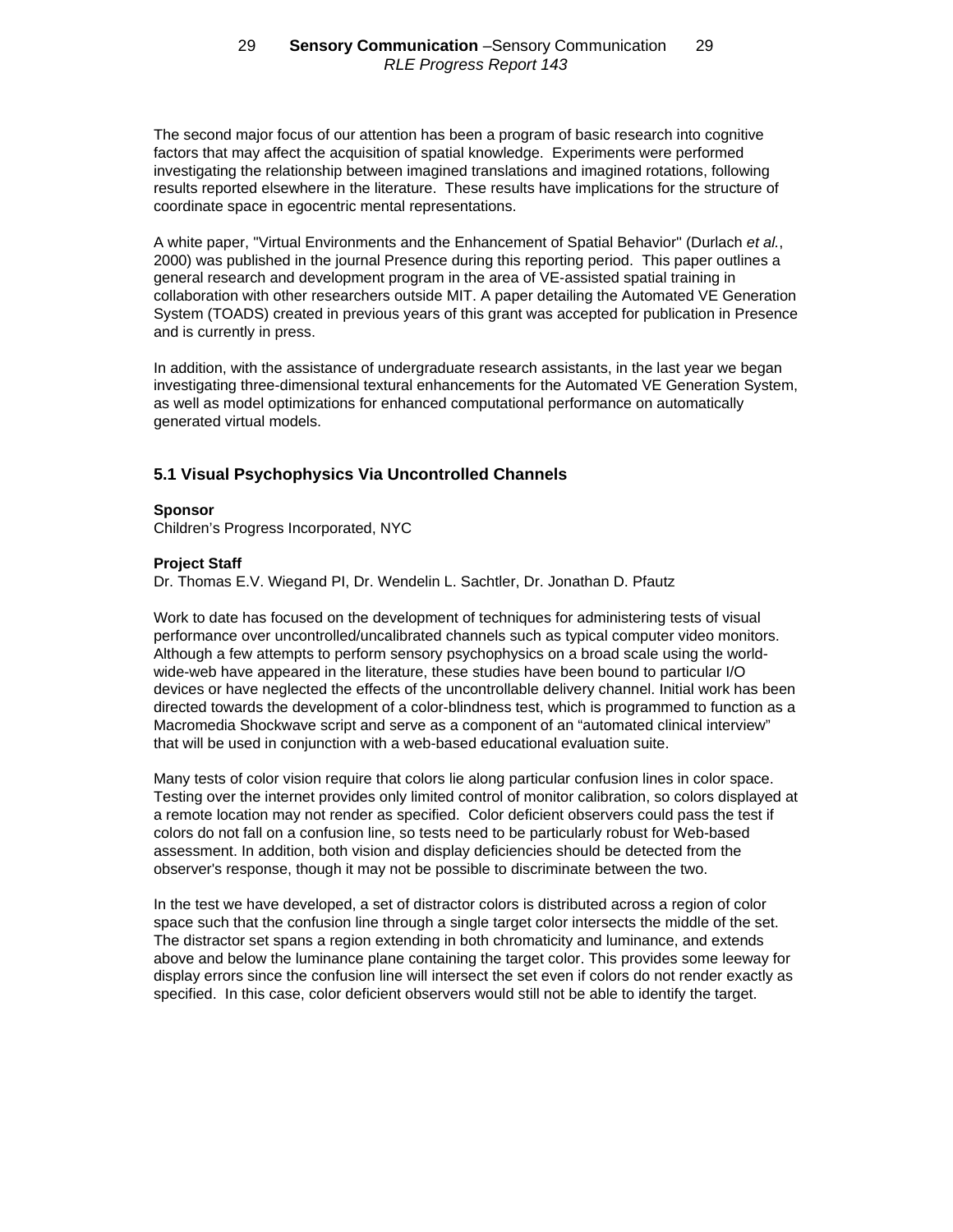The second major focus of our attention has been a program of basic research into cognitive factors that may affect the acquisition of spatial knowledge. Experiments were performed investigating the relationship between imagined translations and imagined rotations, following results reported elsewhere in the literature. These results have implications for the structure of coordinate space in egocentric mental representations.

A white paper, "Virtual Environments and the Enhancement of Spatial Behavior" (Durlach *et al.*, 2000) was published in the journal Presence during this reporting period. This paper outlines a general research and development program in the area of VE-assisted spatial training in collaboration with other researchers outside MIT. A paper detailing the Automated VE Generation System (TOADS) created in previous years of this grant was accepted for publication in Presence and is currently in press.

In addition, with the assistance of undergraduate research assistants, in the last year we began investigating three-dimensional textural enhancements for the Automated VE Generation System, as well as model optimizations for enhanced computational performance on automatically generated virtual models.

## 5.1 Visual Psychophysics Via Uncontrolled Channels

**Sponsor**
Children's Progress Incorporated, NYC

**Project Staff**
Dr. Thomas E.V. Wiegand PI, Dr. Wendelin L. Sachtler, Dr. Jonathan D. Pfautz

Work to date has focused on the development of techniques for administering tests of visual performance over uncontrolled/uncalibrated channels such as typical computer video monitors. Although a few attempts to perform sensory psychophysics on a broad scale using the world-wide-web have appeared in the literature, these studies have been bound to particular I/O devices or have neglected the effects of the uncontrollable delivery channel. Initial work has been directed towards the development of a color-blindness test, which is programmed to function as a Macromedia Shockwave script and serve as a component of an "automated clinical interview" that will be used in conjunction with a web-based educational evaluation suite.

Many tests of color vision require that colors lie along particular confusion lines in color space. Testing over the internet provides only limited control of monitor calibration, so colors displayed at a remote location may not render as specified. Color deficient observers could pass the test if colors do not fall on a confusion line, so tests need to be particularly robust for Web-based assessment. In addition, both vision and display deficiencies should be detected from the observer's response, though it may not be possible to discriminate between the two.

In the test we have developed, a set of distractor colors is distributed across a region of color space such that the confusion line through a single target color intersects the middle of the set. The distractor set spans a region extending in both chromaticity and luminance, and extends above and below the luminance plane containing the target color. This provides some leeway for display errors since the confusion line will intersect the set even if colors do not render exactly as specified. In this case, color deficient observers would still not be able to identify the target.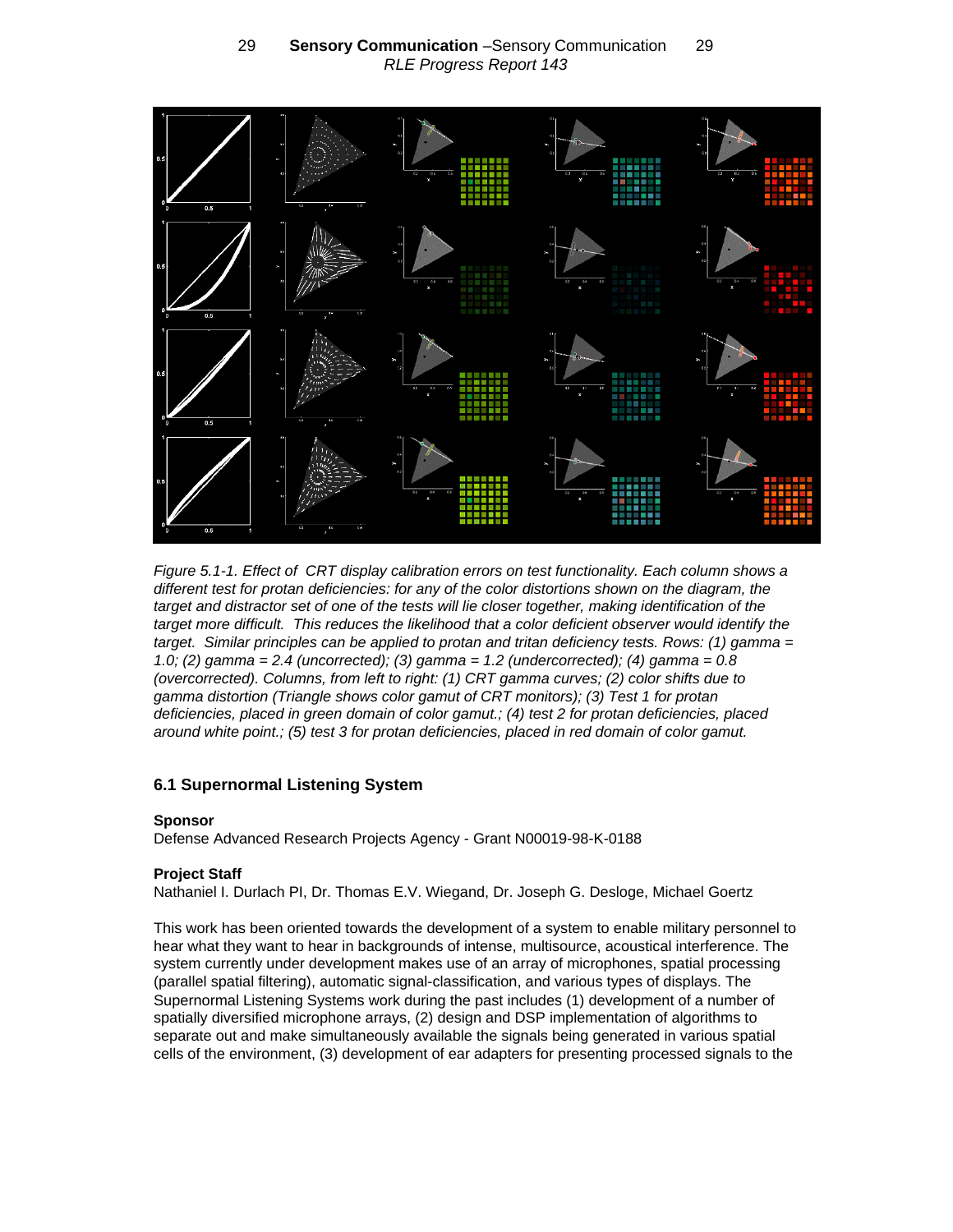*Figure 5.1-1. Effect of CRT display calibration errors on test functionality. Each column shows a different test for protan deficiencies: for any of the color distortions shown on the diagram, the target and distractor set of one of the tests will lie closer together, making identification of the target more difficult. This reduces the likelihood that a color deficient observer would identify the target. Similar principles can be applied to protan and tritan deficiency tests. Rows: (1) gamma = 1.0; (2) gamma = 2.4 (uncorrected); (3) gamma = 1.2 (undercorrected); (4) gamma = 0.8 (overcorrected). Columns, from left to right: (1) CRT gamma curves; (2) color shifts due to gamma distortion (Triangle shows color gamut of CRT monitors); (3) Test 1 for protan deficiencies, placed in green domain of color gamut.; (4) test 2 for protan deficiencies, placed around white point.; (5) test 3 for protan deficiencies, placed in red domain of color gamut.*

## 6.1 Supernormal Listening System

**Sponsor**

Defense Advanced Research Projects Agency - Grant N00019-98-K-0188

**Project Staff**

Nathaniel I. Durlach PI, Dr. Thomas E.V. Wiegand, Dr. Joseph G. Desloge, Michael Goertz

This work has been oriented towards the development of a system to enable military personnel to hear what they want to hear in backgrounds of intense, multisource, acoustical interference. The system currently under development makes use of an array of microphones, spatial processing (parallel spatial filtering), automatic signal-classification, and various types of displays. The Supernormal Listening Systems work during the past includes (1) development of a number of spatially diversified microphone arrays, (2) design and DSP implementation of algorithms to separate out and make simultaneously available the signals being generated in various spatial cells of the environment, (3) development of ear adapters for presenting processed signals to the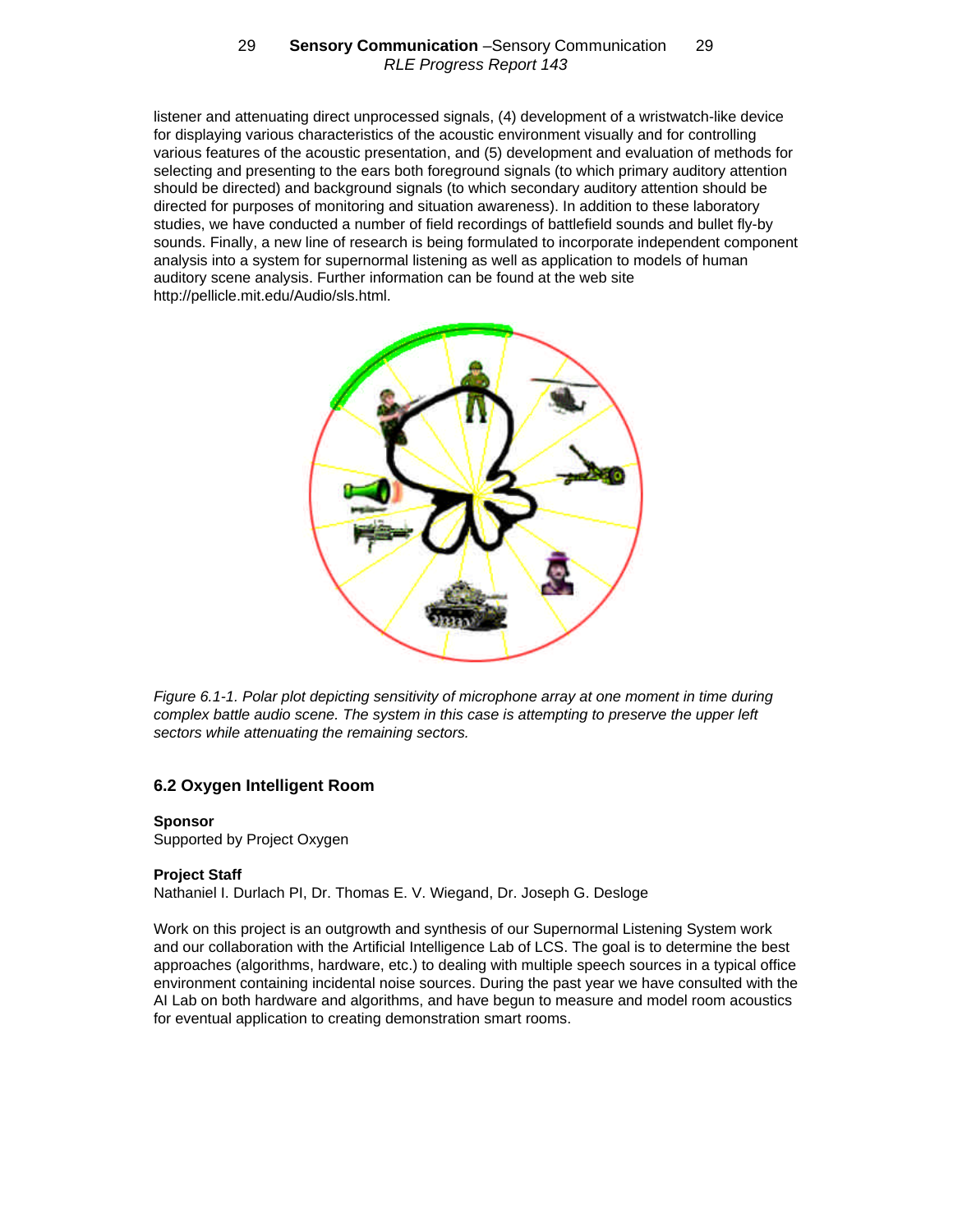listener and attenuating direct unprocessed signals, (4) development of a wristwatch-like device for displaying various characteristics of the acoustic environment visually and for controlling various features of the acoustic presentation, and (5) development and evaluation of methods for selecting and presenting to the ears both foreground signals (to which primary auditory attention should be directed) and background signals (to which secondary auditory attention should be directed for purposes of monitoring and situation awareness). In addition to these laboratory studies, we have conducted a number of field recordings of battlefield sounds and bullet fly-by sounds. Finally, a new line of research is being formulated to incorporate independent component analysis into a system for supernormal listening as well as application to models of human auditory scene analysis. Further information can be found at the web site http://pellicle.mit.edu/Audio/sls.html.

*Figure 6.1-1. Polar plot depicting sensitivity of microphone array at one moment in time during complex battle audio scene. The system in this case is attempting to preserve the upper left sectors while attenuating the remaining sectors.*

## 6.2 Oxygen Intelligent Room

**Sponsor**
Supported by Project Oxygen

**Project Staff**
Nathaniel I. Durlach PI, Dr. Thomas E. V. Wiegand, Dr. Joseph G. Desloge

Work on this project is an outgrowth and synthesis of our Supernormal Listening System work and our collaboration with the Artificial Intelligence Lab of LCS. The goal is to determine the best approaches (algorithms, hardware, etc.) to dealing with multiple speech sources in a typical office environment containing incidental noise sources. During the past year we have consulted with the AI Lab on both hardware and algorithms, and have begun to measure and model room acoustics for eventual application to creating demonstration smart rooms.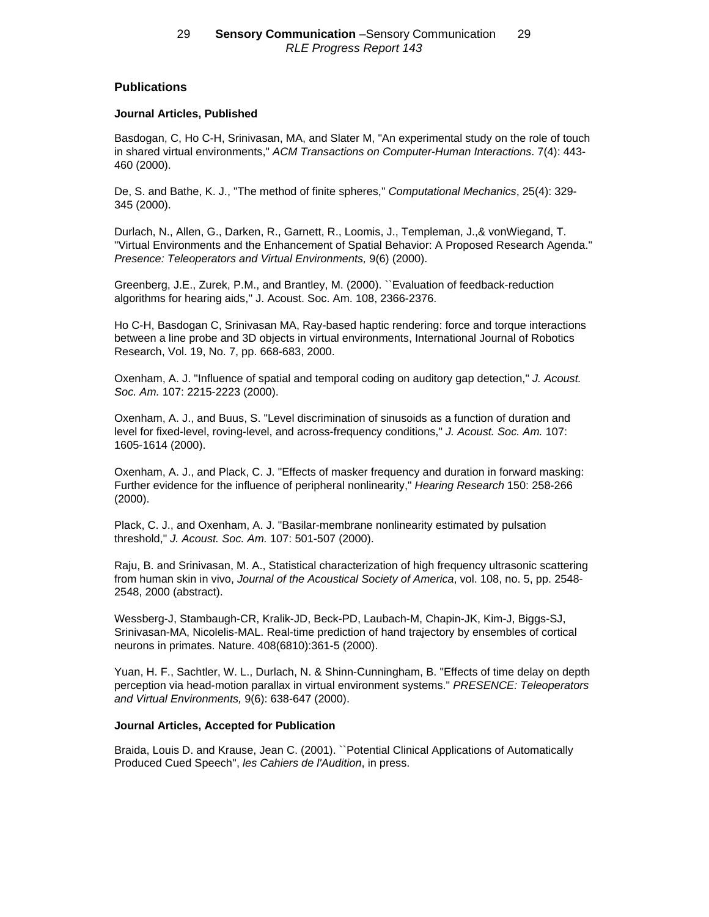## Publications

### Journal Articles, Published

Basdogan, C, Ho C-H, Srinivasan, MA, and Slater M, "An experimental study on the role of touch in shared virtual environments," *ACM Transactions on Computer-Human Interactions*. 7(4): 443-460 (2000).

De, S. and Bathe, K. J., "The method of finite spheres," *Computational Mechanics*, 25(4): 329-345 (2000).

Durlach, N., Allen, G., Darken, R., Garnett, R., Loomis, J., Templeman, J.,& vonWiegand, T. "Virtual Environments and the Enhancement of Spatial Behavior: A Proposed Research Agenda." *Presence: Teleoperators and Virtual Environments,* 9(6) (2000).

Greenberg, J.E., Zurek, P.M., and Brantley, M. (2000). ``Evaluation of feedback-reduction algorithms for hearing aids," J. Acoust. Soc. Am. 108, 2366-2376.

Ho C-H, Basdogan C, Srinivasan MA, Ray-based haptic rendering: force and torque interactions between a line probe and 3D objects in virtual environments, International Journal of Robotics Research, Vol. 19, No. 7, pp. 668-683, 2000.

Oxenham, A. J. "Influence of spatial and temporal coding on auditory gap detection," *J. Acoust. Soc. Am.* 107: 2215-2223 (2000).

Oxenham, A. J., and Buus, S. "Level discrimination of sinusoids as a function of duration and level for fixed-level, roving-level, and across-frequency conditions," *J. Acoust. Soc. Am.* 107: 1605-1614 (2000).

Oxenham, A. J., and Plack, C. J. "Effects of masker frequency and duration in forward masking: Further evidence for the influence of peripheral nonlinearity," *Hearing Research* 150: 258-266 (2000).

Plack, C. J., and Oxenham, A. J. "Basilar-membrane nonlinearity estimated by pulsation threshold," *J. Acoust. Soc. Am.* 107: 501-507 (2000).

Raju, B. and Srinivasan, M. A., Statistical characterization of high frequency ultrasonic scattering from human skin in vivo, *Journal of the Acoustical Society of America*, vol. 108, no. 5, pp. 2548-2548, 2000 (abstract).

Wessberg-J, Stambaugh-CR, Kralik-JD, Beck-PD, Laubach-M, Chapin-JK, Kim-J, Biggs-SJ, Srinivasan-MA, Nicolelis-MAL. Real-time prediction of hand trajectory by ensembles of cortical neurons in primates. Nature. 408(6810):361-5 (2000).

Yuan, H. F., Sachtler, W. L., Durlach, N. & Shinn-Cunningham, B. "Effects of time delay on depth perception via head-motion parallax in virtual environment systems." *PRESENCE: Teleoperators and Virtual Environments,* 9(6): 638-647 (2000).

### Journal Articles, Accepted for Publication

Braida, Louis D. and Krause, Jean C. (2001). ``Potential Clinical Applications of Automatically Produced Cued Speech", *les Cahiers de l'Audition*, in press.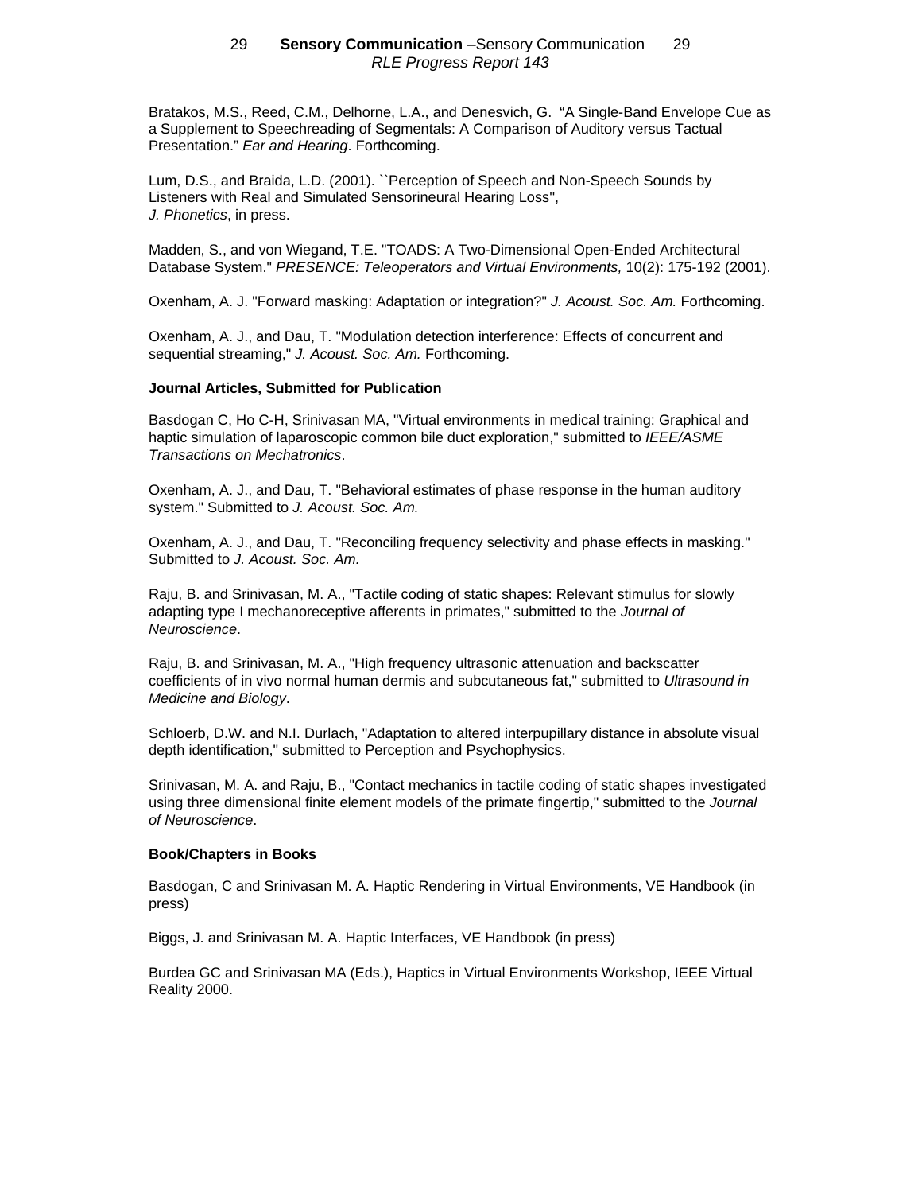Bratakos, M.S., Reed, C.M., Delhorne, L.A., and Denesvich, G. "A Single-Band Envelope Cue as a Supplement to Speechreading of Segmentals: A Comparison of Auditory versus Tactual Presentation." *Ear and Hearing*. Forthcoming.

Lum, D.S., and Braida, L.D. (2001). ``Perception of Speech and Non-Speech Sounds by Listeners with Real and Simulated Sensorineural Hearing Loss'', *J. Phonetics*, in press.

Madden, S., and von Wiegand, T.E. "TOADS: A Two-Dimensional Open-Ended Architectural Database System." *PRESENCE: Teleoperators and Virtual Environments,* 10(2): 175-192 (2001).

Oxenham, A. J. "Forward masking: Adaptation or integration?" *J. Acoust. Soc. Am.* Forthcoming.

Oxenham, A. J., and Dau, T. "Modulation detection interference: Effects of concurrent and sequential streaming," *J. Acoust. Soc. Am.* Forthcoming.

**Journal Articles, Submitted for Publication**

Basdogan C, Ho C-H, Srinivasan MA, "Virtual environments in medical training: Graphical and haptic simulation of laparoscopic common bile duct exploration," submitted to *IEEE/ASME Transactions on Mechatronics*.

Oxenham, A. J., and Dau, T. "Behavioral estimates of phase response in the human auditory system." Submitted to *J. Acoust. Soc. Am.*

Oxenham, A. J., and Dau, T. "Reconciling frequency selectivity and phase effects in masking." Submitted to *J. Acoust. Soc. Am.*

Raju, B. and Srinivasan, M. A., "Tactile coding of static shapes: Relevant stimulus for slowly adapting type I mechanoreceptive afferents in primates," submitted to the *Journal of Neuroscience*.

Raju, B. and Srinivasan, M. A., "High frequency ultrasonic attenuation and backscatter coefficients of in vivo normal human dermis and subcutaneous fat," submitted to *Ultrasound in Medicine and Biology*.

Schloerb, D.W. and N.I. Durlach, "Adaptation to altered interpupillary distance in absolute visual depth identification," submitted to Perception and Psychophysics.

Srinivasan, M. A. and Raju, B., "Contact mechanics in tactile coding of static shapes investigated using three dimensional finite element models of the primate fingertip," submitted to the *Journal of Neuroscience*.

**Book/Chapters in Books**

Basdogan, C and Srinivasan M. A. Haptic Rendering in Virtual Environments, VE Handbook (in press)

Biggs, J. and Srinivasan M. A. Haptic Interfaces, VE Handbook (in press)

Burdea GC and Srinivasan MA (Eds.), Haptics in Virtual Environments Workshop, IEEE Virtual Reality 2000.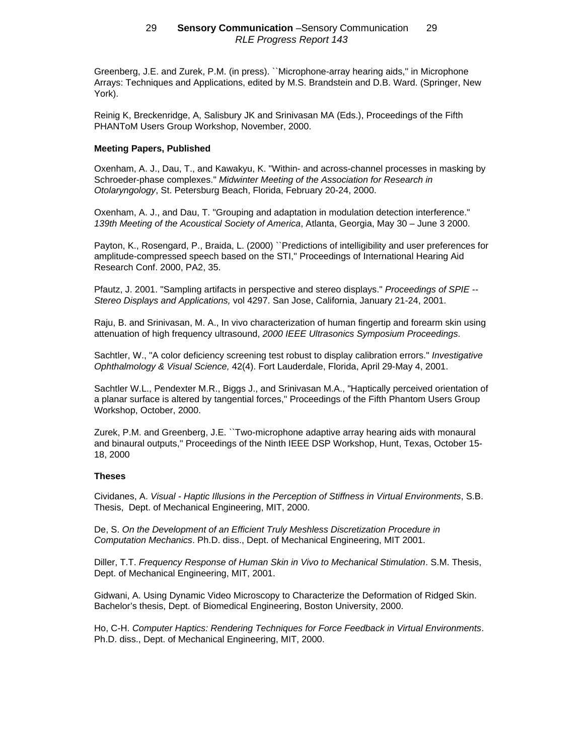Greenberg, J.E. and Zurek, P.M. (in press). ``Microphone-array hearing aids,'' in Microphone Arrays: Techniques and Applications, edited by M.S. Brandstein and D.B. Ward. (Springer, New York).

Reinig K, Breckenridge, A, Salisbury JK and Srinivasan MA (Eds.), Proceedings of the Fifth PHANToM Users Group Workshop, November, 2000.

**Meeting Papers, Published**

Oxenham, A. J., Dau, T., and Kawakyu, K. "Within- and across-channel processes in masking by Schroeder-phase complexes." *Midwinter Meeting of the Association for Research in Otolaryngology*, St. Petersburg Beach, Florida, February 20-24, 2000.

Oxenham, A. J., and Dau, T. "Grouping and adaptation in modulation detection interference." *139th Meeting of the Acoustical Society of America*, Atlanta, Georgia, May 30 – June 3 2000.

Payton, K., Rosengard, P., Braida, L. (2000) ``Predictions of intelligibility and user preferences for amplitude-compressed speech based on the STI,'' Proceedings of International Hearing Aid Research Conf. 2000, PA2, 35.

Pfautz, J. 2001. "Sampling artifacts in perspective and stereo displays." *Proceedings of SPIE -- Stereo Displays and Applications,* vol 4297. San Jose, California, January 21-24, 2001.

Raju, B. and Srinivasan, M. A., In vivo characterization of human fingertip and forearm skin using attenuation of high frequency ultrasound, *2000 IEEE Ultrasonics Symposium Proceedings*.

Sachtler, W., "A color deficiency screening test robust to display calibration errors." *Investigative Ophthalmology & Visual Science,* 42(4). Fort Lauderdale, Florida, April 29-May 4, 2001.

Sachtler W.L., Pendexter M.R., Biggs J., and Srinivasan M.A., "Haptically perceived orientation of a planar surface is altered by tangential forces," Proceedings of the Fifth Phantom Users Group Workshop, October, 2000.

Zurek, P.M. and Greenberg, J.E. ``Two-microphone adaptive array hearing aids with monaural and binaural outputs,'' Proceedings of the Ninth IEEE DSP Workshop, Hunt, Texas, October 15-18, 2000

**Theses**

Cividanes, A. *Visual - Haptic Illusions in the Perception of Stiffness in Virtual Environments*, S.B. Thesis, Dept. of Mechanical Engineering, MIT, 2000.

De, S. *On the Development of an Efficient Truly Meshless Discretization Procedure in Computation Mechanics*. Ph.D. diss., Dept. of Mechanical Engineering, MIT 2001.

Diller, T.T. *Frequency Response of Human Skin in Vivo to Mechanical Stimulation*. S.M. Thesis, Dept. of Mechanical Engineering, MIT, 2001.

Gidwani, A. Using Dynamic Video Microscopy to Characterize the Deformation of Ridged Skin. Bachelor's thesis, Dept. of Biomedical Engineering, Boston University, 2000.

Ho, C-H. *Computer Haptics: Rendering Techniques for Force Feedback in Virtual Environments*. Ph.D. diss., Dept. of Mechanical Engineering, MIT, 2000.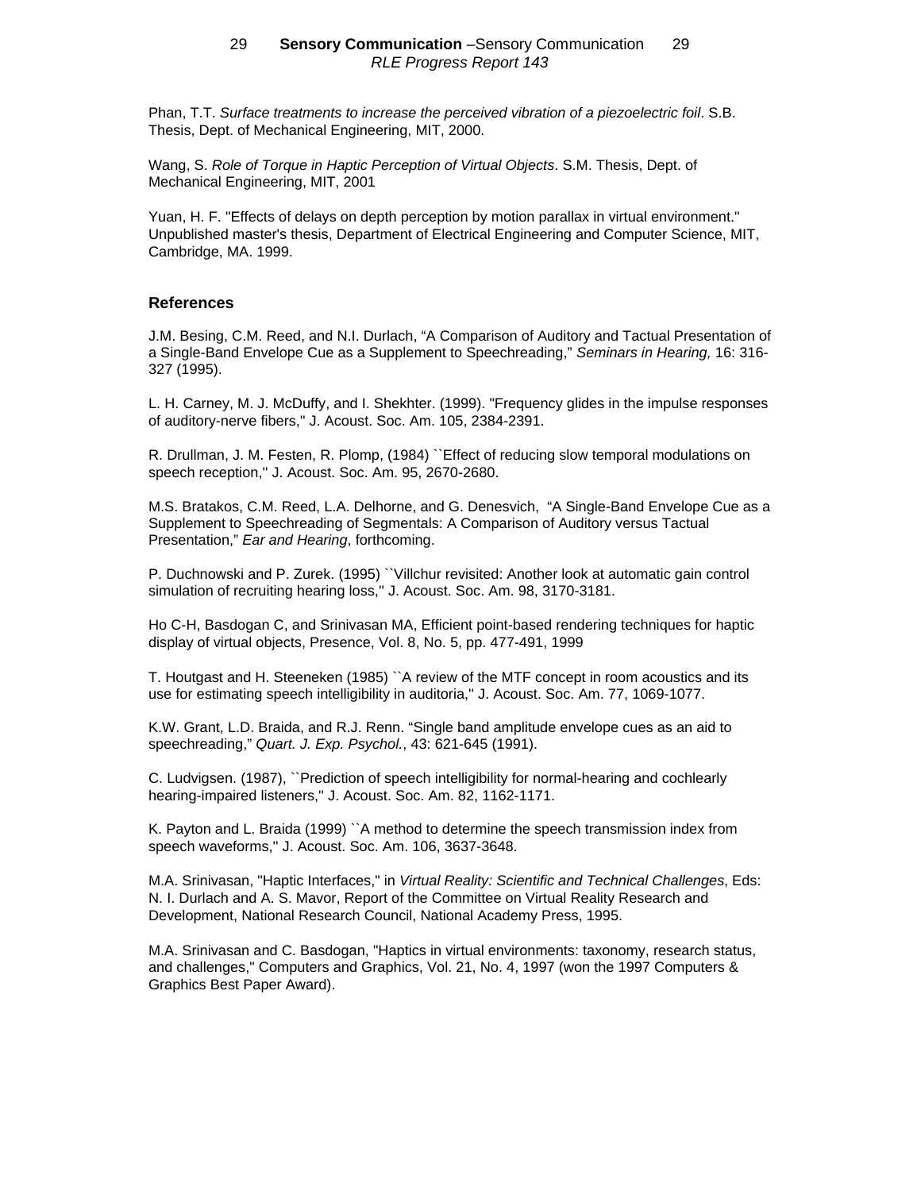Phan, T.T. *Surface treatments to increase the perceived vibration of a piezoelectric foil*. S.B. Thesis, Dept. of Mechanical Engineering, MIT, 2000.

Wang, S. *Role of Torque in Haptic Perception of Virtual Objects*. S.M. Thesis, Dept. of Mechanical Engineering, MIT, 2001

Yuan, H. F. "Effects of delays on depth perception by motion parallax in virtual environment." Unpublished master's thesis, Department of Electrical Engineering and Computer Science, MIT, Cambridge, MA. 1999.

### References

J.M. Besing, C.M. Reed, and N.I. Durlach, “A Comparison of Auditory and Tactual Presentation of a Single-Band Envelope Cue as a Supplement to Speechreading,” *Seminars in Hearing,* 16: 316-327 (1995).

L. H. Carney, M. J. McDuffy, and I. Shekhter. (1999). "Frequency glides in the impulse responses of auditory-nerve fibers," J. Acoust. Soc. Am. 105, 2384-2391.

R. Drullman, J. M. Festen, R. Plomp, (1984) ``Effect of reducing slow temporal modulations on speech reception,'' J. Acoust. Soc. Am. 95, 2670-2680.

M.S. Bratakos, C.M. Reed, L.A. Delhorne, and G. Denesvich, “A Single-Band Envelope Cue as a Supplement to Speechreading of Segmentals: A Comparison of Auditory versus Tactual Presentation,” *Ear and Hearing*, forthcoming.

P. Duchnowski and P. Zurek. (1995) ``Villchur revisited: Another look at automatic gain control simulation of recruiting hearing loss,'' J. Acoust. Soc. Am. 98, 3170-3181.

Ho C-H, Basdogan C, and Srinivasan MA, Efficient point-based rendering techniques for haptic display of virtual objects, Presence, Vol. 8, No. 5, pp. 477-491, 1999

T. Houtgast and H. Steeneken (1985) ``A review of the MTF concept in room acoustics and its use for estimating speech intelligibility in auditoria,'' J. Acoust. Soc. Am. 77, 1069-1077.

K.W. Grant, L.D. Braida, and R.J. Renn. “Single band amplitude envelope cues as an aid to speechreading,” *Quart. J. Exp. Psychol.*, 43: 621-645 (1991).

C. Ludvigsen. (1987), ``Prediction of speech intelligibility for normal-hearing and cochlearly hearing-impaired listeners,'' J. Acoust. Soc. Am. 82, 1162-1171.

K. Payton and L. Braida (1999) ``A method to determine the speech transmission index from speech waveforms,'' J. Acoust. Soc. Am. 106, 3637-3648.

M.A. Srinivasan, "Haptic Interfaces," in *Virtual Reality: Scientific and Technical Challenges*, Eds: N. I. Durlach and A. S. Mavor, Report of the Committee on Virtual Reality Research and Development, National Research Council, National Academy Press, 1995.

M.A. Srinivasan and C. Basdogan, "Haptics in virtual environments: taxonomy, research status, and challenges," Computers and Graphics, Vol. 21, No. 4, 1997 (won the 1997 Computers & Graphics Best Paper Award).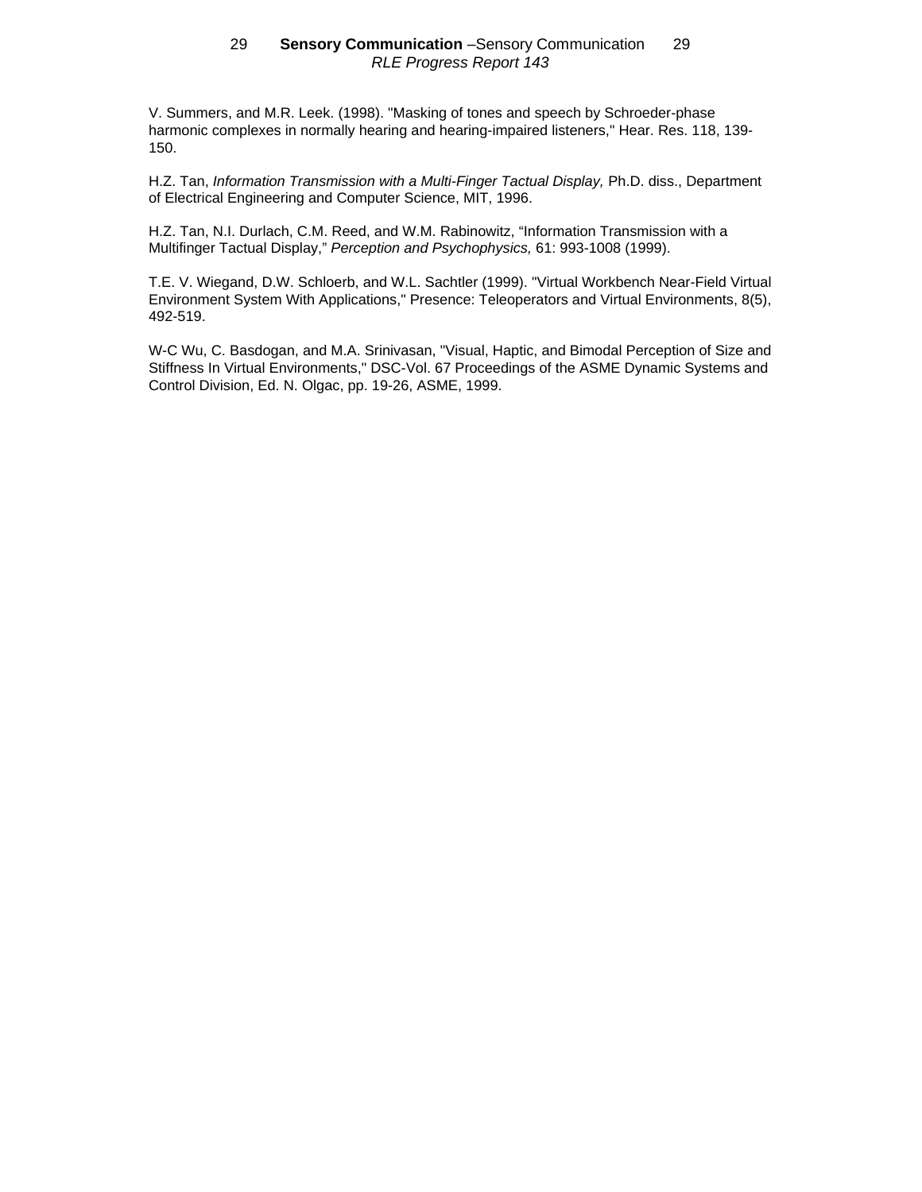V. Summers, and M.R. Leek. (1998). "Masking of tones and speech by Schroeder-phase harmonic complexes in normally hearing and hearing-impaired listeners," Hear. Res. 118, 139-150.

H.Z. Tan, *Information Transmission with a Multi-Finger Tactual Display,* Ph.D. diss., Department of Electrical Engineering and Computer Science, MIT, 1996.

H.Z. Tan, N.I. Durlach, C.M. Reed, and W.M. Rabinowitz, "Information Transmission with a Multifinger Tactual Display," *Perception and Psychophysics,* 61: 993-1008 (1999).

T.E. V. Wiegand, D.W. Schloerb, and W.L. Sachtler (1999). "Virtual Workbench Near-Field Virtual Environment System With Applications," Presence: Teleoperators and Virtual Environments, 8(5), 492-519.

W-C Wu, C. Basdogan, and M.A. Srinivasan, "Visual, Haptic, and Bimodal Perception of Size and Stiffness In Virtual Environments," DSC-Vol. 67 Proceedings of the ASME Dynamic Systems and Control Division, Ed. N. Olgac, pp. 19-26, ASME, 1999.